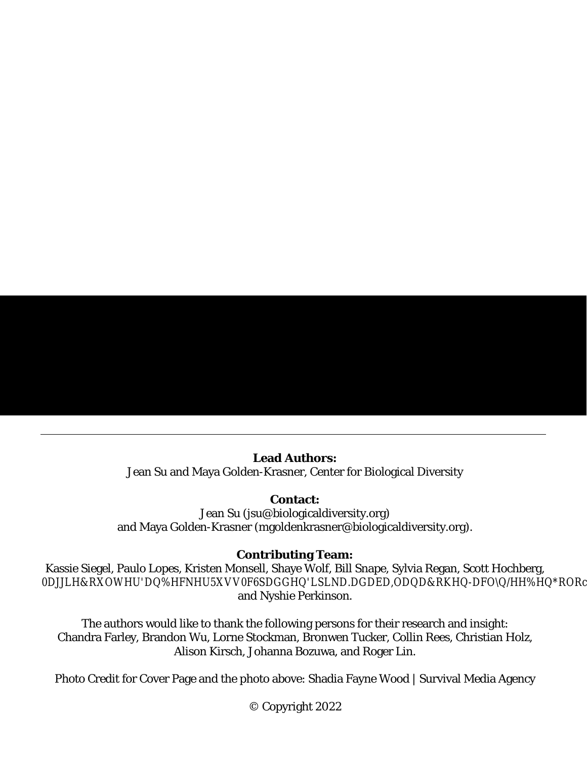**Lead Authors:**
Jean Su and Maya Golden-Krasner, Center for Biological Diversity

**Contact:**
Jean Su (jsu@biologicaldiversity.org)
and Maya Golden-Krasner (mgoldenkrasner@biologicaldiversity.org).

**Contributing Team:**
Kassie Siegel, Paulo Lopes, Kristen Monsell, Shaye Wolf, Bill Snape, Sylvia Regan, Scott Hochberg,
0DJJLH&RXOWHU'DQ%HFNHU5XVV0F6SDGGHQ'LSLND.DGDED,ODQD&RKHQ-DFO\Q/HH%HQ*ROGc
and Nyshie Perkinson.

The authors would like to thank the following persons for their research and insight:
Chandra Farley, Brandon Wu, Lorne Stockman, Bronwen Tucker, Collin Rees, Christian Holz,
Alison Kirsch, Johanna Bozuwa, and Roger Lin.

Photo Credit for Cover Page and the photo above: Shadia Fayne Wood | Survival Media Agency

© Copyright 2022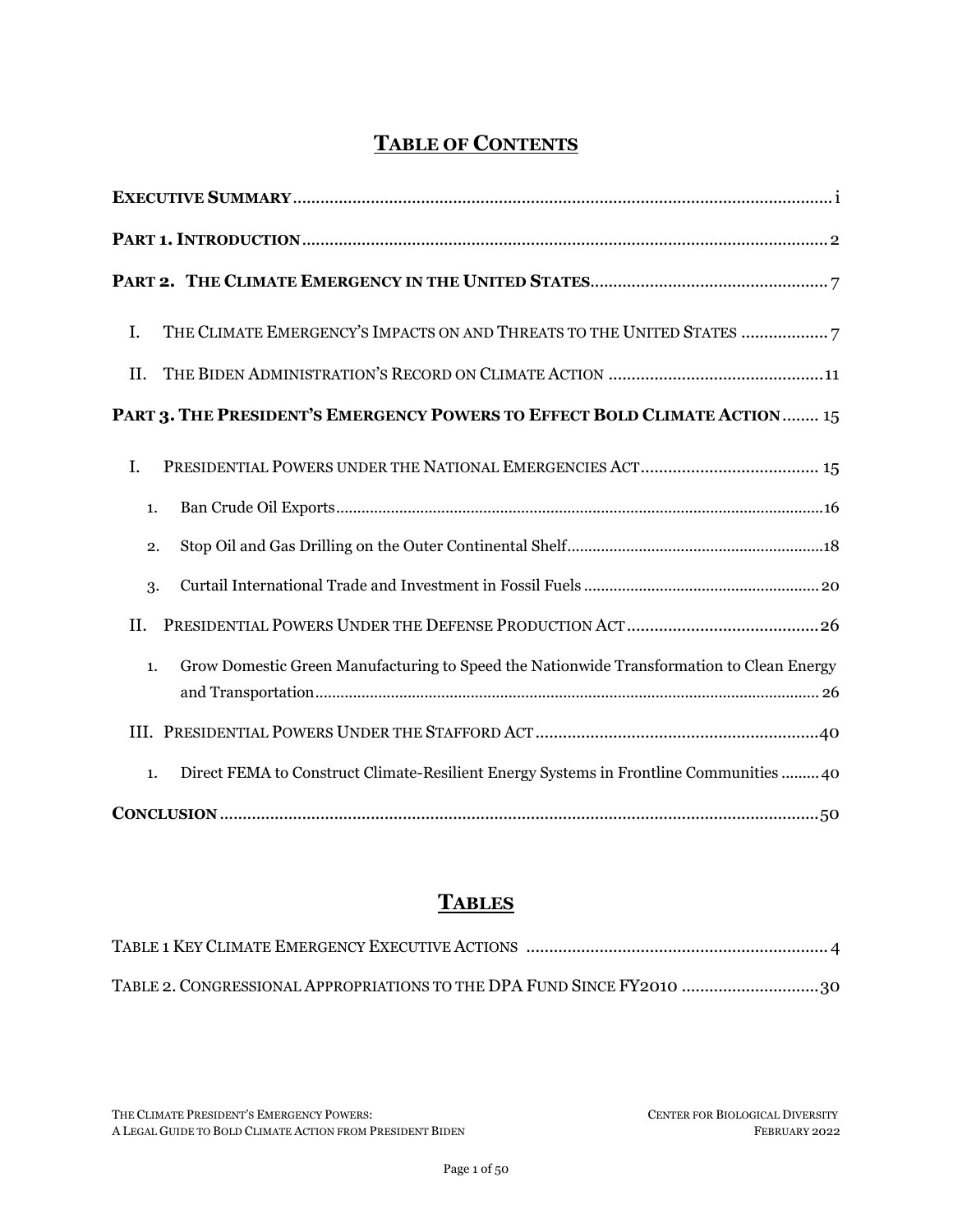# TABLE OF CONTENTS

**EXECUTIVE SUMMARY** .......... i

**PART 1. INTRODUCTION** .......... 2

**PART 2. THE CLIMATE EMERGENCY IN THE UNITED STATES** .......... 7

- I. THE CLIMATE EMERGENCY'S IMPACTS ON AND THREATS TO THE UNITED STATES .......... 7
- II. THE BIDEN ADMINISTRATION'S RECORD ON CLIMATE ACTION .......... 11

**PART 3. THE PRESIDENT'S EMERGENCY POWERS TO EFFECT BOLD CLIMATE ACTION** .......... 15

- I. PRESIDENTIAL POWERS UNDER THE NATIONAL EMERGENCIES ACT .......... 15
  1. Ban Crude Oil Exports .......... 16
  2. Stop Oil and Gas Drilling on the Outer Continental Shelf .......... 18
  3. Curtail International Trade and Investment in Fossil Fuels .......... 20
- II. PRESIDENTIAL POWERS UNDER THE DEFENSE PRODUCTION ACT .......... 26
  1. Grow Domestic Green Manufacturing to Speed the Nationwide Transformation to Clean Energy and Transportation .......... 26
- III. PRESIDENTIAL POWERS UNDER THE STAFFORD ACT .......... 40
  1. Direct FEMA to Construct Climate-Resilient Energy Systems in Frontline Communities .......... 40

**CONCLUSION** .......... 50

# TABLES

TABLE 1 KEY CLIMATE EMERGENCY EXECUTIVE ACTIONS .......... 4

TABLE 2. CONGRESSIONAL APPROPRIATIONS TO THE DPA FUND SINCE FY2010 .......... 30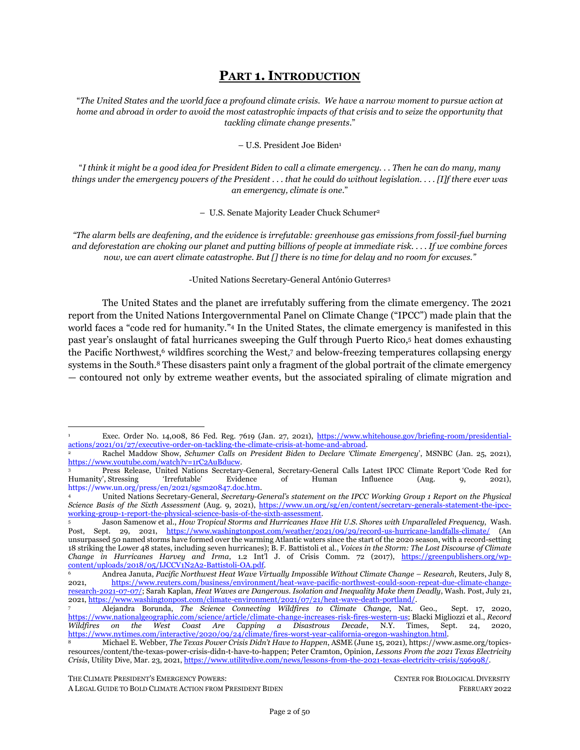# **PART 1. INTRODUCTION**

"*The United States and the world face a profound climate crisis. We have a narrow moment to pursue action at home and abroad in order to avoid the most catastrophic impacts of that crisis and to seize the opportunity that tackling climate change presents*."

– U.S. President Joe Biden[1]

"*I think it might be a good idea for President Biden to call a climate emergency. . . Then he can do many, many things under the emergency powers of the President . . . that he could do without legislation. . . . [I]f there ever was an emergency, climate is one*."

– U.S. Senate Majority Leader Chuck Schumer[2]

*"The alarm bells are deafening, and the evidence is irrefutable: greenhouse gas emissions from fossil-fuel burning and deforestation are choking our planet and putting billions of people at immediate risk. . . . If we combine forces now, we can avert climate catastrophe. But [] there is no time for delay and no room for excuses."*

-United Nations Secretary-General António Guterres[3]

The United States and the planet are irrefutably suffering from the climate emergency. The 2021 report from the United Nations Intergovernmental Panel on Climate Change ("IPCC") made plain that the world faces a "code red for humanity."[4] In the United States, the climate emergency is manifested in this past year's onslaught of fatal hurricanes sweeping the Gulf through Puerto Rico,[5] heat domes exhausting the Pacific Northwest,[6] wildfires scorching the West,[7] and below-freezing temperatures collapsing energy systems in the South.[8] These disasters paint only a fragment of the global portrait of the climate emergency — contoured not only by extreme weather events, but the associated spiraling of climate migration and

---

[1] Exec. Order No. 14,008, 86 Fed. Reg. 7619 (Jan. 27, 2021), https://www.whitehouse.gov/briefing-room/presidential-actions/2021/01/27/executive-order-on-tackling-the-climate-crisis-at-home-and-abroad.

[2] Rachel Maddow Show, *Schumer Calls on President Biden to Declare 'Climate Emergency'*, MSNBC (Jan. 25, 2021), https://www.youtube.com/watch?v=1rC2AuBducw.

[3] Press Release, United Nations Secretary-General, Secretary-General Calls Latest IPCC Climate Report 'Code Red for Humanity', Stressing 'Irrefutable' Evidence of Human Influence (Aug. 9, 2021), https://www.un.org/press/en/2021/sgsm20847.doc.htm.

[4] United Nations Secretary-General, *Secretary-General's statement on the IPCC Working Group 1 Report on the Physical Science Basis of the Sixth Assessment* (Aug. 9, 2021), https://www.un.org/sg/en/content/secretary-generals-statement-the-ipcc-working-group-1-report-the-physical-science-basis-of-the-sixth-assessment.

[5] Jason Samenow et al., *How Tropical Storms and Hurricanes Have Hit U.S. Shores with Unparalleled Frequency*, Wash. Post, Sept. 29, 2021, https://www.washingtonpost.com/weather/2021/09/29/record-us-hurricane-landfalls-climate/ (An unsurpassed 50 named storms have formed over the warming Atlantic waters since the start of the 2020 season, with a record-setting 18 striking the Lower 48 states, including seven hurricanes); B. F. Battistoli et al., *Voices in the Storm: The Lost Discourse of Climate Change in Hurricanes Harvey and Irma*, 1.2 Int'l J. of Crisis Comm. 72 (2017), https://greenpublishers.org/wp-content/uploads/2018/05/IJCCV1N2A2-Battistoli-OA.pdf.

[6] Andrea Januta, *Pacific Northwest Heat Wave Virtually Impossible Without Climate Change – Research*, Reuters, July 8, 2021, https://www.reuters.com/business/environment/heat-wave-pacific-northwest-could-soon-repeat-due-climate-change-research-2021-07-07/; Sarah Kaplan, *Heat Waves are Dangerous. Isolation and Inequality Make them Deadly*, Wash. Post, July 21, 2021, https://www.washingtonpost.com/climate-environment/2021/07/21/heat-wave-death-portland/.

[7] Alejandra Borunda, *The Science Connecting Wildfires to Climate Change*, Nat. Geo., Sept. 17, 2020, https://www.nationalgeographic.com/science/article/climate-change-increases-risk-fires-western-us; Blacki Migliozzi et al., *Record Wildfires on the West Coast Are Capping a Disastrous Decade*, N.Y. Times, Sept. 24, 2020, https://www.nytimes.com/interactive/2020/09/24/climate/fires-worst-year-california-oregon-washington.html.

[8] Michael E. Webber, *The Texas Power Crisis Didn't Have to Happen*, ASME (June 15, 2021), https://www.asme.org/topics-resources/content/the-texas-power-crisis-didn-t-have-to-happen; Peter Cramton, Opinion, *Lessons From the 2021 Texas Electricity Crisis*, Utility Dive, Mar. 23, 2021, https://www.utilitydive.com/news/lessons-from-the-2021-texas-electricity-crisis/596998/.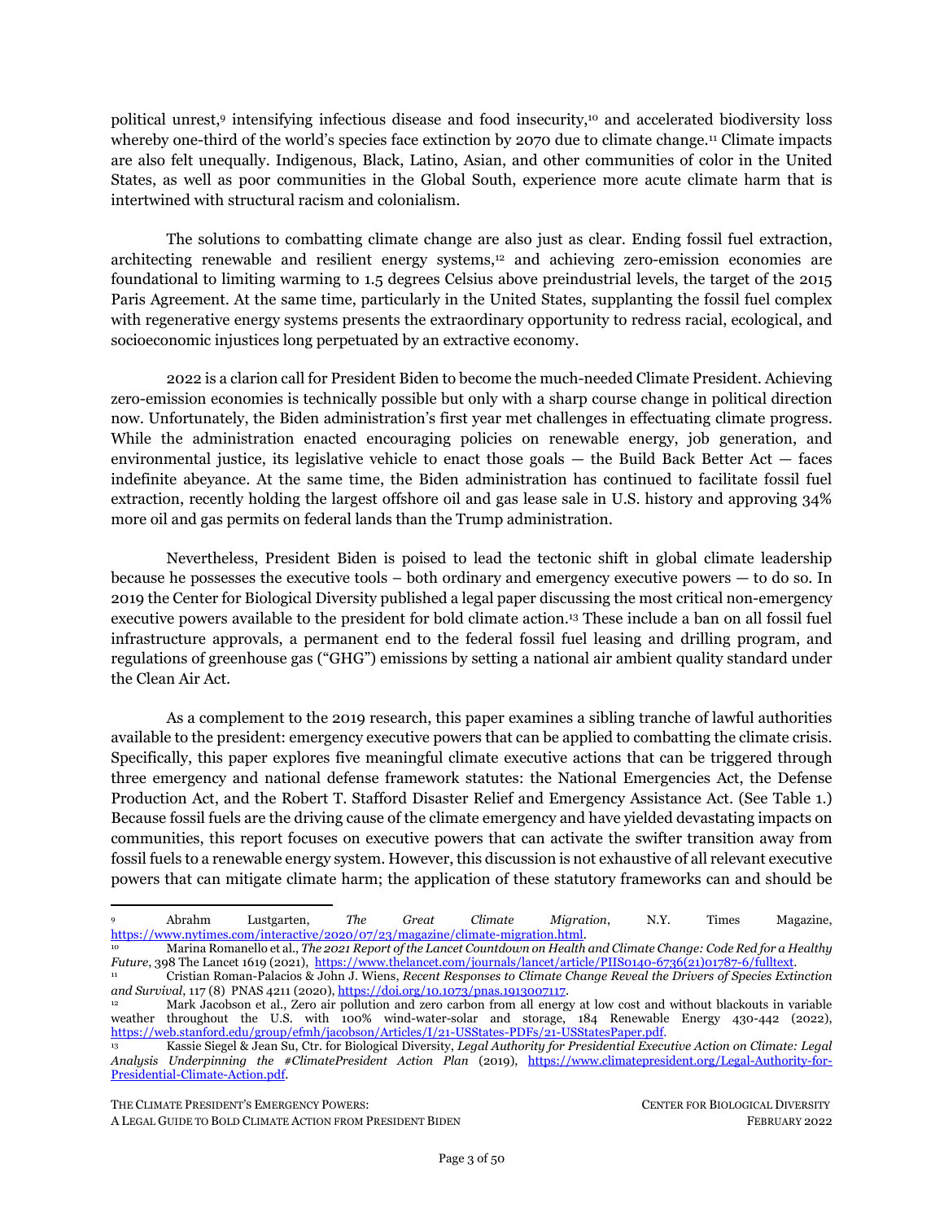political unrest,[9] intensifying infectious disease and food insecurity,[10] and accelerated biodiversity loss whereby one-third of the world's species face extinction by 2070 due to climate change.[11] Climate impacts are also felt unequally. Indigenous, Black, Latino, Asian, and other communities of color in the United States, as well as poor communities in the Global South, experience more acute climate harm that is intertwined with structural racism and colonialism.

The solutions to combatting climate change are also just as clear. Ending fossil fuel extraction, architecting renewable and resilient energy systems,[12] and achieving zero-emission economies are foundational to limiting warming to 1.5 degrees Celsius above preindustrial levels, the target of the 2015 Paris Agreement. At the same time, particularly in the United States, supplanting the fossil fuel complex with regenerative energy systems presents the extraordinary opportunity to redress racial, ecological, and socioeconomic injustices long perpetuated by an extractive economy.

2022 is a clarion call for President Biden to become the much-needed Climate President. Achieving zero-emission economies is technically possible but only with a sharp course change in political direction now. Unfortunately, the Biden administration's first year met challenges in effectuating climate progress. While the administration enacted encouraging policies on renewable energy, job generation, and environmental justice, its legislative vehicle to enact those goals — the Build Back Better Act — faces indefinite abeyance. At the same time, the Biden administration has continued to facilitate fossil fuel extraction, recently holding the largest offshore oil and gas lease sale in U.S. history and approving 34% more oil and gas permits on federal lands than the Trump administration.

Nevertheless, President Biden is poised to lead the tectonic shift in global climate leadership because he possesses the executive tools – both ordinary and emergency executive powers — to do so. In 2019 the Center for Biological Diversity published a legal paper discussing the most critical non-emergency executive powers available to the president for bold climate action.[13] These include a ban on all fossil fuel infrastructure approvals, a permanent end to the federal fossil fuel leasing and drilling program, and regulations of greenhouse gas ("GHG") emissions by setting a national air ambient quality standard under the Clean Air Act.

As a complement to the 2019 research, this paper examines a sibling tranche of lawful authorities available to the president: emergency executive powers that can be applied to combatting the climate crisis. Specifically, this paper explores five meaningful climate executive actions that can be triggered through three emergency and national defense framework statutes: the National Emergencies Act, the Defense Production Act, and the Robert T. Stafford Disaster Relief and Emergency Assistance Act. (See Table 1.) Because fossil fuels are the driving cause of the climate emergency and have yielded devastating impacts on communities, this report focuses on executive powers that can activate the swifter transition away from fossil fuels to a renewable energy system. However, this discussion is not exhaustive of all relevant executive powers that can mitigate climate harm; the application of these statutory frameworks can and should be

---

[9] Abrahm Lustgarten, *The Great Climate Migration*, N.Y. Times Magazine, https://www.nytimes.com/interactive/2020/07/23/magazine/climate-migration.html.

[10] Marina Romanello et al., *The 2021 Report of the Lancet Countdown on Health and Climate Change: Code Red for a Healthy Future*, 398 The Lancet 1619 (2021), https://www.thelancet.com/journals/lancet/article/PIIS0140-6736(21)01787-6/fulltext.

[11] Cristian Roman-Palacios & John J. Wiens, *Recent Responses to Climate Change Reveal the Drivers of Species Extinction and Survival*, 117 (8) PNAS 4211 (2020), https://doi.org/10.1073/pnas.1913007117.

[12] Mark Jacobson et al., Zero air pollution and zero carbon from all energy at low cost and without blackouts in variable weather throughout the U.S. with 100% wind-water-solar and storage, 184 Renewable Energy 430-442 (2022), https://web.stanford.edu/group/efmh/jacobson/Articles/I/21-USStates-PDFs/21-USStatesPaper.pdf.

[13] Kassie Siegel & Jean Su, Ctr. for Biological Diversity, *Legal Authority for Presidential Executive Action on Climate: Legal Analysis Underpinning the #ClimatePresident Action Plan* (2019), https://www.climatepresident.org/Legal-Authority-for-Presidential-Climate-Action.pdf.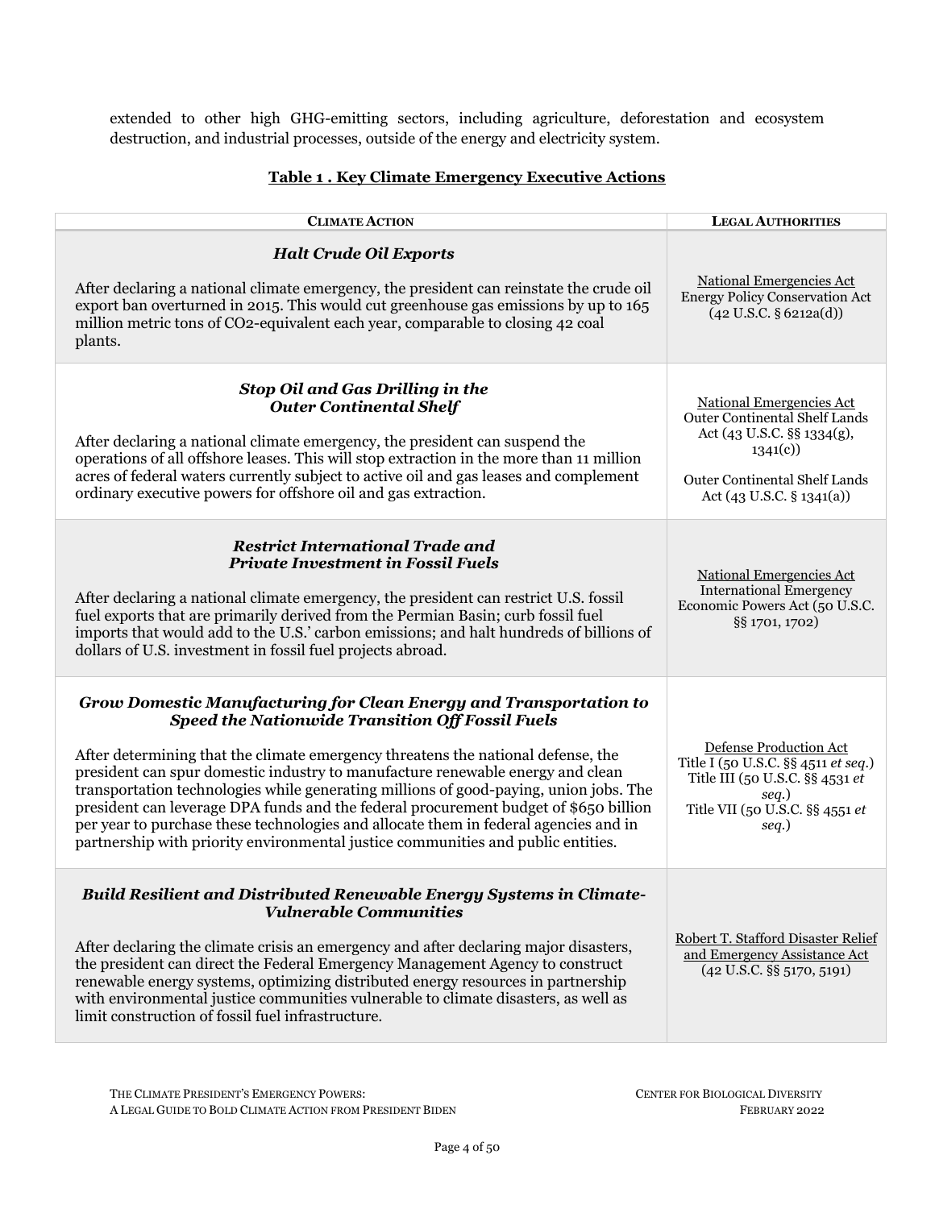extended to other high GHG-emitting sectors, including agriculture, deforestation and ecosystem destruction, and industrial processes, outside of the energy and electricity system.

**Table 1 . Key Climate Emergency Executive Actions**

| CLIMATE ACTION | LEGAL AUTHORITIES |
|---|---|
| ***Halt Crude Oil Exports***<br><br>After declaring a national climate emergency, the president can reinstate the crude oil export ban overturned in 2015. This would cut greenhouse gas emissions by up to 165 million metric tons of $CO_2$-equivalent each year, comparable to closing 42 coal plants. | National Emergencies Act<br>Energy Policy Conservation Act (42 U.S.C. § 6212a(d)) |
| ***Stop Oil and Gas Drilling in the Outer Continental Shelf***<br><br>After declaring a national climate emergency, the president can suspend the operations of all offshore leases. This will stop extraction in the more than 11 million acres of federal waters currently subject to active oil and gas leases and complement ordinary executive powers for offshore oil and gas extraction. | National Emergencies Act<br>Outer Continental Shelf Lands Act (43 U.S.C. §§ 1334(g), 1341(c))<br><br>Outer Continental Shelf Lands Act (43 U.S.C. § 1341(a)) |
| ***Restrict International Trade and Private Investment in Fossil Fuels***<br><br>After declaring a national climate emergency, the president can restrict U.S. fossil fuel exports that are primarily derived from the Permian Basin; curb fossil fuel imports that would add to the U.S.' carbon emissions; and halt hundreds of billions of dollars of U.S. investment in fossil fuel projects abroad. | National Emergencies Act<br>International Emergency Economic Powers Act (50 U.S.C. §§ 1701, 1702) |
| ***Grow Domestic Manufacturing for Clean Energy and Transportation to Speed the Nationwide Transition Off Fossil Fuels***<br><br>After determining that the climate emergency threatens the national defense, the president can spur domestic industry to manufacture renewable energy and clean transportation technologies while generating millions of good-paying, union jobs. The president can leverage DPA funds and the federal procurement budget of $650 billion per year to purchase these technologies and allocate them in federal agencies and in partnership with priority environmental justice communities and public entities. | Defense Production Act<br>Title I (50 U.S.C. §§ 4511 *et seq.*)<br>Title III (50 U.S.C. §§ 4531 *et seq.*)<br>Title VII (50 U.S.C. §§ 4551 *et seq.*) |
| ***Build Resilient and Distributed Renewable Energy Systems in Climate-Vulnerable Communities***<br><br>After declaring the climate crisis an emergency and after declaring major disasters, the president can direct the Federal Emergency Management Agency to construct renewable energy systems, optimizing distributed energy resources in partnership with environmental justice communities vulnerable to climate disasters, as well as limit construction of fossil fuel infrastructure. | Robert T. Stafford Disaster Relief and Emergency Assistance Act (42 U.S.C. §§ 5170, 5191) |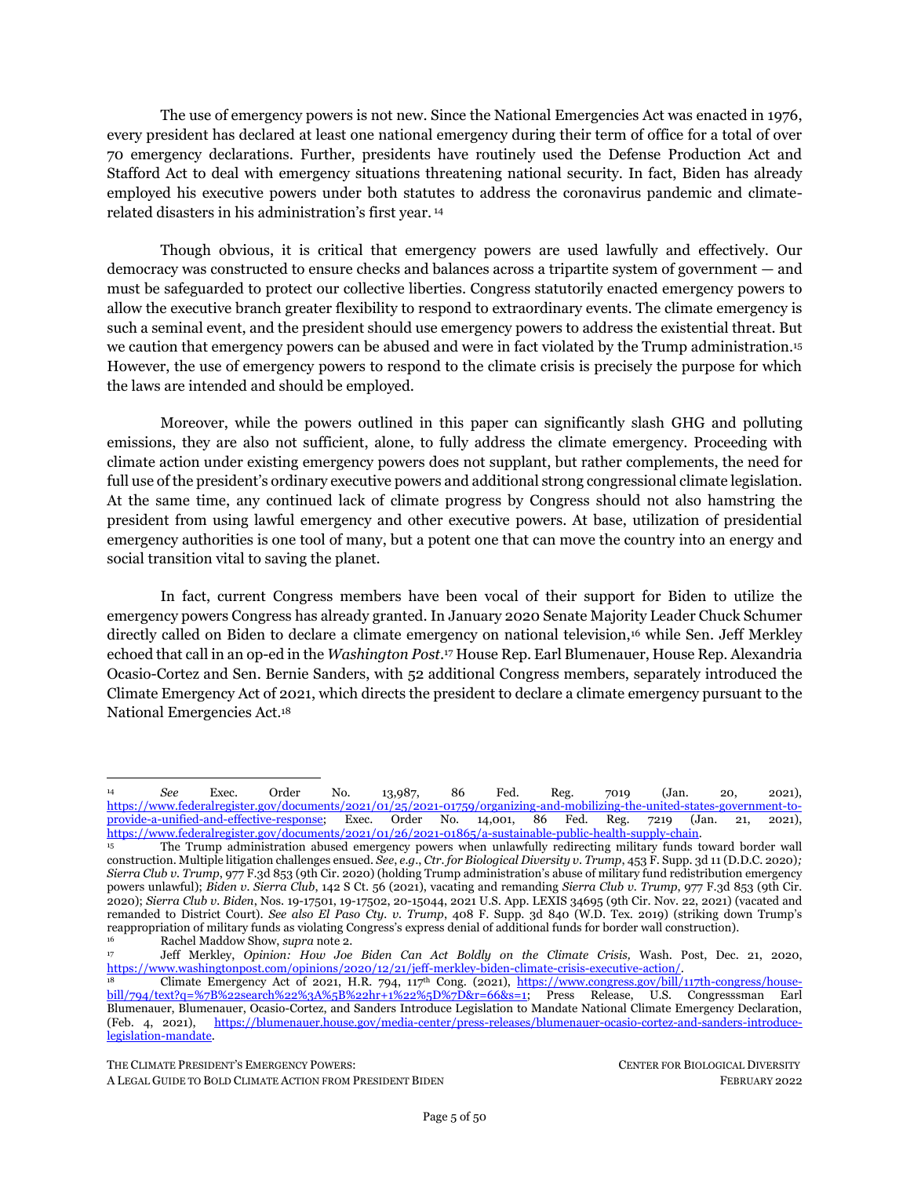The use of emergency powers is not new. Since the National Emergencies Act was enacted in 1976, every president has declared at least one national emergency during their term of office for a total of over 70 emergency declarations. Further, presidents have routinely used the Defense Production Act and Stafford Act to deal with emergency situations threatening national security. In fact, Biden has already employed his executive powers under both statutes to address the coronavirus pandemic and climate-related disasters in his administration's first year.[14]

Though obvious, it is critical that emergency powers are used lawfully and effectively. Our democracy was constructed to ensure checks and balances across a tripartite system of government — and must be safeguarded to protect our collective liberties. Congress statutorily enacted emergency powers to allow the executive branch greater flexibility to respond to extraordinary events. The climate emergency is such a seminal event, and the president should use emergency powers to address the existential threat. But we caution that emergency powers can be abused and were in fact violated by the Trump administration.[15] However, the use of emergency powers to respond to the climate crisis is precisely the purpose for which the laws are intended and should be employed.

Moreover, while the powers outlined in this paper can significantly slash GHG and polluting emissions, they are also not sufficient, alone, to fully address the climate emergency. Proceeding with climate action under existing emergency powers does not supplant, but rather complements, the need for full use of the president's ordinary executive powers and additional strong congressional climate legislation. At the same time, any continued lack of climate progress by Congress should not also hamstring the president from using lawful emergency and other executive powers. At base, utilization of presidential emergency authorities is one tool of many, but a potent one that can move the country into an energy and social transition vital to saving the planet.

In fact, current Congress members have been vocal of their support for Biden to utilize the emergency powers Congress has already granted. In January 2020 Senate Majority Leader Chuck Schumer directly called on Biden to declare a climate emergency on national television,[16] while Sen. Jeff Merkley echoed that call in an op-ed in the *Washington Post*.[17] House Rep. Earl Blumenauer, House Rep. Alexandria Ocasio-Cortez and Sen. Bernie Sanders, with 52 additional Congress members, separately introduced the Climate Emergency Act of 2021, which directs the president to declare a climate emergency pursuant to the National Emergencies Act.[18]

---

[14] *See* Exec. Order No. 13,987, 86 Fed. Reg. 7019 (Jan. 20, 2021), https://www.federalregister.gov/documents/2021/01/25/2021-01759/organizing-and-mobilizing-the-united-states-government-to-provide-a-unified-and-effective-response; Exec. Order No. 14,001, 86 Fed. Reg. 7219 (Jan. 21, 2021), https://www.federalregister.gov/documents/2021/01/26/2021-01865/a-sustainable-public-health-supply-chain.

[15] The Trump administration abused emergency powers when unlawfully redirecting military funds toward border wall construction. Multiple litigation challenges ensued. *See*, *e.g*., *Ctr. for Biological Diversity v. Trump*, 453 F. Supp. 3d 11 (D.D.C. 2020); *Sierra Club v. Trump*, 977 F.3d 853 (9th Cir. 2020) (holding Trump administration's abuse of military fund redistribution emergency powers unlawful); *Biden v. Sierra Club*, 142 S Ct. 56 (2021), vacating and remanding *Sierra Club v. Trump*, 977 F.3d 853 (9th Cir. 2020); *Sierra Club v. Biden*, Nos. 19-17501, 19-17502, 20-15044, 2021 U.S. App. LEXIS 34695 (9th Cir. Nov. 22, 2021) (vacated and remanded to District Court). *See also El Paso Cty. v. Trump*, 408 F. Supp. 3d 840 (W.D. Tex. 2019) (striking down Trump's reappropriation of military funds as violating Congress's express denial of additional funds for border wall construction).

[16] Rachel Maddow Show, *supra* note 2.

[17] Jeff Merkley, *Opinion: How Joe Biden Can Act Boldly on the Climate Crisis,* Wash. Post, Dec. 21, 2020, https://www.washingtonpost.com/opinions/2020/12/21/jeff-merkley-biden-climate-crisis-executive-action/.

[18] Climate Emergency Act of 2021, H.R. 794, 117th Cong. (2021), https://www.congress.gov/bill/117th-congress/house-bill/794/text?q=%7B%22search%22%3A%5B%22hr+1%22%5D%7D&r=66&s=1; Press Release, U.S. Congresssman Earl Blumenauer, Blumenauer, Ocasio-Cortez, and Sanders Introduce Legislation to Mandate National Climate Emergency Declaration, (Feb. 4, 2021), https://blumenauer.house.gov/media-center/press-releases/blumenauer-ocasio-cortez-and-sanders-introduce-legislation-mandate.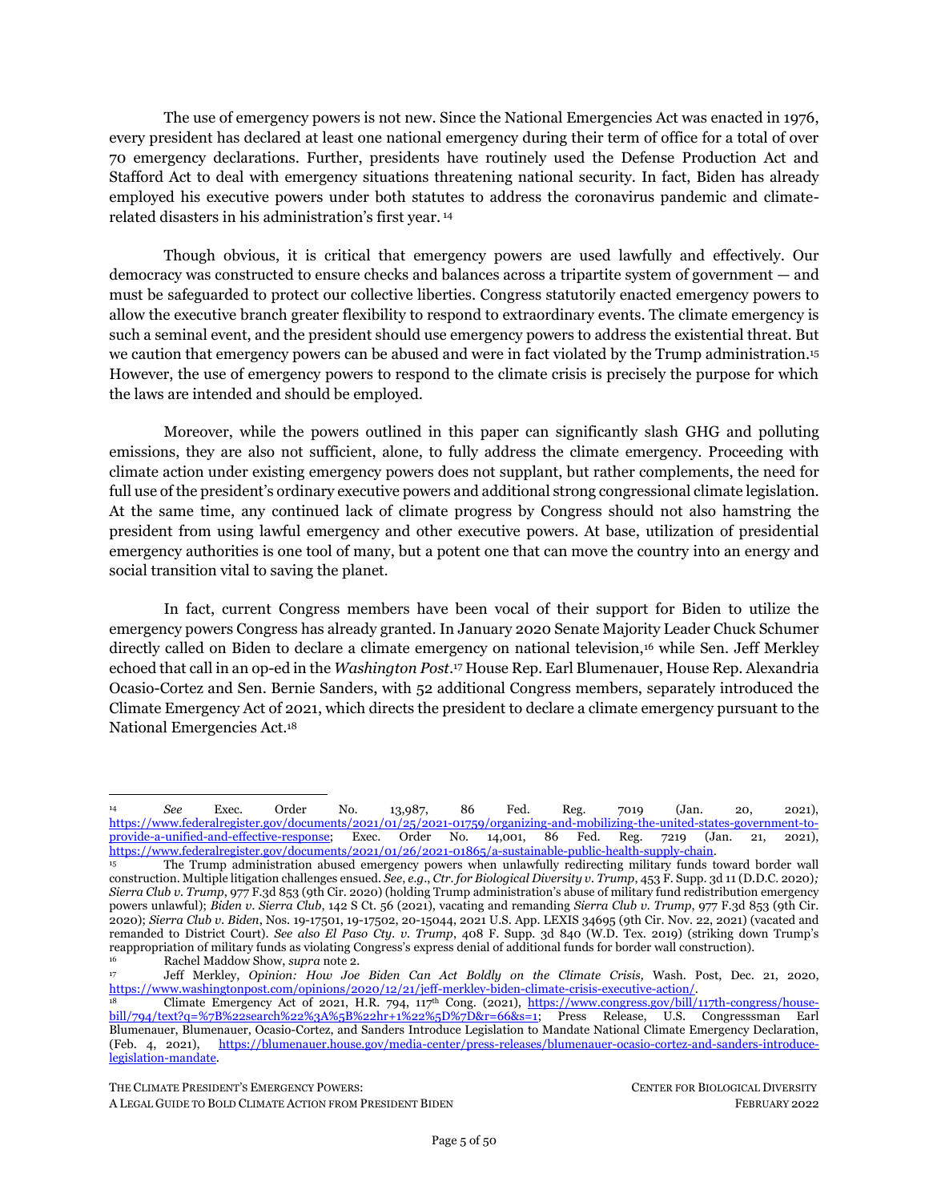The use of emergency powers is not new. Since the National Emergencies Act was enacted in 1976, every president has declared at least one national emergency during their term of office for a total of over 70 emergency declarations. Further, presidents have routinely used the Defense Production Act and Stafford Act to deal with emergency situations threatening national security. In fact, Biden has already employed his executive powers under both statutes to address the coronavirus pandemic and climate-related disasters in his administration's first year. [14]

Though obvious, it is critical that emergency powers are used lawfully and effectively. Our democracy was constructed to ensure checks and balances across a tripartite system of government — and must be safeguarded to protect our collective liberties. Congress statutorily enacted emergency powers to allow the executive branch greater flexibility to respond to extraordinary events. The climate emergency is such a seminal event, and the president should use emergency powers to address the existential threat. But we caution that emergency powers can be abused and were in fact violated by the Trump administration.[15] However, the use of emergency powers to respond to the climate crisis is precisely the purpose for which the laws are intended and should be employed.

Moreover, while the powers outlined in this paper can significantly slash GHG and polluting emissions, they are also not sufficient, alone, to fully address the climate emergency. Proceeding with climate action under existing emergency powers does not supplant, but rather complements, the need for full use of the president's ordinary executive powers and additional strong congressional climate legislation. At the same time, any continued lack of climate progress by Congress should not also hamstring the president from using lawful emergency and other executive powers. At base, utilization of presidential emergency authorities is one tool of many, but a potent one that can move the country into an energy and social transition vital to saving the planet.

In fact, current Congress members have been vocal of their support for Biden to utilize the emergency powers Congress has already granted. In January 2020 Senate Majority Leader Chuck Schumer directly called on Biden to declare a climate emergency on national television,[16] while Sen. Jeff Merkley echoed that call in an op-ed in the *Washington Post*.[17] House Rep. Earl Blumenauer, House Rep. Alexandria Ocasio-Cortez and Sen. Bernie Sanders, with 52 additional Congress members, separately introduced the Climate Emergency Act of 2021, which directs the president to declare a climate emergency pursuant to the National Emergencies Act.[18]

---

[14] *See* Exec. Order No. 13,987, 86 Fed. Reg. 7019 (Jan. 20, 2021), https://www.federalregister.gov/documents/2021/01/25/2021-01759/organizing-and-mobilizing-the-united-states-government-to-provide-a-unified-and-effective-response; Exec. Order No. 14,001, 86 Fed. Reg. 7219 (Jan. 21, 2021), https://www.federalregister.gov/documents/2021/01/26/2021-01865/a-sustainable-public-health-supply-chain.

[15] The Trump administration abused emergency powers when unlawfully redirecting military funds toward border wall construction. Multiple litigation challenges ensued. *See*, *e.g*., *Ctr. for Biological Diversity v. Trump*, 453 F. Supp. 3d 11 (D.D.C. 2020)*; Sierra Club v. Trump*, 977 F.3d 853 (9th Cir. 2020) (holding Trump administration's abuse of military fund redistribution emergency powers unlawful); *Biden v. Sierra Club*, 142 S Ct. 56 (2021), vacating and remanding *Sierra Club v. Trump*, 977 F.3d 853 (9th Cir. 2020); *Sierra Club v. Biden*, Nos. 19-17501, 19-17502, 20-15044, 2021 U.S. App. LEXIS 34695 (9th Cir. Nov. 22, 2021) (vacated and remanded to District Court). *See also El Paso Cty. v. Trump*, 408 F. Supp. 3d 840 (W.D. Tex. 2019) (striking down Trump's reappropriation of military funds as violating Congress's express denial of additional funds for border wall construction).

[16] Rachel Maddow Show, *supra* note 2.

[17] Jeff Merkley, *Opinion: How Joe Biden Can Act Boldly on the Climate Crisis,* Wash. Post, Dec. 21, 2020, https://www.washingtonpost.com/opinions/2020/12/21/jeff-merkley-biden-climate-crisis-executive-action/.

[18] Climate Emergency Act of 2021, H.R. 794, 117th Cong. (2021), https://www.congress.gov/bill/117th-congress/house-bill/794/text?q=%7B%22search%22%3A%5B%22hr+1%22%5D%7D&r=66&s=1; Press Release, U.S. Congresssman Earl Blumenauer, Blumenauer, Ocasio-Cortez, and Sanders Introduce Legislation to Mandate National Climate Emergency Declaration, (Feb. 4, 2021), https://blumenauer.house.gov/media-center/press-releases/blumenauer-ocasio-cortez-and-sanders-introduce-legislation-mandate.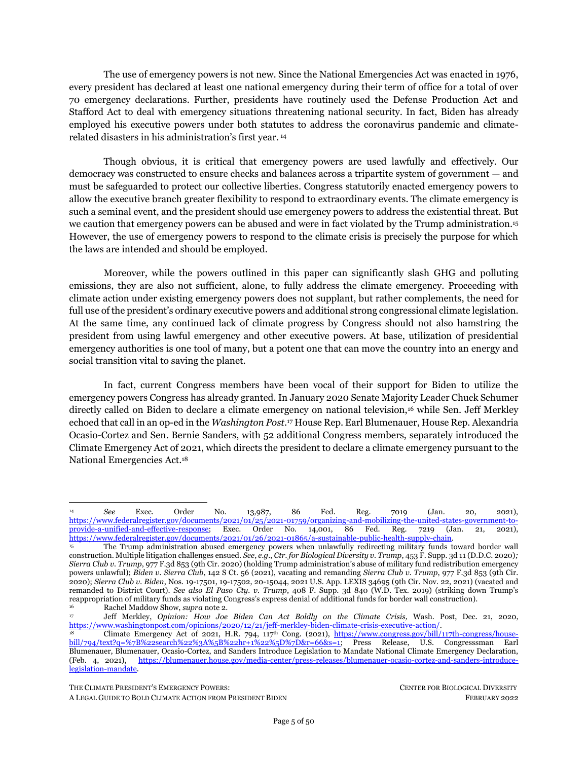The use of emergency powers is not new. Since the National Emergencies Act was enacted in 1976, every president has declared at least one national emergency during their term of office for a total of over 70 emergency declarations. Further, presidents have routinely used the Defense Production Act and Stafford Act to deal with emergency situations threatening national security. In fact, Biden has already employed his executive powers under both statutes to address the coronavirus pandemic and climate-related disasters in his administration's first year. [14]

Though obvious, it is critical that emergency powers are used lawfully and effectively. Our democracy was constructed to ensure checks and balances across a tripartite system of government — and must be safeguarded to protect our collective liberties. Congress statutorily enacted emergency powers to allow the executive branch greater flexibility to respond to extraordinary events. The climate emergency is such a seminal event, and the president should use emergency powers to address the existential threat. But we caution that emergency powers can be abused and were in fact violated by the Trump administration.[15] However, the use of emergency powers to respond to the climate crisis is precisely the purpose for which the laws are intended and should be employed.

Moreover, while the powers outlined in this paper can significantly slash GHG and polluting emissions, they are also not sufficient, alone, to fully address the climate emergency. Proceeding with climate action under existing emergency powers does not supplant, but rather complements, the need for full use of the president's ordinary executive powers and additional strong congressional climate legislation. At the same time, any continued lack of climate progress by Congress should not also hamstring the president from using lawful emergency and other executive powers. At base, utilization of presidential emergency authorities is one tool of many, but a potent one that can move the country into an energy and social transition vital to saving the planet.

In fact, current Congress members have been vocal of their support for Biden to utilize the emergency powers Congress has already granted. In January 2020 Senate Majority Leader Chuck Schumer directly called on Biden to declare a climate emergency on national television,[16] while Sen. Jeff Merkley echoed that call in an op-ed in the *Washington Post*.[17] House Rep. Earl Blumenauer, House Rep. Alexandria Ocasio-Cortez and Sen. Bernie Sanders, with 52 additional Congress members, separately introduced the Climate Emergency Act of 2021, which directs the president to declare a climate emergency pursuant to the National Emergencies Act.[18]

---

[14] *See* Exec. Order No. 13,987, 86 Fed. Reg. 7019 (Jan. 20, 2021), https://www.federalregister.gov/documents/2021/01/25/2021-01759/organizing-and-mobilizing-the-united-states-government-to-provide-a-unified-and-effective-response; Exec. Order No. 14,001, 86 Fed. Reg. 7219 (Jan. 21, 2021), https://www.federalregister.gov/documents/2021/01/26/2021-01865/a-sustainable-public-health-supply-chain.

[15] The Trump administration abused emergency powers when unlawfully redirecting military funds toward border wall construction. Multiple litigation challenges ensued. *See*, *e.g*., *Ctr. for Biological Diversity v. Trump*, 453 F. Supp. 3d 11 (D.D.C. 2020); *Sierra Club v. Trump*, 977 F.3d 853 (9th Cir. 2020) (holding Trump administration's abuse of military fund redistribution emergency powers unlawful); *Biden v. Sierra Club*, 142 S Ct. 56 (2021), vacating and remanding *Sierra Club v. Trump*, 977 F.3d 853 (9th Cir. 2020); *Sierra Club v. Biden*, Nos. 19-17501, 19-17502, 20-15044, 2021 U.S. App. LEXIS 34695 (9th Cir. Nov. 22, 2021) (vacated and remanded to District Court). *See also El Paso Cty. v. Trump*, 408 F. Supp. 3d 840 (W.D. Tex. 2019) (striking down Trump's reappropriation of military funds as violating Congress's express denial of additional funds for border wall construction).

[16] Rachel Maddow Show, *supra* note 2.

[17] Jeff Merkley, *Opinion: How Joe Biden Can Act Boldly on the Climate Crisis,* Wash. Post, Dec. 21, 2020, https://www.washingtonpost.com/opinions/2020/12/21/jeff-merkley-biden-climate-crisis-executive-action/.

[18] Climate Emergency Act of 2021, H.R. 794, 117th Cong. (2021), https://www.congress.gov/bill/117th-congress/house-bill/794/text?q=%7B%22search%22%3A%5B%22hr+1%22%5D%7D&r=66&s=1; Press Release, U.S. Congressman Earl Blumenauer, Blumenauer, Ocasio-Cortez, and Sanders Introduce Legislation to Mandate National Climate Emergency Declaration, (Feb. 4, 2021), https://blumenauer.house.gov/media-center/press-releases/blumenauer-ocasio-cortez-and-sanders-introduce-legislation-mandate.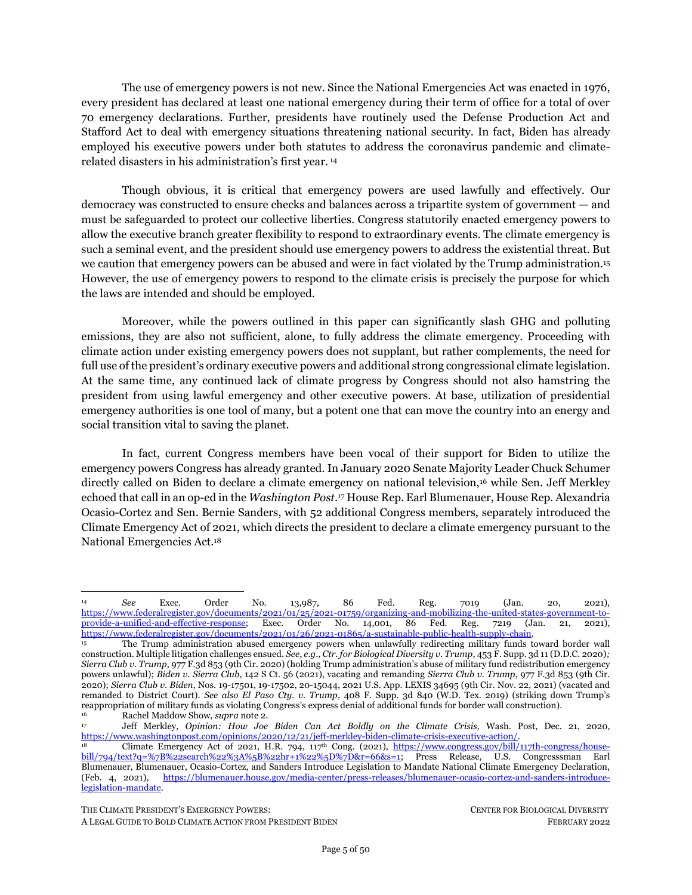The use of emergency powers is not new. Since the National Emergencies Act was enacted in 1976, every president has declared at least one national emergency during their term of office for a total of over 70 emergency declarations. Further, presidents have routinely used the Defense Production Act and Stafford Act to deal with emergency situations threatening national security. In fact, Biden has already employed his executive powers under both statutes to address the coronavirus pandemic and climate-related disasters in his administration's first year. [14]

Though obvious, it is critical that emergency powers are used lawfully and effectively. Our democracy was constructed to ensure checks and balances across a tripartite system of government — and must be safeguarded to protect our collective liberties. Congress statutorily enacted emergency powers to allow the executive branch greater flexibility to respond to extraordinary events. The climate emergency is such a seminal event, and the president should use emergency powers to address the existential threat. But we caution that emergency powers can be abused and were in fact violated by the Trump administration.[15] However, the use of emergency powers to respond to the climate crisis is precisely the purpose for which the laws are intended and should be employed.

Moreover, while the powers outlined in this paper can significantly slash GHG and polluting emissions, they are also not sufficient, alone, to fully address the climate emergency. Proceeding with climate action under existing emergency powers does not supplant, but rather complements, the need for full use of the president's ordinary executive powers and additional strong congressional climate legislation. At the same time, any continued lack of climate progress by Congress should not also hamstring the president from using lawful emergency and other executive powers. At base, utilization of presidential emergency authorities is one tool of many, but a potent one that can move the country into an energy and social transition vital to saving the planet.

In fact, current Congress members have been vocal of their support for Biden to utilize the emergency powers Congress has already granted. In January 2020 Senate Majority Leader Chuck Schumer directly called on Biden to declare a climate emergency on national television,[16] while Sen. Jeff Merkley echoed that call in an op-ed in the *Washington Post*.[17] House Rep. Earl Blumenauer, House Rep. Alexandria Ocasio-Cortez and Sen. Bernie Sanders, with 52 additional Congress members, separately introduced the Climate Emergency Act of 2021, which directs the president to declare a climate emergency pursuant to the National Emergencies Act.[18]

---

[14] *See* Exec. Order No. 13,987, 86 Fed. Reg. 7019 (Jan. 20, 2021), https://www.federalregister.gov/documents/2021/01/25/2021-01759/organizing-and-mobilizing-the-united-states-government-to-provide-a-unified-and-effective-response; Exec. Order No. 14,001, 86 Fed. Reg. 7219 (Jan. 21, 2021), https://www.federalregister.gov/documents/2021/01/26/2021-01865/a-sustainable-public-health-supply-chain.

[15] The Trump administration abused emergency powers when unlawfully redirecting military funds toward border wall construction. Multiple litigation challenges ensued. *See*, *e.g*., *Ctr. for Biological Diversity v. Trump*, 453 F. Supp. 3d 11 (D.D.C. 2020)*; Sierra Club v. Trump*, 977 F.3d 853 (9th Cir. 2020) (holding Trump administration's abuse of military fund redistribution emergency powers unlawful); *Biden v. Sierra Club*, 142 S Ct. 56 (2021), vacating and remanding *Sierra Club v. Trump*, 977 F.3d 853 (9th Cir. 2020); *Sierra Club v. Biden*, Nos. 19-17501, 19-17502, 20-15044, 2021 U.S. App. LEXIS 34695 (9th Cir. Nov. 22, 2021) (vacated and remanded to District Court). *See also El Paso Cty. v. Trump*, 408 F. Supp. 3d 840 (W.D. Tex. 2019) (striking down Trump's reappropriation of military funds as violating Congress's express denial of additional funds for border wall construction).

[16] Rachel Maddow Show, *supra* note 2.

[17] Jeff Merkley, *Opinion: How Joe Biden Can Act Boldly on the Climate Crisis,* Wash. Post, Dec. 21, 2020, https://www.washingtonpost.com/opinions/2020/12/21/jeff-merkley-biden-climate-crisis-executive-action/.

[18] Climate Emergency Act of 2021, H.R. 794, 117th Cong. (2021), https://www.congress.gov/bill/117th-congress/house-bill/794/text?q=%7B%22search%22%3A%5B%22hr+1%22%5D%7D&r=66&s=1; Press Release, U.S. Congressman Earl Blumenauer, Blumenauer, Ocasio-Cortez, and Sanders Introduce Legislation to Mandate National Climate Emergency Declaration, (Feb. 4, 2021), https://blumenauer.house.gov/media-center/press-releases/blumenauer-ocasio-cortez-and-sanders-introduce-legislation-mandate.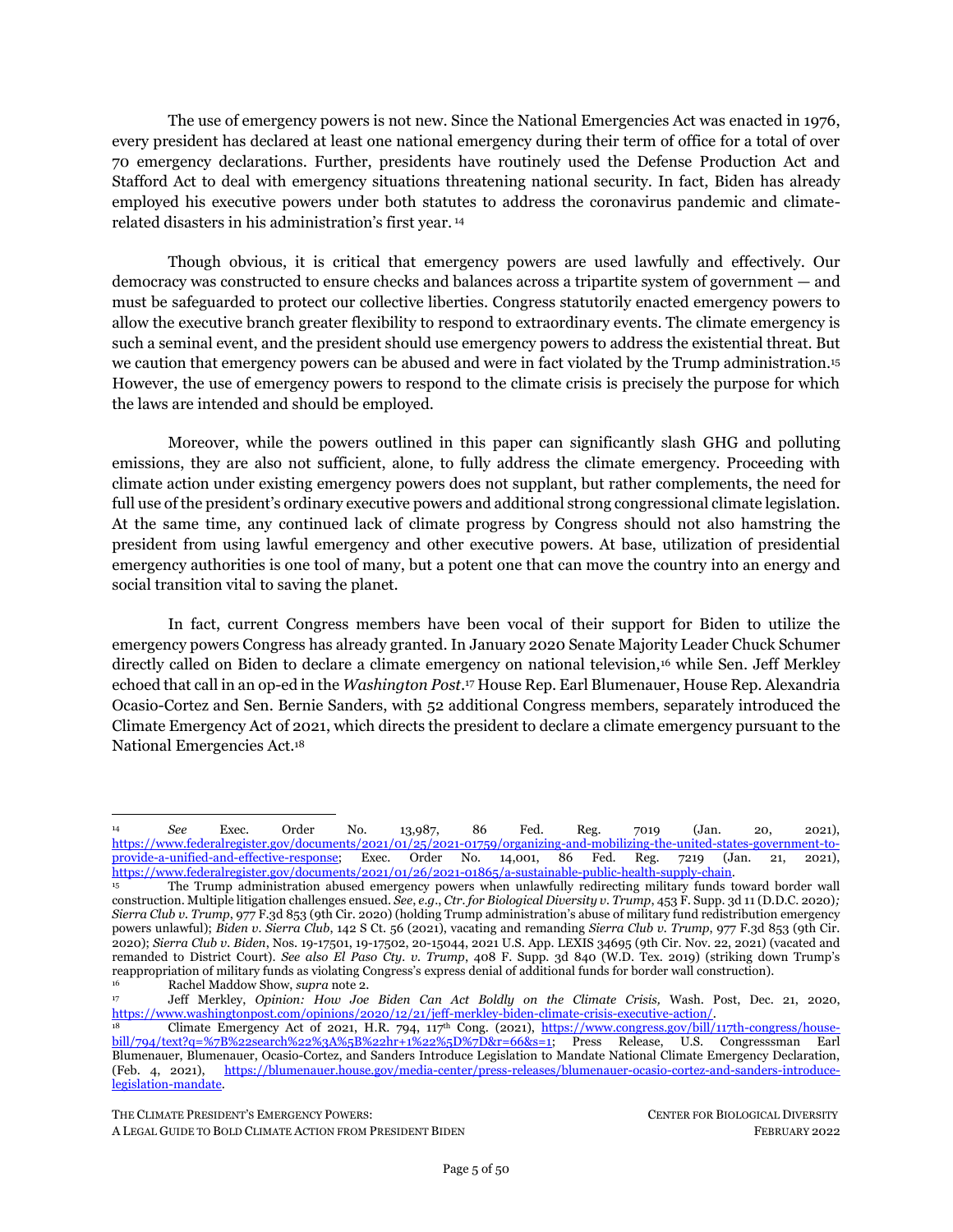The use of emergency powers is not new. Since the National Emergencies Act was enacted in 1976, every president has declared at least one national emergency during their term of office for a total of over 70 emergency declarations. Further, presidents have routinely used the Defense Production Act and Stafford Act to deal with emergency situations threatening national security. In fact, Biden has already employed his executive powers under both statutes to address the coronavirus pandemic and climate-related disasters in his administration's first year. [14]

Though obvious, it is critical that emergency powers are used lawfully and effectively. Our democracy was constructed to ensure checks and balances across a tripartite system of government — and must be safeguarded to protect our collective liberties. Congress statutorily enacted emergency powers to allow the executive branch greater flexibility to respond to extraordinary events. The climate emergency is such a seminal event, and the president should use emergency powers to address the existential threat. But we caution that emergency powers can be abused and were in fact violated by the Trump administration.[15] However, the use of emergency powers to respond to the climate crisis is precisely the purpose for which the laws are intended and should be employed.

Moreover, while the powers outlined in this paper can significantly slash GHG and polluting emissions, they are also not sufficient, alone, to fully address the climate emergency. Proceeding with climate action under existing emergency powers does not supplant, but rather complements, the need for full use of the president's ordinary executive powers and additional strong congressional climate legislation. At the same time, any continued lack of climate progress by Congress should not also hamstring the president from using lawful emergency and other executive powers. At base, utilization of presidential emergency authorities is one tool of many, but a potent one that can move the country into an energy and social transition vital to saving the planet.

In fact, current Congress members have been vocal of their support for Biden to utilize the emergency powers Congress has already granted. In January 2020 Senate Majority Leader Chuck Schumer directly called on Biden to declare a climate emergency on national television,[16] while Sen. Jeff Merkley echoed that call in an op-ed in the *Washington Post*.[17] House Rep. Earl Blumenauer, House Rep. Alexandria Ocasio-Cortez and Sen. Bernie Sanders, with 52 additional Congress members, separately introduced the Climate Emergency Act of 2021, which directs the president to declare a climate emergency pursuant to the National Emergencies Act.[18]

---

[14] *See* Exec. Order No. 13,987, 86 Fed. Reg. 7019 (Jan. 20, 2021), https://www.federalregister.gov/documents/2021/01/25/2021-01759/organizing-and-mobilizing-the-united-states-government-to-provide-a-unified-and-effective-response; Exec. Order No. 14,001, 86 Fed. Reg. 7219 (Jan. 21, 2021), https://www.federalregister.gov/documents/2021/01/26/2021-01865/a-sustainable-public-health-supply-chain.

[15] The Trump administration abused emergency powers when unlawfully redirecting military funds toward border wall construction. Multiple litigation challenges ensued. *See*, *e.g*., *Ctr. for Biological Diversity v. Trump*, 453 F. Supp. 3d 11 (D.D.C. 2020); *Sierra Club v. Trump*, 977 F.3d 853 (9th Cir. 2020) (holding Trump administration's abuse of military fund redistribution emergency powers unlawful); *Biden v. Sierra Club*, 142 S Ct. 56 (2021), vacating and remanding *Sierra Club v. Trump*, 977 F.3d 853 (9th Cir. 2020); *Sierra Club v. Biden*, Nos. 19-17501, 19-17502, 20-15044, 2021 U.S. App. LEXIS 34695 (9th Cir. Nov. 22, 2021) (vacated and remanded to District Court). *See also El Paso Cty. v. Trump*, 408 F. Supp. 3d 840 (W.D. Tex. 2019) (striking down Trump's reappropriation of military funds as violating Congress's express denial of additional funds for border wall construction).

[16] Rachel Maddow Show, *supra* note 2.

[17] Jeff Merkley, *Opinion: How Joe Biden Can Act Boldly on the Climate Crisis,* Wash. Post, Dec. 21, 2020, https://www.washingtonpost.com/opinions/2020/12/21/jeff-merkley-biden-climate-crisis-executive-action/.

[18] Climate Emergency Act of 2021, H.R. 794, 117th Cong. (2021), https://www.congress.gov/bill/117th-congress/house-bill/794/text?q=%7B%22search%22%3A%5B%22hr+1%22%5D%7D&r=66&s=1; Press Release, U.S. Congresssman Earl Blumenauer, Blumenauer, Ocasio-Cortez, and Sanders Introduce Legislation to Mandate National Climate Emergency Declaration, (Feb. 4, 2021), https://blumenauer.house.gov/media-center/press-releases/blumenauer-ocasio-cortez-and-sanders-introduce-legislation-mandate.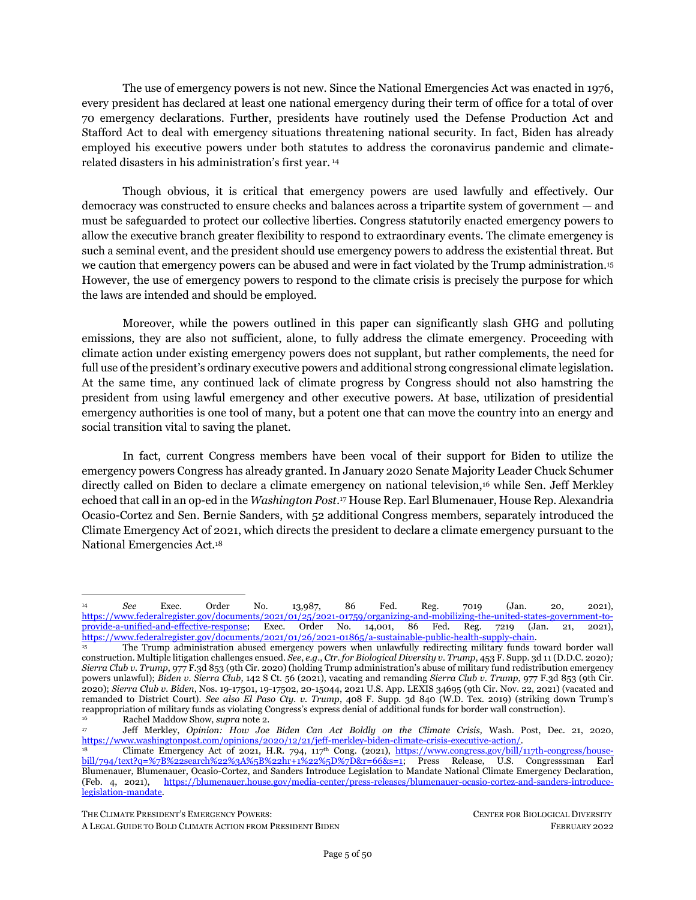The use of emergency powers is not new. Since the National Emergencies Act was enacted in 1976, every president has declared at least one national emergency during their term of office for a total of over 70 emergency declarations. Further, presidents have routinely used the Defense Production Act and Stafford Act to deal with emergency situations threatening national security. In fact, Biden has already employed his executive powers under both statutes to address the coronavirus pandemic and climate-related disasters in his administration's first year. [14]

Though obvious, it is critical that emergency powers are used lawfully and effectively. Our democracy was constructed to ensure checks and balances across a tripartite system of government — and must be safeguarded to protect our collective liberties. Congress statutorily enacted emergency powers to allow the executive branch greater flexibility to respond to extraordinary events. The climate emergency is such a seminal event, and the president should use emergency powers to address the existential threat. But we caution that emergency powers can be abused and were in fact violated by the Trump administration.[15] However, the use of emergency powers to respond to the climate crisis is precisely the purpose for which the laws are intended and should be employed.

Moreover, while the powers outlined in this paper can significantly slash GHG and polluting emissions, they are also not sufficient, alone, to fully address the climate emergency. Proceeding with climate action under existing emergency powers does not supplant, but rather complements, the need for full use of the president's ordinary executive powers and additional strong congressional climate legislation. At the same time, any continued lack of climate progress by Congress should not also hamstring the president from using lawful emergency and other executive powers. At base, utilization of presidential emergency authorities is one tool of many, but a potent one that can move the country into an energy and social transition vital to saving the planet.

In fact, current Congress members have been vocal of their support for Biden to utilize the emergency powers Congress has already granted. In January 2020 Senate Majority Leader Chuck Schumer directly called on Biden to declare a climate emergency on national television,[16] while Sen. Jeff Merkley echoed that call in an op-ed in the *Washington Post*.[17] House Rep. Earl Blumenauer, House Rep. Alexandria Ocasio-Cortez and Sen. Bernie Sanders, with 52 additional Congress members, separately introduced the Climate Emergency Act of 2021, which directs the president to declare a climate emergency pursuant to the National Emergencies Act.[18]

---

[14] *See* Exec. Order No. 13,987, 86 Fed. Reg. 7019 (Jan. 20, 2021), https://www.federalregister.gov/documents/2021/01/25/2021-01759/organizing-and-mobilizing-the-united-states-government-to-provide-a-unified-and-effective-response; Exec. Order No. 14,001, 86 Fed. Reg. 7219 (Jan. 21, 2021), https://www.federalregister.gov/documents/2021/01/26/2021-01865/a-sustainable-public-health-supply-chain.

[15] The Trump administration abused emergency powers when unlawfully redirecting military funds toward border wall construction. Multiple litigation challenges ensued. *See*, *e.g.*, *Ctr. for Biological Diversity v. Trump*, 453 F. Supp. 3d 11 (D.D.C. 2020); *Sierra Club v. Trump*, 977 F.3d 853 (9th Cir. 2020) (holding Trump administration's abuse of military fund redistribution emergency powers unlawful); *Biden v. Sierra Club*, 142 S Ct. 56 (2021), vacating and remanding *Sierra Club v. Trump*, 977 F.3d 853 (9th Cir. 2020); *Sierra Club v. Biden*, Nos. 19-17501, 19-17502, 20-15044, 2021 U.S. App. LEXIS 34695 (9th Cir. Nov. 22, 2021) (vacated and remanded to District Court). *See also El Paso Cty. v. Trump*, 408 F. Supp. 3d 840 (W.D. Tex. 2019) (striking down Trump's reappropriation of military funds as violating Congress's express denial of additional funds for border wall construction).

[16] Rachel Maddow Show, *supra* note 2.

[17] Jeff Merkley, *Opinion: How Joe Biden Can Act Boldly on the Climate Crisis,* Wash. Post, Dec. 21, 2020, https://www.washingtonpost.com/opinions/2020/12/21/jeff-merkley-biden-climate-crisis-executive-action/.

[18] Climate Emergency Act of 2021, H.R. 794, 117th Cong. (2021), https://www.congress.gov/bill/117th-congress/house-bill/794/text?q=%7B%22search%22%3A%5B%22hr+1%22%5D%7D&r=66&s=1; Press Release, U.S. Congressman Earl Blumenauer, Blumenauer, Ocasio-Cortez, and Sanders Introduce Legislation to Mandate National Climate Emergency Declaration, (Feb. 4, 2021), https://blumenauer.house.gov/media-center/press-releases/blumenauer-ocasio-cortez-and-sanders-introduce-legislation-mandate.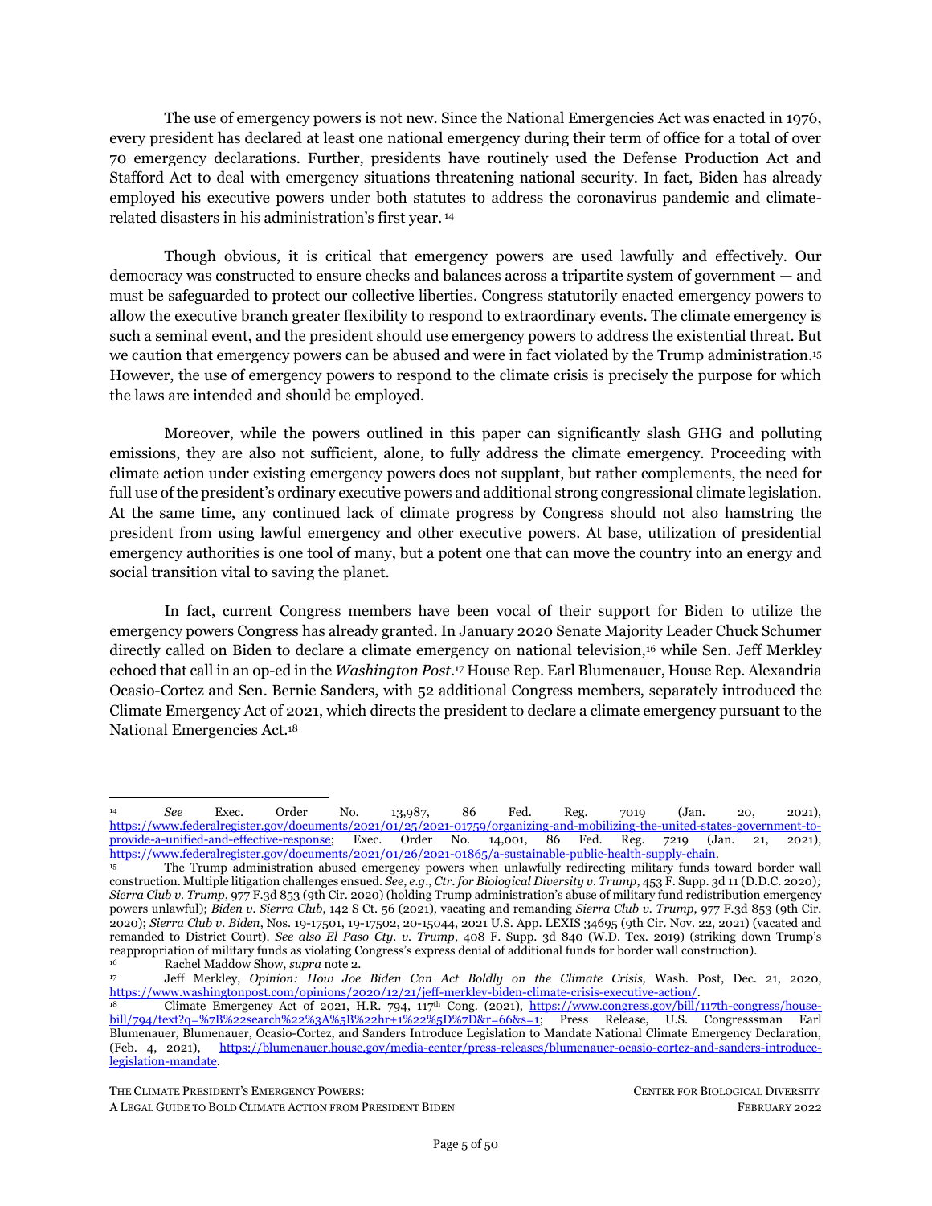The use of emergency powers is not new. Since the National Emergencies Act was enacted in 1976, every president has declared at least one national emergency during their term of office for a total of over 70 emergency declarations. Further, presidents have routinely used the Defense Production Act and Stafford Act to deal with emergency situations threatening national security. In fact, Biden has already employed his executive powers under both statutes to address the coronavirus pandemic and climate-related disasters in his administration's first year. [14]

Though obvious, it is critical that emergency powers are used lawfully and effectively. Our democracy was constructed to ensure checks and balances across a tripartite system of government — and must be safeguarded to protect our collective liberties. Congress statutorily enacted emergency powers to allow the executive branch greater flexibility to respond to extraordinary events. The climate emergency is such a seminal event, and the president should use emergency powers to address the existential threat. But we caution that emergency powers can be abused and were in fact violated by the Trump administration.[15] However, the use of emergency powers to respond to the climate crisis is precisely the purpose for which the laws are intended and should be employed.

Moreover, while the powers outlined in this paper can significantly slash GHG and polluting emissions, they are also not sufficient, alone, to fully address the climate emergency. Proceeding with climate action under existing emergency powers does not supplant, but rather complements, the need for full use of the president's ordinary executive powers and additional strong congressional climate legislation. At the same time, any continued lack of climate progress by Congress should not also hamstring the president from using lawful emergency and other executive powers. At base, utilization of presidential emergency authorities is one tool of many, but a potent one that can move the country into an energy and social transition vital to saving the planet.

In fact, current Congress members have been vocal of their support for Biden to utilize the emergency powers Congress has already granted. In January 2020 Senate Majority Leader Chuck Schumer directly called on Biden to declare a climate emergency on national television,[16] while Sen. Jeff Merkley echoed that call in an op-ed in the *Washington Post*.[17] House Rep. Earl Blumenauer, House Rep. Alexandria Ocasio-Cortez and Sen. Bernie Sanders, with 52 additional Congress members, separately introduced the Climate Emergency Act of 2021, which directs the president to declare a climate emergency pursuant to the National Emergencies Act.[18]

---

[14] *See* Exec. Order No. 13,987, 86 Fed. Reg. 7019 (Jan. 20, 2021), https://www.federalregister.gov/documents/2021/01/25/2021-01759/organizing-and-mobilizing-the-united-states-government-to-provide-a-unified-and-effective-response; Exec. Order No. 14,001, 86 Fed. Reg. 7219 (Jan. 21, 2021), https://www.federalregister.gov/documents/2021/01/26/2021-01865/a-sustainable-public-health-supply-chain.

[15] The Trump administration abused emergency powers when unlawfully redirecting military funds toward border wall construction. Multiple litigation challenges ensued. *See*, *e.g*., *Ctr. for Biological Diversity v. Trump*, 453 F. Supp. 3d 11 (D.D.C. 2020)*; Sierra Club v. Trump*, 977 F.3d 853 (9th Cir. 2020) (holding Trump administration's abuse of military fund redistribution emergency powers unlawful); *Biden v. Sierra Club*, 142 S Ct. 56 (2021), vacating and remanding *Sierra Club v. Trump*, 977 F.3d 853 (9th Cir. 2020); *Sierra Club v. Biden*, Nos. 19-17501, 19-17502, 20-15044, 2021 U.S. App. LEXIS 34695 (9th Cir. Nov. 22, 2021) (vacated and remanded to District Court). *See also El Paso Cty. v. Trump*, 408 F. Supp. 3d 840 (W.D. Tex. 2019) (striking down Trump's reappropriation of military funds as violating Congress's express denial of additional funds for border wall construction).

[16] Rachel Maddow Show, *supra* note 2.

[17] Jeff Merkley, *Opinion: How Joe Biden Can Act Boldly on the Climate Crisis,* Wash. Post, Dec. 21, 2020, https://www.washingtonpost.com/opinions/2020/12/21/jeff-merkley-biden-climate-crisis-executive-action/.

[18] Climate Emergency Act of 2021, H.R. 794, 117th Cong. (2021), https://www.congress.gov/bill/117th-congress/house-bill/794/text?q=%7B%22search%22%3A%5B%22hr+1%22%5D%7D&r=66&s=1; Press Release, U.S. Congressman Earl Blumenauer, Blumenauer, Ocasio-Cortez, and Sanders Introduce Legislation to Mandate National Climate Emergency Declaration, (Feb. 4, 2021), https://blumenauer.house.gov/media-center/press-releases/blumenauer-ocasio-cortez-and-sanders-introduce-legislation-mandate.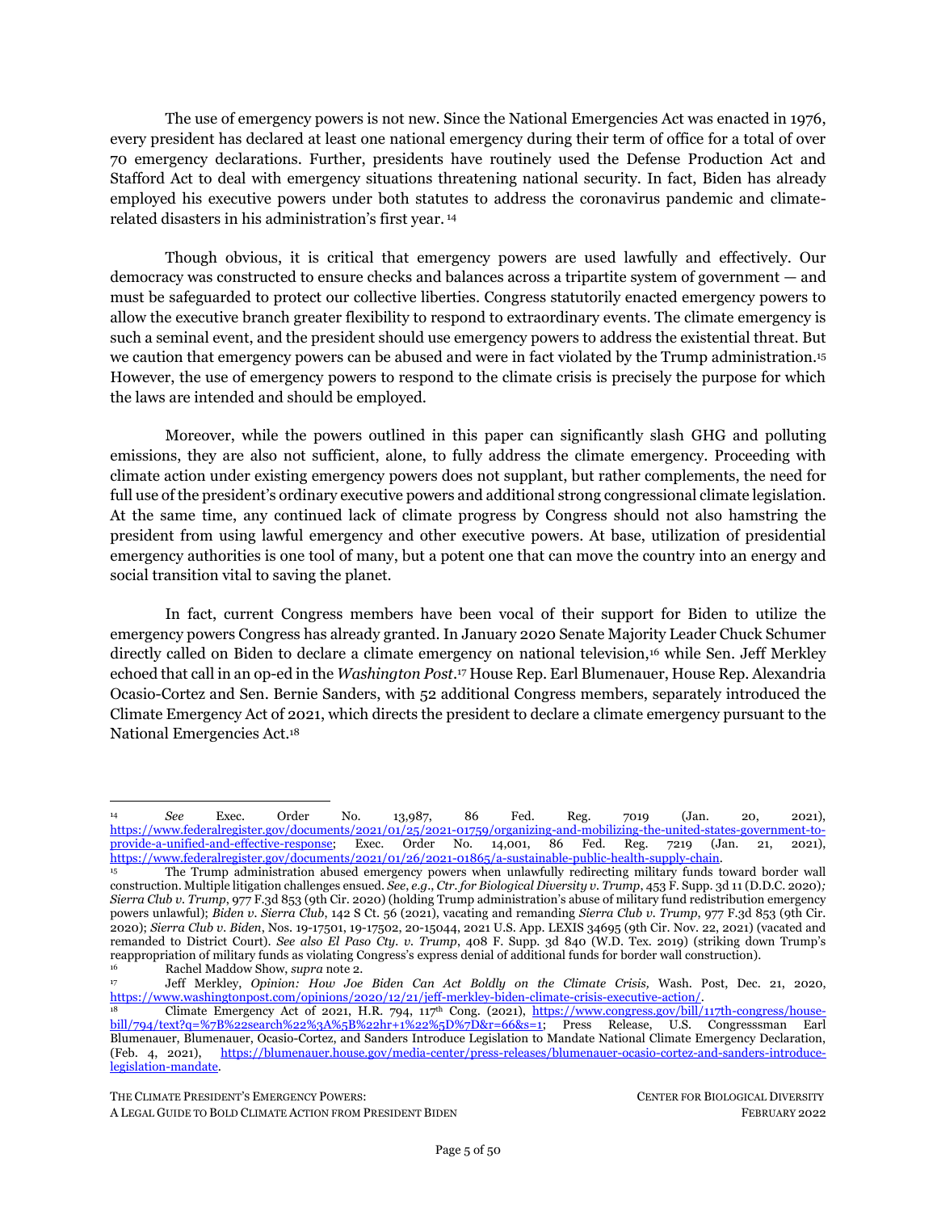The use of emergency powers is not new. Since the National Emergencies Act was enacted in 1976, every president has declared at least one national emergency during their term of office for a total of over 70 emergency declarations. Further, presidents have routinely used the Defense Production Act and Stafford Act to deal with emergency situations threatening national security. In fact, Biden has already employed his executive powers under both statutes to address the coronavirus pandemic and climate-related disasters in his administration's first year. [14]

Though obvious, it is critical that emergency powers are used lawfully and effectively. Our democracy was constructed to ensure checks and balances across a tripartite system of government — and must be safeguarded to protect our collective liberties. Congress statutorily enacted emergency powers to allow the executive branch greater flexibility to respond to extraordinary events. The climate emergency is such a seminal event, and the president should use emergency powers to address the existential threat. But we caution that emergency powers can be abused and were in fact violated by the Trump administration.[15] However, the use of emergency powers to respond to the climate crisis is precisely the purpose for which the laws are intended and should be employed.

Moreover, while the powers outlined in this paper can significantly slash GHG and polluting emissions, they are also not sufficient, alone, to fully address the climate emergency. Proceeding with climate action under existing emergency powers does not supplant, but rather complements, the need for full use of the president's ordinary executive powers and additional strong congressional climate legislation. At the same time, any continued lack of climate progress by Congress should not also hamstring the president from using lawful emergency and other executive powers. At base, utilization of presidential emergency authorities is one tool of many, but a potent one that can move the country into an energy and social transition vital to saving the planet.

In fact, current Congress members have been vocal of their support for Biden to utilize the emergency powers Congress has already granted. In January 2020 Senate Majority Leader Chuck Schumer directly called on Biden to declare a climate emergency on national television,[16] while Sen. Jeff Merkley echoed that call in an op-ed in the *Washington Post*.[17] House Rep. Earl Blumenauer, House Rep. Alexandria Ocasio-Cortez and Sen. Bernie Sanders, with 52 additional Congress members, separately introduced the Climate Emergency Act of 2021, which directs the president to declare a climate emergency pursuant to the National Emergencies Act.[18]

---

[14] *See* Exec. Order No. 13,987, 86 Fed. Reg. 7019 (Jan. 20, 2021), https://www.federalregister.gov/documents/2021/01/25/2021-01759/organizing-and-mobilizing-the-united-states-government-to-provide-a-unified-and-effective-response; Exec. Order No. 14,001, 86 Fed. Reg. 7219 (Jan. 21, 2021), https://www.federalregister.gov/documents/2021/01/26/2021-01865/a-sustainable-public-health-supply-chain.

[15] The Trump administration abused emergency powers when unlawfully redirecting military funds toward border wall construction. Multiple litigation challenges ensued. *See*, *e.g.*, *Ctr. for Biological Diversity v. Trump*, 453 F. Supp. 3d 11 (D.D.C. 2020); *Sierra Club v. Trump*, 977 F.3d 853 (9th Cir. 2020) (holding Trump administration's abuse of military fund redistribution emergency powers unlawful); *Biden v. Sierra Club*, 142 S Ct. 56 (2021), vacating and remanding *Sierra Club v. Trump*, 977 F.3d 853 (9th Cir. 2020); *Sierra Club v. Biden*, Nos. 19-17501, 19-17502, 20-15044, 2021 U.S. App. LEXIS 34695 (9th Cir. Nov. 22, 2021) (vacated and remanded to District Court). *See also El Paso Cty. v. Trump*, 408 F. Supp. 3d 840 (W.D. Tex. 2019) (striking down Trump's reappropriation of military funds as violating Congress's express denial of additional funds for border wall construction).

[16] Rachel Maddow Show, *supra* note 2.

[17] Jeff Merkley, *Opinion: How Joe Biden Can Act Boldly on the Climate Crisis,* Wash. Post, Dec. 21, 2020, https://www.washingtonpost.com/opinions/2020/12/21/jeff-merkley-biden-climate-crisis-executive-action/.

[18] Climate Emergency Act of 2021, H.R. 794, 117th Cong. (2021), https://www.congress.gov/bill/117th-congress/house-bill/794/text?q=%7B%22search%22%3A%5B%22hr+1%22%5D%7D&r=66&s=1; Press Release, U.S. Congresssman Earl Blumenauer, Blumenauer, Ocasio-Cortez, and Sanders Introduce Legislation to Mandate National Climate Emergency Declaration, (Feb. 4, 2021), https://blumenauer.house.gov/media-center/press-releases/blumenauer-ocasio-cortez-and-sanders-introduce-legislation-mandate.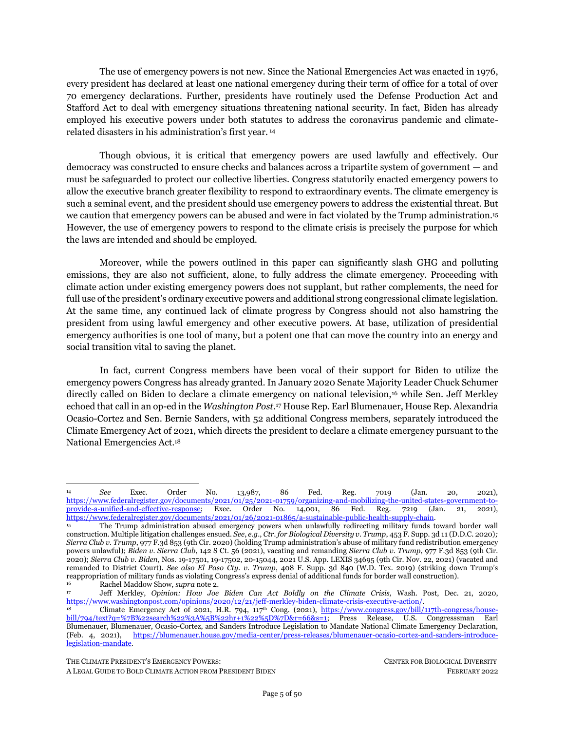The use of emergency powers is not new. Since the National Emergencies Act was enacted in 1976, every president has declared at least one national emergency during their term of office for a total of over 70 emergency declarations. Further, presidents have routinely used the Defense Production Act and Stafford Act to deal with emergency situations threatening national security. In fact, Biden has already employed his executive powers under both statutes to address the coronavirus pandemic and climate-related disasters in his administration's first year. [14]

Though obvious, it is critical that emergency powers are used lawfully and effectively. Our democracy was constructed to ensure checks and balances across a tripartite system of government — and must be safeguarded to protect our collective liberties. Congress statutorily enacted emergency powers to allow the executive branch greater flexibility to respond to extraordinary events. The climate emergency is such a seminal event, and the president should use emergency powers to address the existential threat. But we caution that emergency powers can be abused and were in fact violated by the Trump administration.[15] However, the use of emergency powers to respond to the climate crisis is precisely the purpose for which the laws are intended and should be employed.

Moreover, while the powers outlined in this paper can significantly slash GHG and polluting emissions, they are also not sufficient, alone, to fully address the climate emergency. Proceeding with climate action under existing emergency powers does not supplant, but rather complements, the need for full use of the president's ordinary executive powers and additional strong congressional climate legislation. At the same time, any continued lack of climate progress by Congress should not also hamstring the president from using lawful emergency and other executive powers. At base, utilization of presidential emergency authorities is one tool of many, but a potent one that can move the country into an energy and social transition vital to saving the planet.

In fact, current Congress members have been vocal of their support for Biden to utilize the emergency powers Congress has already granted. In January 2020 Senate Majority Leader Chuck Schumer directly called on Biden to declare a climate emergency on national television,[16] while Sen. Jeff Merkley echoed that call in an op-ed in the *Washington Post*.[17] House Rep. Earl Blumenauer, House Rep. Alexandria Ocasio-Cortez and Sen. Bernie Sanders, with 52 additional Congress members, separately introduced the Climate Emergency Act of 2021, which directs the president to declare a climate emergency pursuant to the National Emergencies Act.[18]

---

[14] *See* Exec. Order No. 13,987, 86 Fed. Reg. 7019 (Jan. 20, 2021), https://www.federalregister.gov/documents/2021/01/25/2021-01759/organizing-and-mobilizing-the-united-states-government-to-provide-a-unified-and-effective-response; Exec. Order No. 14,001, 86 Fed. Reg. 7219 (Jan. 21, 2021), https://www.federalregister.gov/documents/2021/01/26/2021-01865/a-sustainable-public-health-supply-chain.

[15] The Trump administration abused emergency powers when unlawfully redirecting military funds toward border wall construction. Multiple litigation challenges ensued. *See*, *e.g.*, *Ctr. for Biological Diversity v. Trump*, 453 F. Supp. 3d 11 (D.D.C. 2020); *Sierra Club v. Trump*, 977 F.3d 853 (9th Cir. 2020) (holding Trump administration's abuse of military fund redistribution emergency powers unlawful); *Biden v. Sierra Club*, 142 S Ct. 56 (2021), vacating and remanding *Sierra Club v. Trump*, 977 F.3d 853 (9th Cir. 2020); *Sierra Club v. Biden*, Nos. 19-17501, 19-17502, 20-15044, 2021 U.S. App. LEXIS 34695 (9th Cir. Nov. 22, 2021) (vacated and remanded to District Court). *See also El Paso Cty. v. Trump*, 408 F. Supp. 3d 840 (W.D. Tex. 2019) (striking down Trump's reappropriation of military funds as violating Congress's express denial of additional funds for border wall construction).

[16] Rachel Maddow Show, *supra* note 2.

[17] Jeff Merkley, *Opinion: How Joe Biden Can Act Boldly on the Climate Crisis,* Wash. Post, Dec. 21, 2020, https://www.washingtonpost.com/opinions/2020/12/21/jeff-merkley-biden-climate-crisis-executive-action/.

[18] Climate Emergency Act of 2021, H.R. 794, 117th Cong. (2021), https://www.congress.gov/bill/117th-congress/house-bill/794/text?q=%7B%22search%22%3A%5B%22hr+1%22%5D%7D&r=66&s=1; Press Release, U.S. Congresssman Earl Blumenauer, Blumenauer, Ocasio-Cortez, and Sanders Introduce Legislation to Mandate National Climate Emergency Declaration, (Feb. 4, 2021), https://blumenauer.house.gov/media-center/press-releases/blumenauer-ocasio-cortez-and-sanders-introduce-legislation-mandate.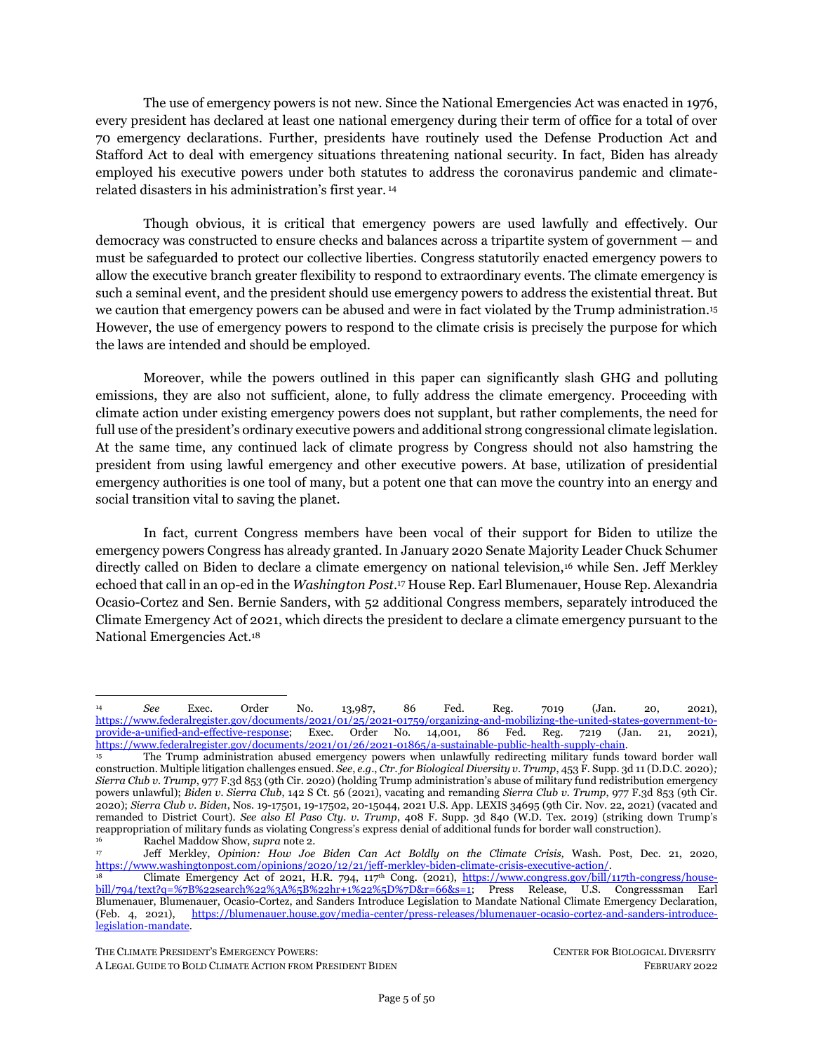The use of emergency powers is not new. Since the National Emergencies Act was enacted in 1976, every president has declared at least one national emergency during their term of office for a total of over 70 emergency declarations. Further, presidents have routinely used the Defense Production Act and Stafford Act to deal with emergency situations threatening national security. In fact, Biden has already employed his executive powers under both statutes to address the coronavirus pandemic and climate-related disasters in his administration's first year. [14]

Though obvious, it is critical that emergency powers are used lawfully and effectively. Our democracy was constructed to ensure checks and balances across a tripartite system of government — and must be safeguarded to protect our collective liberties. Congress statutorily enacted emergency powers to allow the executive branch greater flexibility to respond to extraordinary events. The climate emergency is such a seminal event, and the president should use emergency powers to address the existential threat. But we caution that emergency powers can be abused and were in fact violated by the Trump administration.[15] However, the use of emergency powers to respond to the climate crisis is precisely the purpose for which the laws are intended and should be employed.

Moreover, while the powers outlined in this paper can significantly slash GHG and polluting emissions, they are also not sufficient, alone, to fully address the climate emergency. Proceeding with climate action under existing emergency powers does not supplant, but rather complements, the need for full use of the president's ordinary executive powers and additional strong congressional climate legislation. At the same time, any continued lack of climate progress by Congress should not also hamstring the president from using lawful emergency and other executive powers. At base, utilization of presidential emergency authorities is one tool of many, but a potent one that can move the country into an energy and social transition vital to saving the planet.

In fact, current Congress members have been vocal of their support for Biden to utilize the emergency powers Congress has already granted. In January 2020 Senate Majority Leader Chuck Schumer directly called on Biden to declare a climate emergency on national television,[16] while Sen. Jeff Merkley echoed that call in an op-ed in the *Washington Post*.[17] House Rep. Earl Blumenauer, House Rep. Alexandria Ocasio-Cortez and Sen. Bernie Sanders, with 52 additional Congress members, separately introduced the Climate Emergency Act of 2021, which directs the president to declare a climate emergency pursuant to the National Emergencies Act.[18]

---

[14] *See* Exec. Order No. 13,987, 86 Fed. Reg. 7019 (Jan. 20, 2021), https://www.federalregister.gov/documents/2021/01/25/2021-01759/organizing-and-mobilizing-the-united-states-government-to-provide-a-unified-and-effective-response; Exec. Order No. 14,001, 86 Fed. Reg. 7219 (Jan. 21, 2021), https://www.federalregister.gov/documents/2021/01/26/2021-01865/a-sustainable-public-health-supply-chain.

[15] The Trump administration abused emergency powers when unlawfully redirecting military funds toward border wall construction. Multiple litigation challenges ensued. *See*, *e.g*., *Ctr. for Biological Diversity v. Trump*, 453 F. Supp. 3d 11 (D.D.C. 2020)*; Sierra Club v. Trump*, 977 F.3d 853 (9th Cir. 2020) (holding Trump administration's abuse of military fund redistribution emergency powers unlawful); *Biden v. Sierra Club*, 142 S Ct. 56 (2021), vacating and remanding *Sierra Club v. Trump*, 977 F.3d 853 (9th Cir. 2020); *Sierra Club v. Biden*, Nos. 19-17501, 19-17502, 20-15044, 2021 U.S. App. LEXIS 34695 (9th Cir. Nov. 22, 2021) (vacated and remanded to District Court). *See also El Paso Cty. v. Trump*, 408 F. Supp. 3d 840 (W.D. Tex. 2019) (striking down Trump's reappropriation of military funds as violating Congress's express denial of additional funds for border wall construction).

[16] Rachel Maddow Show, *supra* note 2.

[17] Jeff Merkley, *Opinion: How Joe Biden Can Act Boldly on the Climate Crisis,* Wash. Post, Dec. 21, 2020, https://www.washingtonpost.com/opinions/2020/12/21/jeff-merkley-biden-climate-crisis-executive-action/.

[18] Climate Emergency Act of 2021, H.R. 794, 117th Cong. (2021), https://www.congress.gov/bill/117th-congress/house-bill/794/text?q=%7B%22search%22%3A%5B%22hr+1%22%5D%7D&r=66&s=1; Press Release, U.S. Congresssman Earl Blumenauer, Blumenauer, Ocasio-Cortez, and Sanders Introduce Legislation to Mandate National Climate Emergency Declaration, (Feb. 4, 2021), https://blumenauer.house.gov/media-center/press-releases/blumenauer-ocasio-cortez-and-sanders-introduce-legislation-mandate.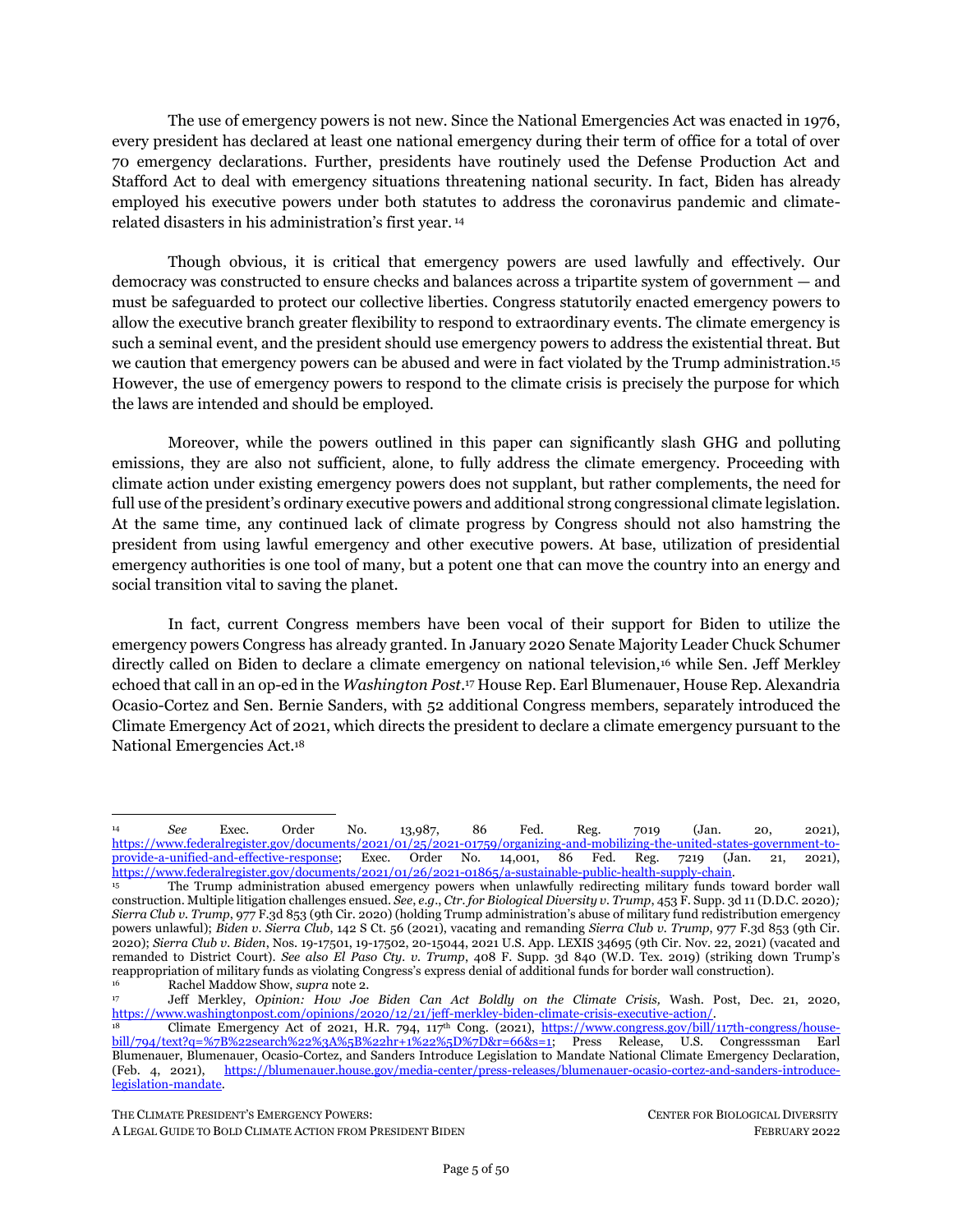The use of emergency powers is not new. Since the National Emergencies Act was enacted in 1976, every president has declared at least one national emergency during their term of office for a total of over 70 emergency declarations. Further, presidents have routinely used the Defense Production Act and Stafford Act to deal with emergency situations threatening national security. In fact, Biden has already employed his executive powers under both statutes to address the coronavirus pandemic and climate-related disasters in his administration's first year. [14]

Though obvious, it is critical that emergency powers are used lawfully and effectively. Our democracy was constructed to ensure checks and balances across a tripartite system of government — and must be safeguarded to protect our collective liberties. Congress statutorily enacted emergency powers to allow the executive branch greater flexibility to respond to extraordinary events. The climate emergency is such a seminal event, and the president should use emergency powers to address the existential threat. But we caution that emergency powers can be abused and were in fact violated by the Trump administration.[15] However, the use of emergency powers to respond to the climate crisis is precisely the purpose for which the laws are intended and should be employed.

Moreover, while the powers outlined in this paper can significantly slash GHG and polluting emissions, they are also not sufficient, alone, to fully address the climate emergency. Proceeding with climate action under existing emergency powers does not supplant, but rather complements, the need for full use of the president's ordinary executive powers and additional strong congressional climate legislation. At the same time, any continued lack of climate progress by Congress should not also hamstring the president from using lawful emergency and other executive powers. At base, utilization of presidential emergency authorities is one tool of many, but a potent one that can move the country into an energy and social transition vital to saving the planet.

In fact, current Congress members have been vocal of their support for Biden to utilize the emergency powers Congress has already granted. In January 2020 Senate Majority Leader Chuck Schumer directly called on Biden to declare a climate emergency on national television,[16] while Sen. Jeff Merkley echoed that call in an op-ed in the *Washington Post*.[17] House Rep. Earl Blumenauer, House Rep. Alexandria Ocasio-Cortez and Sen. Bernie Sanders, with 52 additional Congress members, separately introduced the Climate Emergency Act of 2021, which directs the president to declare a climate emergency pursuant to the National Emergencies Act.[18]

---

[14] *See* Exec. Order No. 13,987, 86 Fed. Reg. 7019 (Jan. 20, 2021), https://www.federalregister.gov/documents/2021/01/25/2021-01759/organizing-and-mobilizing-the-united-states-government-to-provide-a-unified-and-effective-response; Exec. Order No. 14,001, 86 Fed. Reg. 7219 (Jan. 21, 2021), https://www.federalregister.gov/documents/2021/01/26/2021-01865/a-sustainable-public-health-supply-chain.

[15] The Trump administration abused emergency powers when unlawfully redirecting military funds toward border wall construction. Multiple litigation challenges ensued. *See*, *e.g*., *Ctr. for Biological Diversity v. Trump*, 453 F. Supp. 3d 11 (D.D.C. 2020); *Sierra Club v. Trump*, 977 F.3d 853 (9th Cir. 2020) (holding Trump administration's abuse of military fund redistribution emergency powers unlawful); *Biden v. Sierra Club*, 142 S Ct. 56 (2021), vacating and remanding *Sierra Club v. Trump*, 977 F.3d 853 (9th Cir. 2020); *Sierra Club v. Biden*, Nos. 19-17501, 19-17502, 20-15044, 2021 U.S. App. LEXIS 34695 (9th Cir. Nov. 22, 2021) (vacated and remanded to District Court). *See also El Paso Cty. v. Trump*, 408 F. Supp. 3d 840 (W.D. Tex. 2019) (striking down Trump's reappropriation of military funds as violating Congress's express denial of additional funds for border wall construction).

[16] Rachel Maddow Show, *supra* note 2.

[17] Jeff Merkley, *Opinion: How Joe Biden Can Act Boldly on the Climate Crisis,* Wash. Post, Dec. 21, 2020, https://www.washingtonpost.com/opinions/2020/12/21/jeff-merkley-biden-climate-crisis-executive-action/.

[18] Climate Emergency Act of 2021, H.R. 794, 117th Cong. (2021), https://www.congress.gov/bill/117th-congress/house-bill/794/text?q=%7B%22search%22%3A%5B%22hr+1%22%5D%7D&r=66&s=1; Press Release, U.S. Congresssman Earl Blumenauer, Blumenauer, Ocasio-Cortez, and Sanders Introduce Legislation to Mandate National Climate Emergency Declaration, (Feb. 4, 2021), https://blumenauer.house.gov/media-center/press-releases/blumenauer-ocasio-cortez-and-sanders-introduce-legislation-mandate.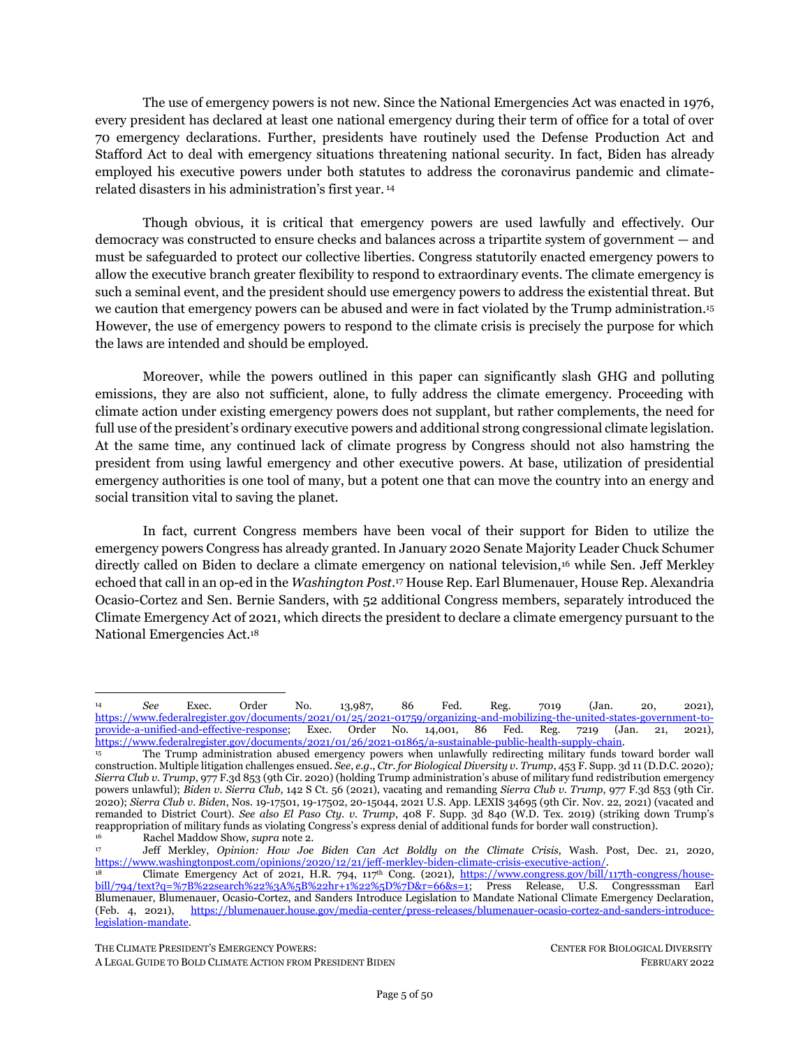The use of emergency powers is not new. Since the National Emergencies Act was enacted in 1976, every president has declared at least one national emergency during their term of office for a total of over 70 emergency declarations. Further, presidents have routinely used the Defense Production Act and Stafford Act to deal with emergency situations threatening national security. In fact, Biden has already employed his executive powers under both statutes to address the coronavirus pandemic and climate-related disasters in his administration's first year.[14]

Though obvious, it is critical that emergency powers are used lawfully and effectively. Our democracy was constructed to ensure checks and balances across a tripartite system of government — and must be safeguarded to protect our collective liberties. Congress statutorily enacted emergency powers to allow the executive branch greater flexibility to respond to extraordinary events. The climate emergency is such a seminal event, and the president should use emergency powers to address the existential threat. But we caution that emergency powers can be abused and were in fact violated by the Trump administration.[15] However, the use of emergency powers to respond to the climate crisis is precisely the purpose for which the laws are intended and should be employed.

Moreover, while the powers outlined in this paper can significantly slash GHG and polluting emissions, they are also not sufficient, alone, to fully address the climate emergency. Proceeding with climate action under existing emergency powers does not supplant, but rather complements, the need for full use of the president's ordinary executive powers and additional strong congressional climate legislation. At the same time, any continued lack of climate progress by Congress should not also hamstring the president from using lawful emergency and other executive powers. At base, utilization of presidential emergency authorities is one tool of many, but a potent one that can move the country into an energy and social transition vital to saving the planet.

In fact, current Congress members have been vocal of their support for Biden to utilize the emergency powers Congress has already granted. In January 2020 Senate Majority Leader Chuck Schumer directly called on Biden to declare a climate emergency on national television,[16] while Sen. Jeff Merkley echoed that call in an op-ed in the *Washington Post*.[17] House Rep. Earl Blumenauer, House Rep. Alexandria Ocasio-Cortez and Sen. Bernie Sanders, with 52 additional Congress members, separately introduced the Climate Emergency Act of 2021, which directs the president to declare a climate emergency pursuant to the National Emergencies Act.[18]

---

[14] *See* Exec. Order No. 13,987, 86 Fed. Reg. 7019 (Jan. 20, 2021), https://www.federalregister.gov/documents/2021/01/25/2021-01759/organizing-and-mobilizing-the-united-states-government-to-provide-a-unified-and-effective-response; Exec. Order No. 14,001, 86 Fed. Reg. 7219 (Jan. 21, 2021), https://www.federalregister.gov/documents/2021/01/26/2021-01865/a-sustainable-public-health-supply-chain.

[15] The Trump administration abused emergency powers when unlawfully redirecting military funds toward border wall construction. Multiple litigation challenges ensued. *See*, *e.g.*, *Ctr. for Biological Diversity v. Trump*, 453 F. Supp. 3d 11 (D.D.C. 2020); *Sierra Club v. Trump*, 977 F.3d 853 (9th Cir. 2020) (holding Trump administration's abuse of military fund redistribution emergency powers unlawful); *Biden v. Sierra Club*, 142 S Ct. 56 (2021), vacating and remanding *Sierra Club v. Trump*, 977 F.3d 853 (9th Cir. 2020); *Sierra Club v. Biden*, Nos. 19-17501, 19-17502, 20-15044, 2021 U.S. App. LEXIS 34695 (9th Cir. Nov. 22, 2021) (vacated and remanded to District Court). *See also El Paso Cty. v. Trump*, 408 F. Supp. 3d 840 (W.D. Tex. 2019) (striking down Trump's reappropriation of military funds as violating Congress's express denial of additional funds for border wall construction).

[16] Rachel Maddow Show, *supra* note 2.

[17] Jeff Merkley, *Opinion: How Joe Biden Can Act Boldly on the Climate Crisis,* Wash. Post, Dec. 21, 2020, https://www.washingtonpost.com/opinions/2020/12/21/jeff-merkley-biden-climate-crisis-executive-action/.

[18] Climate Emergency Act of 2021, H.R. 794, 117th Cong. (2021), https://www.congress.gov/bill/117th-congress/house-bill/794/text?q=%7B%22search%22%3A%5B%22hr+1%22%5D%7D&r=66&s=1; Press Release, U.S. Congresssman Earl Blumenauer, Blumenauer, Ocasio-Cortez, and Sanders Introduce Legislation to Mandate National Climate Emergency Declaration, (Feb. 4, 2021), https://blumenauer.house.gov/media-center/press-releases/blumenauer-ocasio-cortez-and-sanders-introduce-legislation-mandate.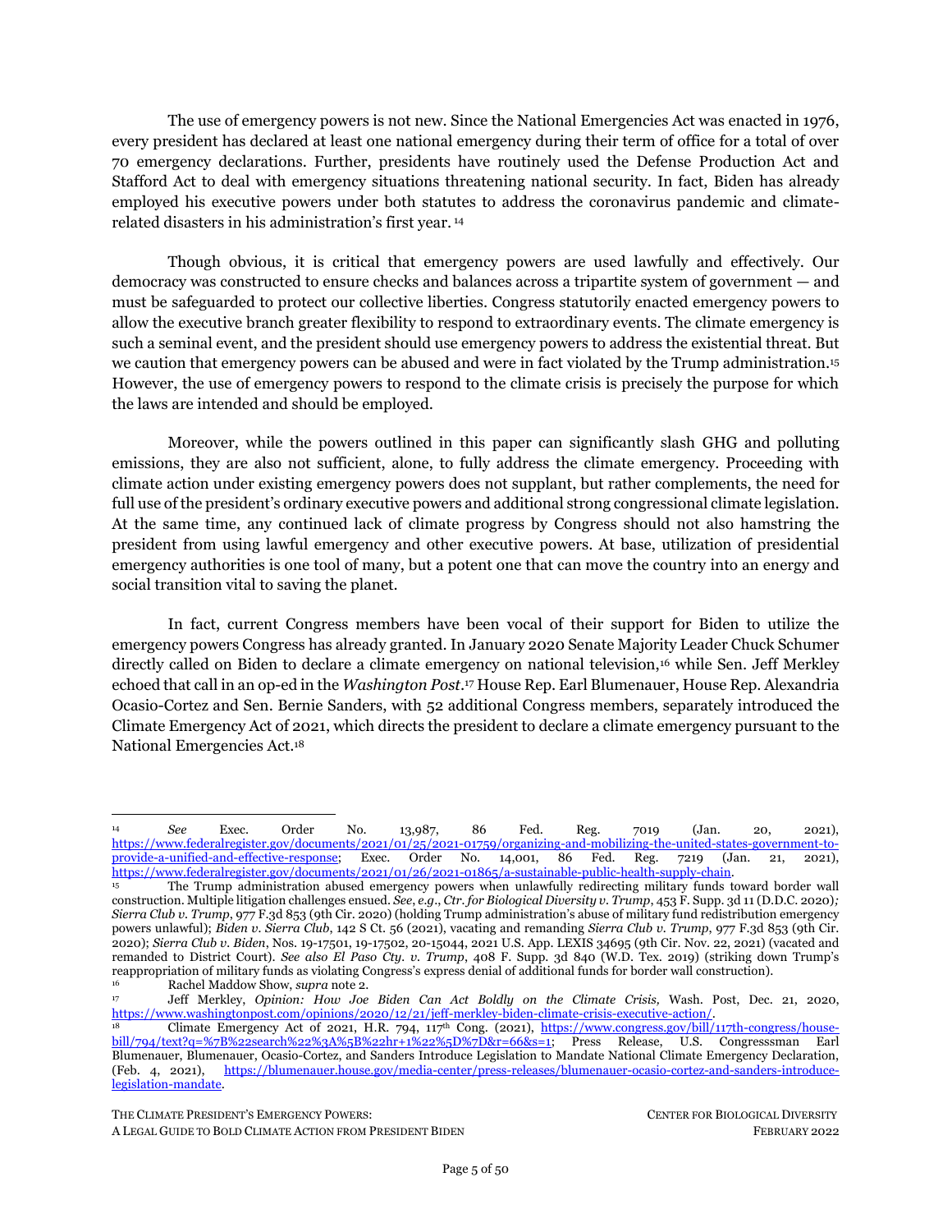The use of emergency powers is not new. Since the National Emergencies Act was enacted in 1976, every president has declared at least one national emergency during their term of office for a total of over 70 emergency declarations. Further, presidents have routinely used the Defense Production Act and Stafford Act to deal with emergency situations threatening national security. In fact, Biden has already employed his executive powers under both statutes to address the coronavirus pandemic and climate-related disasters in his administration's first year.[14]

Though obvious, it is critical that emergency powers are used lawfully and effectively. Our democracy was constructed to ensure checks and balances across a tripartite system of government — and must be safeguarded to protect our collective liberties. Congress statutorily enacted emergency powers to allow the executive branch greater flexibility to respond to extraordinary events. The climate emergency is such a seminal event, and the president should use emergency powers to address the existential threat. But we caution that emergency powers can be abused and were in fact violated by the Trump administration.[15] However, the use of emergency powers to respond to the climate crisis is precisely the purpose for which the laws are intended and should be employed.

Moreover, while the powers outlined in this paper can significantly slash GHG and polluting emissions, they are also not sufficient, alone, to fully address the climate emergency. Proceeding with climate action under existing emergency powers does not supplant, but rather complements, the need for full use of the president's ordinary executive powers and additional strong congressional climate legislation. At the same time, any continued lack of climate progress by Congress should not also hamstring the president from using lawful emergency and other executive powers. At base, utilization of presidential emergency authorities is one tool of many, but a potent one that can move the country into an energy and social transition vital to saving the planet.

In fact, current Congress members have been vocal of their support for Biden to utilize the emergency powers Congress has already granted. In January 2020 Senate Majority Leader Chuck Schumer directly called on Biden to declare a climate emergency on national television,[16] while Sen. Jeff Merkley echoed that call in an op-ed in the *Washington Post*.[17] House Rep. Earl Blumenauer, House Rep. Alexandria Ocasio-Cortez and Sen. Bernie Sanders, with 52 additional Congress members, separately introduced the Climate Emergency Act of 2021, which directs the president to declare a climate emergency pursuant to the National Emergencies Act.[18]

---

[14] *See* Exec. Order No. 13,987, 86 Fed. Reg. 7019 (Jan. 20, 2021), https://www.federalregister.gov/documents/2021/01/25/2021-01759/organizing-and-mobilizing-the-united-states-government-to-provide-a-unified-and-effective-response; Exec. Order No. 14,001, 86 Fed. Reg. 7219 (Jan. 21, 2021), https://www.federalregister.gov/documents/2021/01/26/2021-01865/a-sustainable-public-health-supply-chain.

[15] The Trump administration abused emergency powers when unlawfully redirecting military funds toward border wall construction. Multiple litigation challenges ensued. *See*, *e.g*., *Ctr. for Biological Diversity v. Trump*, 453 F. Supp. 3d 11 (D.D.C. 2020)*; Sierra Club v. Trump*, 977 F.3d 853 (9th Cir. 2020) (holding Trump administration's abuse of military fund redistribution emergency powers unlawful); *Biden v. Sierra Club*, 142 S Ct. 56 (2021), vacating and remanding *Sierra Club v. Trump*, 977 F.3d 853 (9th Cir. 2020); *Sierra Club v. Biden*, Nos. 19-17501, 19-17502, 20-15044, 2021 U.S. App. LEXIS 34695 (9th Cir. Nov. 22, 2021) (vacated and remanded to District Court). *See also El Paso Cty. v. Trump*, 408 F. Supp. 3d 840 (W.D. Tex. 2019) (striking down Trump's reappropriation of military funds as violating Congress's express denial of additional funds for border wall construction).

[16] Rachel Maddow Show, *supra* note 2.

[17] Jeff Merkley, *Opinion: How Joe Biden Can Act Boldly on the Climate Crisis,* Wash. Post, Dec. 21, 2020, https://www.washingtonpost.com/opinions/2020/12/21/jeff-merkley-biden-climate-crisis-executive-action/.

[18] Climate Emergency Act of 2021, H.R. 794, 117th Cong. (2021), https://www.congress.gov/bill/117th-congress/house-bill/794/text?q=%7B%22search%22%3A%5B%22hr+1%22%5D%7D&r=66&s=1; Press Release, U.S. Congresssman Earl Blumenauer, Blumenauer, Ocasio-Cortez, and Sanders Introduce Legislation to Mandate National Climate Emergency Declaration, (Feb. 4, 2021), https://blumenauer.house.gov/media-center/press-releases/blumenauer-ocasio-cortez-and-sanders-introduce-legislation-mandate.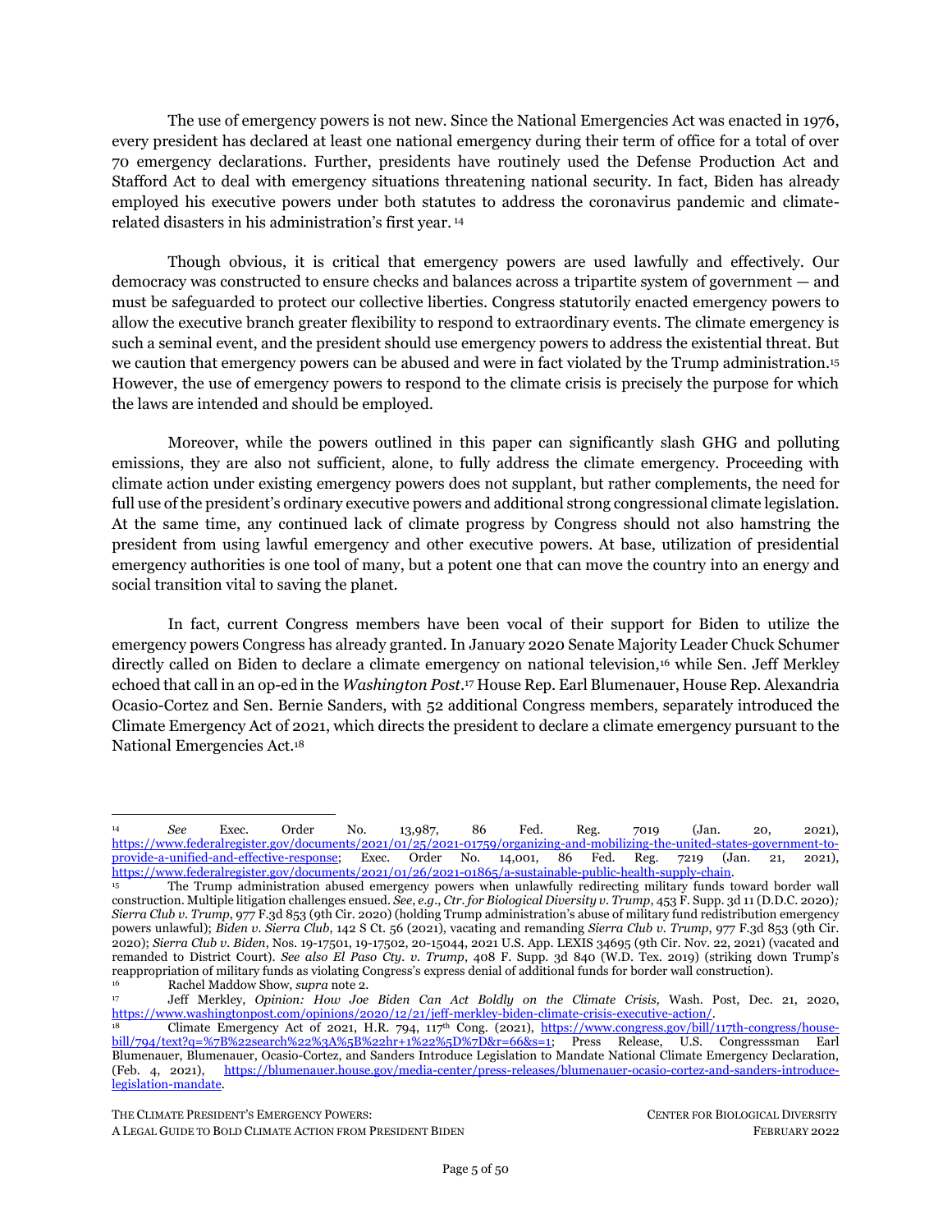The use of emergency powers is not new. Since the National Emergencies Act was enacted in 1976, every president has declared at least one national emergency during their term of office for a total of over 70 emergency declarations. Further, presidents have routinely used the Defense Production Act and Stafford Act to deal with emergency situations threatening national security. In fact, Biden has already employed his executive powers under both statutes to address the coronavirus pandemic and climate-related disasters in his administration's first year. [14]

Though obvious, it is critical that emergency powers are used lawfully and effectively. Our democracy was constructed to ensure checks and balances across a tripartite system of government — and must be safeguarded to protect our collective liberties. Congress statutorily enacted emergency powers to allow the executive branch greater flexibility to respond to extraordinary events. The climate emergency is such a seminal event, and the president should use emergency powers to address the existential threat. But we caution that emergency powers can be abused and were in fact violated by the Trump administration.[15] However, the use of emergency powers to respond to the climate crisis is precisely the purpose for which the laws are intended and should be employed.

Moreover, while the powers outlined in this paper can significantly slash GHG and polluting emissions, they are also not sufficient, alone, to fully address the climate emergency. Proceeding with climate action under existing emergency powers does not supplant, but rather complements, the need for full use of the president's ordinary executive powers and additional strong congressional climate legislation. At the same time, any continued lack of climate progress by Congress should not also hamstring the president from using lawful emergency and other executive powers. At base, utilization of presidential emergency authorities is one tool of many, but a potent one that can move the country into an energy and social transition vital to saving the planet.

In fact, current Congress members have been vocal of their support for Biden to utilize the emergency powers Congress has already granted. In January 2020 Senate Majority Leader Chuck Schumer directly called on Biden to declare a climate emergency on national television,[16] while Sen. Jeff Merkley echoed that call in an op-ed in the *Washington Post*.[17] House Rep. Earl Blumenauer, House Rep. Alexandria Ocasio-Cortez and Sen. Bernie Sanders, with 52 additional Congress members, separately introduced the Climate Emergency Act of 2021, which directs the president to declare a climate emergency pursuant to the National Emergencies Act.[18]

---

[14] *See* Exec. Order No. 13,987, 86 Fed. Reg. 7019 (Jan. 20, 2021), https://www.federalregister.gov/documents/2021/01/25/2021-01759/organizing-and-mobilizing-the-united-states-government-to-provide-a-unified-and-effective-response; Exec. Order No. 14,001, 86 Fed. Reg. 7219 (Jan. 21, 2021), https://www.federalregister.gov/documents/2021/01/26/2021-01865/a-sustainable-public-health-supply-chain.

[15] The Trump administration abused emergency powers when unlawfully redirecting military funds toward border wall construction. Multiple litigation challenges ensued. *See*, *e.g*., *Ctr. for Biological Diversity v. Trump*, 453 F. Supp. 3d 11 (D.D.C. 2020); *Sierra Club v. Trump*, 977 F.3d 853 (9th Cir. 2020) (holding Trump administration's abuse of military fund redistribution emergency powers unlawful); *Biden v. Sierra Club*, 142 S Ct. 56 (2021), vacating and remanding *Sierra Club v. Trump*, 977 F.3d 853 (9th Cir. 2020); *Sierra Club v. Biden*, Nos. 19-17501, 19-17502, 20-15044, 2021 U.S. App. LEXIS 34695 (9th Cir. Nov. 22, 2021) (vacated and remanded to District Court). *See also El Paso Cty. v. Trump*, 408 F. Supp. 3d 840 (W.D. Tex. 2019) (striking down Trump's reappropriation of military funds as violating Congress's express denial of additional funds for border wall construction).

[16] Rachel Maddow Show, *supra* note 2.

[17] Jeff Merkley, *Opinion: How Joe Biden Can Act Boldly on the Climate Crisis,* Wash. Post, Dec. 21, 2020, https://www.washingtonpost.com/opinions/2020/12/21/jeff-merkley-biden-climate-crisis-executive-action/.

[18] Climate Emergency Act of 2021, H.R. 794, 117th Cong. (2021), https://www.congress.gov/bill/117th-congress/house-bill/794/text?q=%7B%22search%22%3A%5B%22hr+1%22%5D%7D&r=66&s=1; Press Release, U.S. Congresssman Earl Blumenauer, Blumenauer, Ocasio-Cortez, and Sanders Introduce Legislation to Mandate National Climate Emergency Declaration, (Feb. 4, 2021), https://blumenauer.house.gov/media-center/press-releases/blumenauer-ocasio-cortez-and-sanders-introduce-legislation-mandate.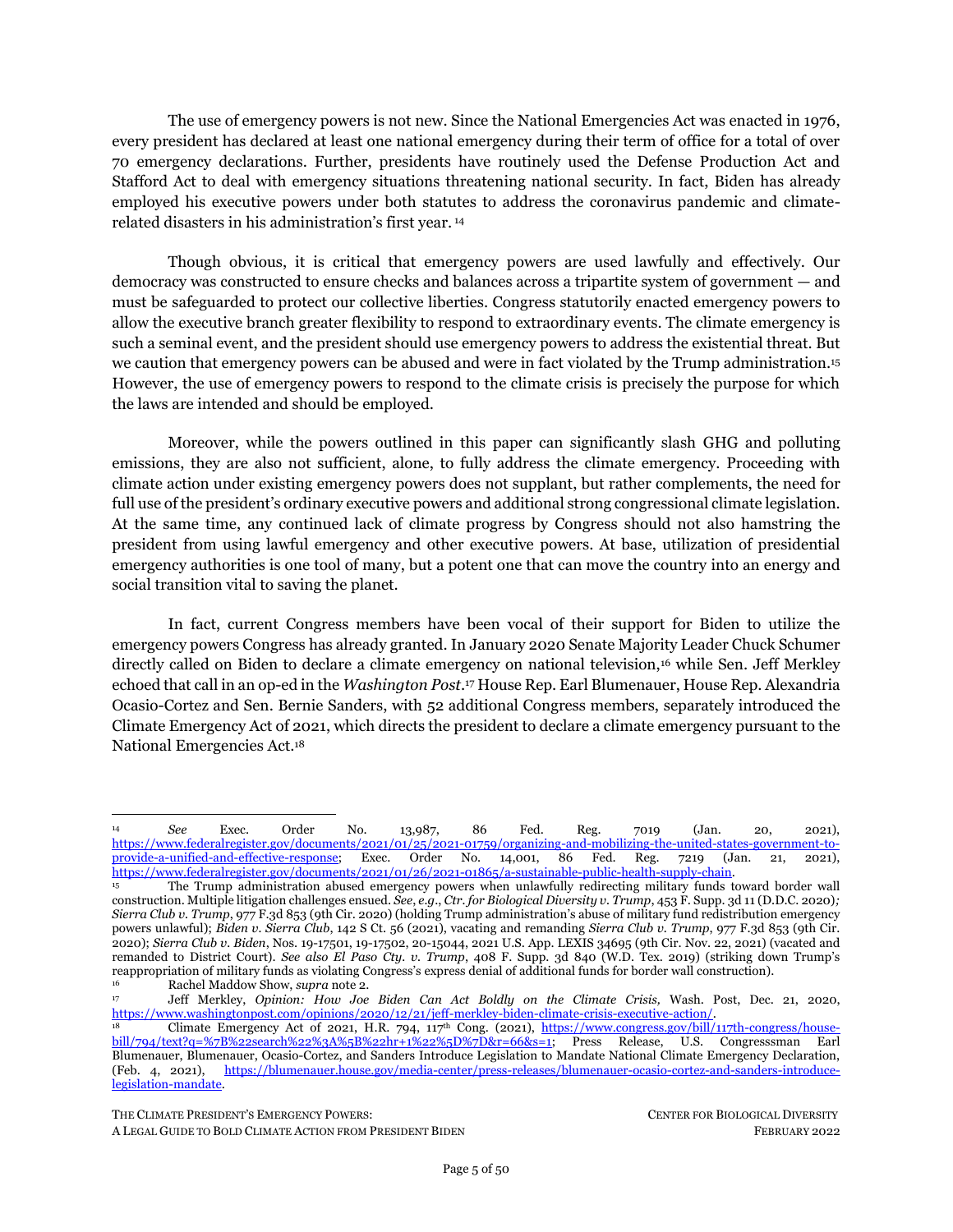The use of emergency powers is not new. Since the National Emergencies Act was enacted in 1976, every president has declared at least one national emergency during their term of office for a total of over 70 emergency declarations. Further, presidents have routinely used the Defense Production Act and Stafford Act to deal with emergency situations threatening national security. In fact, Biden has already employed his executive powers under both statutes to address the coronavirus pandemic and climate-related disasters in his administration's first year. [14]

Though obvious, it is critical that emergency powers are used lawfully and effectively. Our democracy was constructed to ensure checks and balances across a tripartite system of government — and must be safeguarded to protect our collective liberties. Congress statutorily enacted emergency powers to allow the executive branch greater flexibility to respond to extraordinary events. The climate emergency is such a seminal event, and the president should use emergency powers to address the existential threat. But we caution that emergency powers can be abused and were in fact violated by the Trump administration.[15] However, the use of emergency powers to respond to the climate crisis is precisely the purpose for which the laws are intended and should be employed.

Moreover, while the powers outlined in this paper can significantly slash GHG and polluting emissions, they are also not sufficient, alone, to fully address the climate emergency. Proceeding with climate action under existing emergency powers does not supplant, but rather complements, the need for full use of the president's ordinary executive powers and additional strong congressional climate legislation. At the same time, any continued lack of climate progress by Congress should not also hamstring the president from using lawful emergency and other executive powers. At base, utilization of presidential emergency authorities is one tool of many, but a potent one that can move the country into an energy and social transition vital to saving the planet.

In fact, current Congress members have been vocal of their support for Biden to utilize the emergency powers Congress has already granted. In January 2020 Senate Majority Leader Chuck Schumer directly called on Biden to declare a climate emergency on national television,[16] while Sen. Jeff Merkley echoed that call in an op-ed in the *Washington Post*.[17] House Rep. Earl Blumenauer, House Rep. Alexandria Ocasio-Cortez and Sen. Bernie Sanders, with 52 additional Congress members, separately introduced the Climate Emergency Act of 2021, which directs the president to declare a climate emergency pursuant to the National Emergencies Act.[18]

---

[14] *See* Exec. Order No. 13,987, 86 Fed. Reg. 7019 (Jan. 20, 2021), https://www.federalregister.gov/documents/2021/01/25/2021-01759/organizing-and-mobilizing-the-united-states-government-to-provide-a-unified-and-effective-response; Exec. Order No. 14,001, 86 Fed. Reg. 7219 (Jan. 21, 2021), https://www.federalregister.gov/documents/2021/01/26/2021-01865/a-sustainable-public-health-supply-chain.

[15] The Trump administration abused emergency powers when unlawfully redirecting military funds toward border wall construction. Multiple litigation challenges ensued. *See*, *e.g*., *Ctr. for Biological Diversity v. Trump*, 453 F. Supp. 3d 11 (D.D.C. 2020)*; Sierra Club v. Trump*, 977 F.3d 853 (9th Cir. 2020) (holding Trump administration's abuse of military fund redistribution emergency powers unlawful); *Biden v. Sierra Club*, 142 S Ct. 56 (2021), vacating and remanding *Sierra Club v. Trump*, 977 F.3d 853 (9th Cir. 2020); *Sierra Club v. Biden*, Nos. 19-17501, 19-17502, 20-15044, 2021 U.S. App. LEXIS 34695 (9th Cir. Nov. 22, 2021) (vacated and remanded to District Court). *See also El Paso Cty. v. Trump*, 408 F. Supp. 3d 840 (W.D. Tex. 2019) (striking down Trump's reappropriation of military funds as violating Congress's express denial of additional funds for border wall construction).

[16] Rachel Maddow Show, *supra* note 2.

[17] Jeff Merkley, *Opinion: How Joe Biden Can Act Boldly on the Climate Crisis,* Wash. Post, Dec. 21, 2020, https://www.washingtonpost.com/opinions/2020/12/21/jeff-merkley-biden-climate-crisis-executive-action/.

[18] Climate Emergency Act of 2021, H.R. 794, 117th Cong. (2021), https://www.congress.gov/bill/117th-congress/house-bill/794/text?q=%7B%22search%22%3A%5B%22hr+1%22%5D%7D&r=66&s=1; Press Release, U.S. Congressman Earl Blumenauer, Blumenauer, Ocasio-Cortez, and Sanders Introduce Legislation to Mandate National Climate Emergency Declaration, (Feb. 4, 2021), https://blumenauer.house.gov/media-center/press-releases/blumenauer-ocasio-cortez-and-sanders-introduce-legislation-mandate.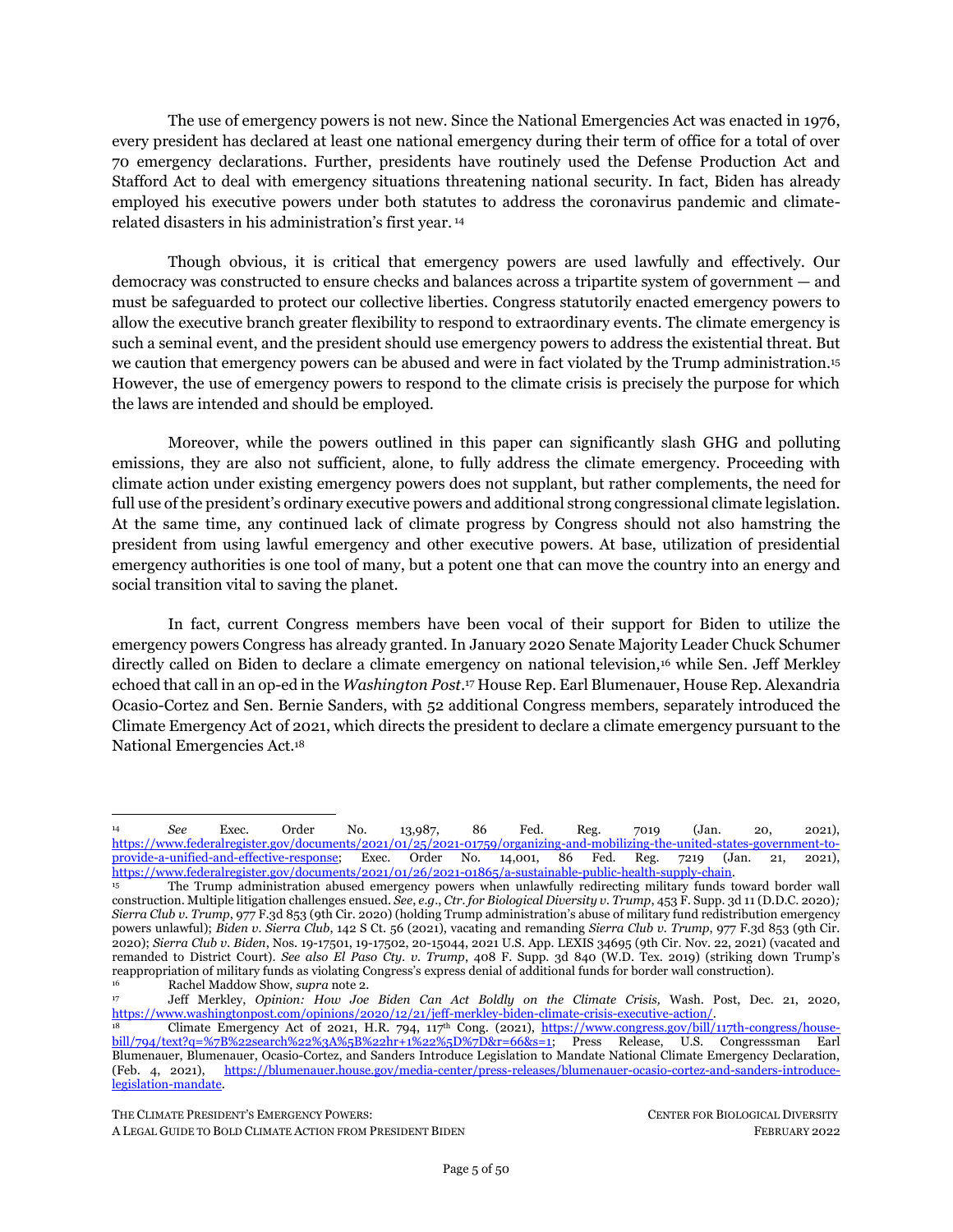The use of emergency powers is not new. Since the National Emergencies Act was enacted in 1976, every president has declared at least one national emergency during their term of office for a total of over 70 emergency declarations. Further, presidents have routinely used the Defense Production Act and Stafford Act to deal with emergency situations threatening national security. In fact, Biden has already employed his executive powers under both statutes to address the coronavirus pandemic and climate-related disasters in his administration's first year. [14]

Though obvious, it is critical that emergency powers are used lawfully and effectively. Our democracy was constructed to ensure checks and balances across a tripartite system of government — and must be safeguarded to protect our collective liberties. Congress statutorily enacted emergency powers to allow the executive branch greater flexibility to respond to extraordinary events. The climate emergency is such a seminal event, and the president should use emergency powers to address the existential threat. But we caution that emergency powers can be abused and were in fact violated by the Trump administration.[15] However, the use of emergency powers to respond to the climate crisis is precisely the purpose for which the laws are intended and should be employed.

Moreover, while the powers outlined in this paper can significantly slash GHG and polluting emissions, they are also not sufficient, alone, to fully address the climate emergency. Proceeding with climate action under existing emergency powers does not supplant, but rather complements, the need for full use of the president's ordinary executive powers and additional strong congressional climate legislation. At the same time, any continued lack of climate progress by Congress should not also hamstring the president from using lawful emergency and other executive powers. At base, utilization of presidential emergency authorities is one tool of many, but a potent one that can move the country into an energy and social transition vital to saving the planet.

In fact, current Congress members have been vocal of their support for Biden to utilize the emergency powers Congress has already granted. In January 2020 Senate Majority Leader Chuck Schumer directly called on Biden to declare a climate emergency on national television,[16] while Sen. Jeff Merkley echoed that call in an op-ed in the *Washington Post*.[17] House Rep. Earl Blumenauer, House Rep. Alexandria Ocasio-Cortez and Sen. Bernie Sanders, with 52 additional Congress members, separately introduced the Climate Emergency Act of 2021, which directs the president to declare a climate emergency pursuant to the National Emergencies Act.[18]

---

[14] *See* Exec. Order No. 13,987, 86 Fed. Reg. 7019 (Jan. 20, 2021), https://www.federalregister.gov/documents/2021/01/25/2021-01759/organizing-and-mobilizing-the-united-states-government-to-provide-a-unified-and-effective-response; Exec. Order No. 14,001, 86 Fed. Reg. 7219 (Jan. 21, 2021), https://www.federalregister.gov/documents/2021/01/26/2021-01865/a-sustainable-public-health-supply-chain.

[15] The Trump administration abused emergency powers when unlawfully redirecting military funds toward border wall construction. Multiple litigation challenges ensued. *See*, *e.g*., *Ctr. for Biological Diversity v. Trump*, 453 F. Supp. 3d 11 (D.D.C. 2020)*; Sierra Club v. Trump*, 977 F.3d 853 (9th Cir. 2020) (holding Trump administration's abuse of military fund redistribution emergency powers unlawful); *Biden v. Sierra Club*, 142 S Ct. 56 (2021), vacating and remanding *Sierra Club v. Trump*, 977 F.3d 853 (9th Cir. 2020); *Sierra Club v. Biden*, Nos. 19-17501, 19-17502, 20-15044, 2021 U.S. App. LEXIS 34695 (9th Cir. Nov. 22, 2021) (vacated and remanded to District Court). *See also El Paso Cty. v. Trump*, 408 F. Supp. 3d 840 (W.D. Tex. 2019) (striking down Trump's reappropriation of military funds as violating Congress's express denial of additional funds for border wall construction).

[16] Rachel Maddow Show, *supra* note 2.

[17] Jeff Merkley, *Opinion: How Joe Biden Can Act Boldly on the Climate Crisis,* Wash. Post, Dec. 21, 2020, https://www.washingtonpost.com/opinions/2020/12/21/jeff-merkley-biden-climate-crisis-executive-action/.

[18] Climate Emergency Act of 2021, H.R. 794, 117th Cong. (2021), https://www.congress.gov/bill/117th-congress/house-bill/794/text?q=%7B%22search%22%3A%5B%22hr+1%22%5D%7D&r=66&s=1; Press Release, U.S. Congresssman Earl Blumenauer, Blumenauer, Ocasio-Cortez, and Sanders Introduce Legislation to Mandate National Climate Emergency Declaration, (Feb. 4, 2021), https://blumenauer.house.gov/media-center/press-releases/blumenauer-ocasio-cortez-and-sanders-introduce-legislation-mandate.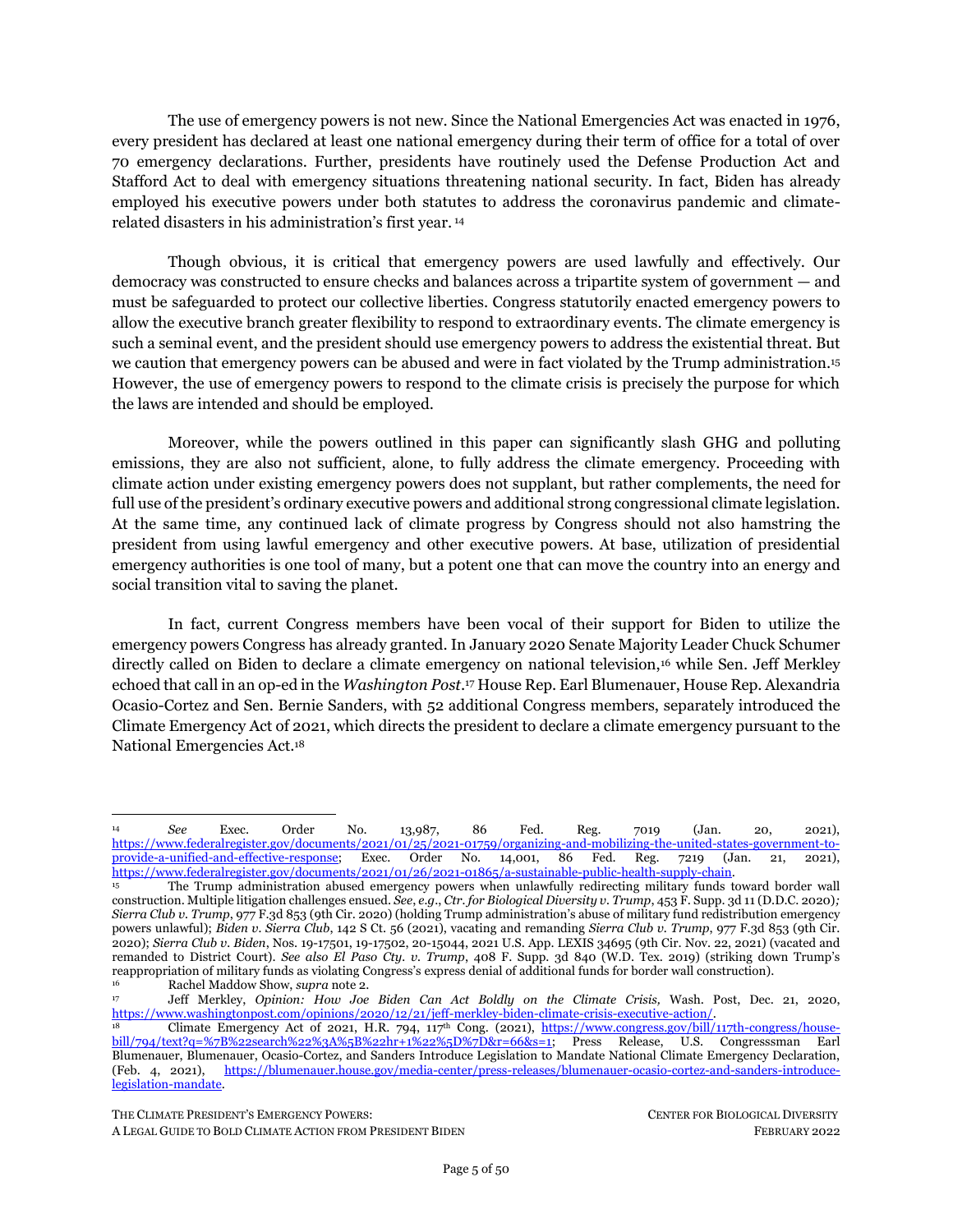The use of emergency powers is not new. Since the National Emergencies Act was enacted in 1976, every president has declared at least one national emergency during their term of office for a total of over 70 emergency declarations. Further, presidents have routinely used the Defense Production Act and Stafford Act to deal with emergency situations threatening national security. In fact, Biden has already employed his executive powers under both statutes to address the coronavirus pandemic and climate-related disasters in his administration's first year. [14]

Though obvious, it is critical that emergency powers are used lawfully and effectively. Our democracy was constructed to ensure checks and balances across a tripartite system of government — and must be safeguarded to protect our collective liberties. Congress statutorily enacted emergency powers to allow the executive branch greater flexibility to respond to extraordinary events. The climate emergency is such a seminal event, and the president should use emergency powers to address the existential threat. But we caution that emergency powers can be abused and were in fact violated by the Trump administration.[15] However, the use of emergency powers to respond to the climate crisis is precisely the purpose for which the laws are intended and should be employed.

Moreover, while the powers outlined in this paper can significantly slash GHG and polluting emissions, they are also not sufficient, alone, to fully address the climate emergency. Proceeding with climate action under existing emergency powers does not supplant, but rather complements, the need for full use of the president's ordinary executive powers and additional strong congressional climate legislation. At the same time, any continued lack of climate progress by Congress should not also hamstring the president from using lawful emergency and other executive powers. At base, utilization of presidential emergency authorities is one tool of many, but a potent one that can move the country into an energy and social transition vital to saving the planet.

In fact, current Congress members have been vocal of their support for Biden to utilize the emergency powers Congress has already granted. In January 2020 Senate Majority Leader Chuck Schumer directly called on Biden to declare a climate emergency on national television,[16] while Sen. Jeff Merkley echoed that call in an op-ed in the *Washington Post*.[17] House Rep. Earl Blumenauer, House Rep. Alexandria Ocasio-Cortez and Sen. Bernie Sanders, with 52 additional Congress members, separately introduced the Climate Emergency Act of 2021, which directs the president to declare a climate emergency pursuant to the National Emergencies Act.[18]

---

[14] *See* Exec. Order No. 13,987, 86 Fed. Reg. 7019 (Jan. 20, 2021), https://www.federalregister.gov/documents/2021/01/25/2021-01759/organizing-and-mobilizing-the-united-states-government-to-provide-a-unified-and-effective-response; Exec. Order No. 14,001, 86 Fed. Reg. 7219 (Jan. 21, 2021), https://www.federalregister.gov/documents/2021/01/26/2021-01865/a-sustainable-public-health-supply-chain.

[15] The Trump administration abused emergency powers when unlawfully redirecting military funds toward border wall construction. Multiple litigation challenges ensued. *See*, *e.g*., *Ctr. for Biological Diversity v. Trump*, 453 F. Supp. 3d 11 (D.D.C. 2020)*; Sierra Club v. Trump*, 977 F.3d 853 (9th Cir. 2020) (holding Trump administration's abuse of military fund redistribution emergency powers unlawful); *Biden v. Sierra Club*, 142 S Ct. 56 (2021), vacating and remanding *Sierra Club v. Trump*, 977 F.3d 853 (9th Cir. 2020); *Sierra Club v. Biden*, Nos. 19-17501, 19-17502, 20-15044, 2021 U.S. App. LEXIS 34695 (9th Cir. Nov. 22, 2021) (vacated and remanded to District Court). *See also El Paso Cty. v. Trump*, 408 F. Supp. 3d 840 (W.D. Tex. 2019) (striking down Trump's reappropriation of military funds as violating Congress's express denial of additional funds for border wall construction).

[16] Rachel Maddow Show, *supra* note 2.

[17] Jeff Merkley, *Opinion: How Joe Biden Can Act Boldly on the Climate Crisis,* Wash. Post, Dec. 21, 2020, https://www.washingtonpost.com/opinions/2020/12/21/jeff-merkley-biden-climate-crisis-executive-action/.

[18] Climate Emergency Act of 2021, H.R. 794, 117th Cong. (2021), https://www.congress.gov/bill/117th-congress/house-bill/794/text?q=%7B%22search%22%3A%5B%22hr+1%22%5D%7D&r=66&s=1; Press Release, U.S. Congresssman Earl Blumenauer, Blumenauer, Ocasio-Cortez, and Sanders Introduce Legislation to Mandate National Climate Emergency Declaration, (Feb. 4, 2021), https://blumenauer.house.gov/media-center/press-releases/blumenauer-ocasio-cortez-and-sanders-introduce-legislation-mandate.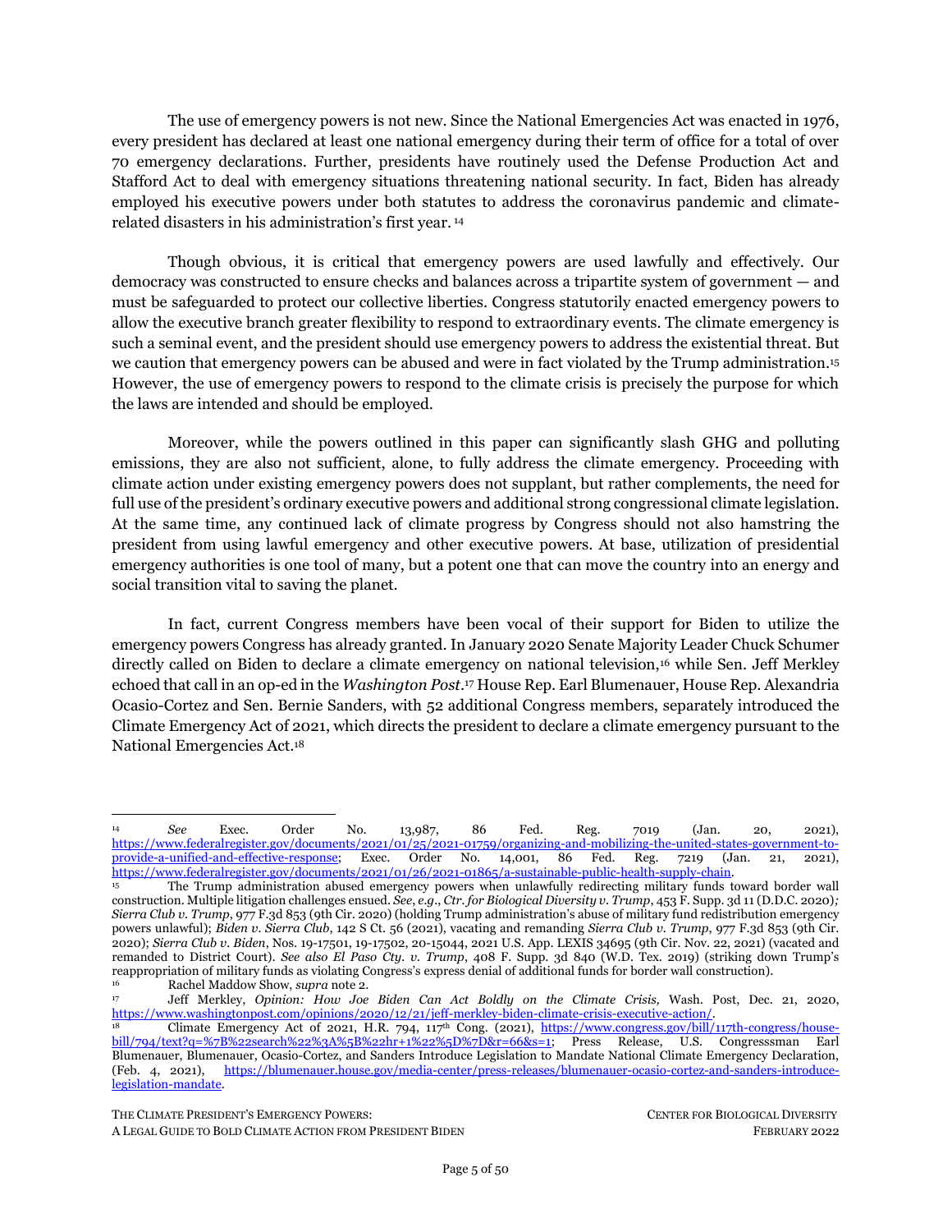The use of emergency powers is not new. Since the National Emergencies Act was enacted in 1976, every president has declared at least one national emergency during their term of office for a total of over 70 emergency declarations. Further, presidents have routinely used the Defense Production Act and Stafford Act to deal with emergency situations threatening national security. In fact, Biden has already employed his executive powers under both statutes to address the coronavirus pandemic and climate-related disasters in his administration's first year.[14]

Though obvious, it is critical that emergency powers are used lawfully and effectively. Our democracy was constructed to ensure checks and balances across a tripartite system of government — and must be safeguarded to protect our collective liberties. Congress statutorily enacted emergency powers to allow the executive branch greater flexibility to respond to extraordinary events. The climate emergency is such a seminal event, and the president should use emergency powers to address the existential threat. But we caution that emergency powers can be abused and were in fact violated by the Trump administration.[15] However, the use of emergency powers to respond to the climate crisis is precisely the purpose for which the laws are intended and should be employed.

Moreover, while the powers outlined in this paper can significantly slash GHG and polluting emissions, they are also not sufficient, alone, to fully address the climate emergency. Proceeding with climate action under existing emergency powers does not supplant, but rather complements, the need for full use of the president's ordinary executive powers and additional strong congressional climate legislation. At the same time, any continued lack of climate progress by Congress should not also hamstring the president from using lawful emergency and other executive powers. At base, utilization of presidential emergency authorities is one tool of many, but a potent one that can move the country into an energy and social transition vital to saving the planet.

In fact, current Congress members have been vocal of their support for Biden to utilize the emergency powers Congress has already granted. In January 2020 Senate Majority Leader Chuck Schumer directly called on Biden to declare a climate emergency on national television,[16] while Sen. Jeff Merkley echoed that call in an op-ed in the *Washington Post*.[17] House Rep. Earl Blumenauer, House Rep. Alexandria Ocasio-Cortez and Sen. Bernie Sanders, with 52 additional Congress members, separately introduced the Climate Emergency Act of 2021, which directs the president to declare a climate emergency pursuant to the National Emergencies Act.[18]

---

[14] *See* Exec. Order No. 13,987, 86 Fed. Reg. 7019 (Jan. 20, 2021), https://www.federalregister.gov/documents/2021/01/25/2021-01759/organizing-and-mobilizing-the-united-states-government-to-provide-a-unified-and-effective-response; Exec. Order No. 14,001, 86 Fed. Reg. 7219 (Jan. 21, 2021), https://www.federalregister.gov/documents/2021/01/26/2021-01865/a-sustainable-public-health-supply-chain.

[15] The Trump administration abused emergency powers when unlawfully redirecting military funds toward border wall construction. Multiple litigation challenges ensued. *See*, *e.g*., *Ctr. for Biological Diversity v. Trump*, 453 F. Supp. 3d 11 (D.D.C. 2020)*; Sierra Club v. Trump*, 977 F.3d 853 (9th Cir. 2020) (holding Trump administration's abuse of military fund redistribution emergency powers unlawful); *Biden v. Sierra Club*, 142 S Ct. 56 (2021), vacating and remanding *Sierra Club v. Trump*, 977 F.3d 853 (9th Cir. 2020); *Sierra Club v. Biden*, Nos. 19-17501, 19-17502, 20-15044, 2021 U.S. App. LEXIS 34695 (9th Cir. Nov. 22, 2021) (vacated and remanded to District Court). *See also El Paso Cty. v. Trump*, 408 F. Supp. 3d 840 (W.D. Tex. 2019) (striking down Trump's reappropriation of military funds as violating Congress's express denial of additional funds for border wall construction).

[16] Rachel Maddow Show, *supra* note 2.

[17] Jeff Merkley, *Opinion: How Joe Biden Can Act Boldly on the Climate Crisis,* Wash. Post, Dec. 21, 2020, https://www.washingtonpost.com/opinions/2020/12/21/jeff-merkley-biden-climate-crisis-executive-action/.

[18] Climate Emergency Act of 2021, H.R. 794, 117th Cong. (2021), https://www.congress.gov/bill/117th-congress/house-bill/794/text?q=%7B%22search%22%3A%5B%22hr+1%22%5D%7D&r=66&s=1; Press Release, U.S. Congresssman Earl Blumenauer, Blumenauer, Ocasio-Cortez, and Sanders Introduce Legislation to Mandate National Climate Emergency Declaration, (Feb. 4, 2021), https://blumenauer.house.gov/media-center/press-releases/blumenauer-ocasio-cortez-and-sanders-introduce-legislation-mandate.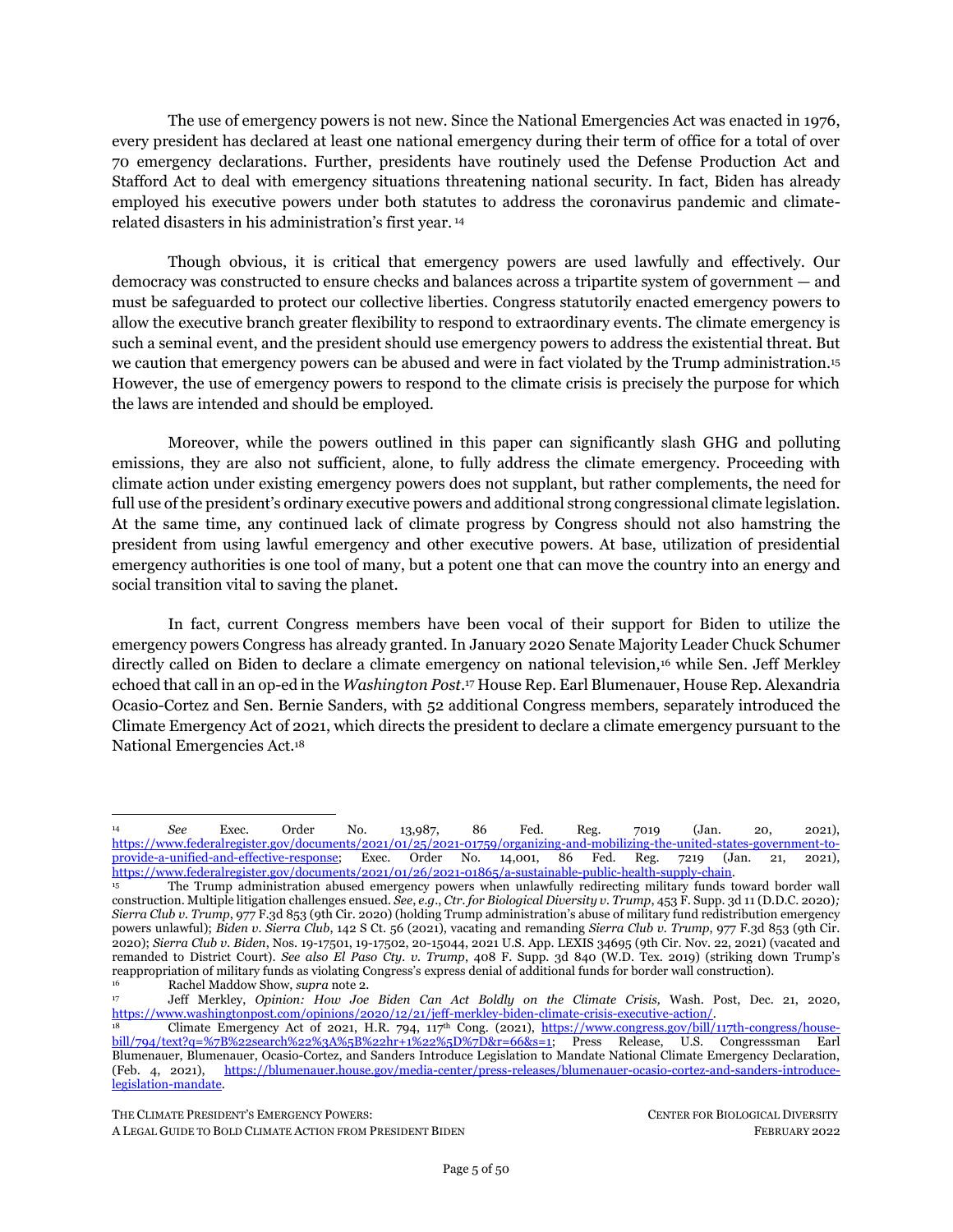The use of emergency powers is not new. Since the National Emergencies Act was enacted in 1976, every president has declared at least one national emergency during their term of office for a total of over 70 emergency declarations. Further, presidents have routinely used the Defense Production Act and Stafford Act to deal with emergency situations threatening national security. In fact, Biden has already employed his executive powers under both statutes to address the coronavirus pandemic and climate-related disasters in his administration's first year. [14]

Though obvious, it is critical that emergency powers are used lawfully and effectively. Our democracy was constructed to ensure checks and balances across a tripartite system of government — and must be safeguarded to protect our collective liberties. Congress statutorily enacted emergency powers to allow the executive branch greater flexibility to respond to extraordinary events. The climate emergency is such a seminal event, and the president should use emergency powers to address the existential threat. But we caution that emergency powers can be abused and were in fact violated by the Trump administration.[15] However, the use of emergency powers to respond to the climate crisis is precisely the purpose for which the laws are intended and should be employed.

Moreover, while the powers outlined in this paper can significantly slash GHG and polluting emissions, they are also not sufficient, alone, to fully address the climate emergency. Proceeding with climate action under existing emergency powers does not supplant, but rather complements, the need for full use of the president's ordinary executive powers and additional strong congressional climate legislation. At the same time, any continued lack of climate progress by Congress should not also hamstring the president from using lawful emergency and other executive powers. At base, utilization of presidential emergency authorities is one tool of many, but a potent one that can move the country into an energy and social transition vital to saving the planet.

In fact, current Congress members have been vocal of their support for Biden to utilize the emergency powers Congress has already granted. In January 2020 Senate Majority Leader Chuck Schumer directly called on Biden to declare a climate emergency on national television,[16] while Sen. Jeff Merkley echoed that call in an op-ed in the *Washington Post*.[17] House Rep. Earl Blumenauer, House Rep. Alexandria Ocasio-Cortez and Sen. Bernie Sanders, with 52 additional Congress members, separately introduced the Climate Emergency Act of 2021, which directs the president to declare a climate emergency pursuant to the National Emergencies Act.[18]

---

[14] *See* Exec. Order No. 13,987, 86 Fed. Reg. 7019 (Jan. 20, 2021), https://www.federalregister.gov/documents/2021/01/25/2021-01759/organizing-and-mobilizing-the-united-states-government-to-provide-a-unified-and-effective-response; Exec. Order No. 14,001, 86 Fed. Reg. 7219 (Jan. 21, 2021), https://www.federalregister.gov/documents/2021/01/26/2021-01865/a-sustainable-public-health-supply-chain.

[15] The Trump administration abused emergency powers when unlawfully redirecting military funds toward border wall construction. Multiple litigation challenges ensued. *See*, *e.g.*, *Ctr. for Biological Diversity v. Trump*, 453 F. Supp. 3d 11 (D.D.C. 2020); *Sierra Club v. Trump*, 977 F.3d 853 (9th Cir. 2020) (holding Trump administration's abuse of military fund redistribution emergency powers unlawful); *Biden v. Sierra Club*, 142 S Ct. 56 (2021), vacating and remanding *Sierra Club v. Trump*, 977 F.3d 853 (9th Cir. 2020); *Sierra Club v. Biden*, Nos. 19-17501, 19-17502, 20-15044, 2021 U.S. App. LEXIS 34695 (9th Cir. Nov. 22, 2021) (vacated and remanded to District Court). *See also El Paso Cty. v. Trump*, 408 F. Supp. 3d 840 (W.D. Tex. 2019) (striking down Trump's reappropriation of military funds as violating Congress's express denial of additional funds for border wall construction).

[16] Rachel Maddow Show, *supra* note 2.

[17] Jeff Merkley, *Opinion: How Joe Biden Can Act Boldly on the Climate Crisis,* Wash. Post, Dec. 21, 2020, https://www.washingtonpost.com/opinions/2020/12/21/jeff-merkley-biden-climate-crisis-executive-action/.

[18] Climate Emergency Act of 2021, H.R. 794, 117th Cong. (2021), https://www.congress.gov/bill/117th-congress/house-bill/794/text?q=%7B%22search%22%3A%5B%22hr+1%22%5D%7D&r=66&s=1; Press Release, U.S. Congresssman Earl Blumenauer, Blumenauer, Ocasio-Cortez, and Sanders Introduce Legislation to Mandate National Climate Emergency Declaration, (Feb. 4, 2021), https://blumenauer.house.gov/media-center/press-releases/blumenauer-ocasio-cortez-and-sanders-introduce-legislation-mandate.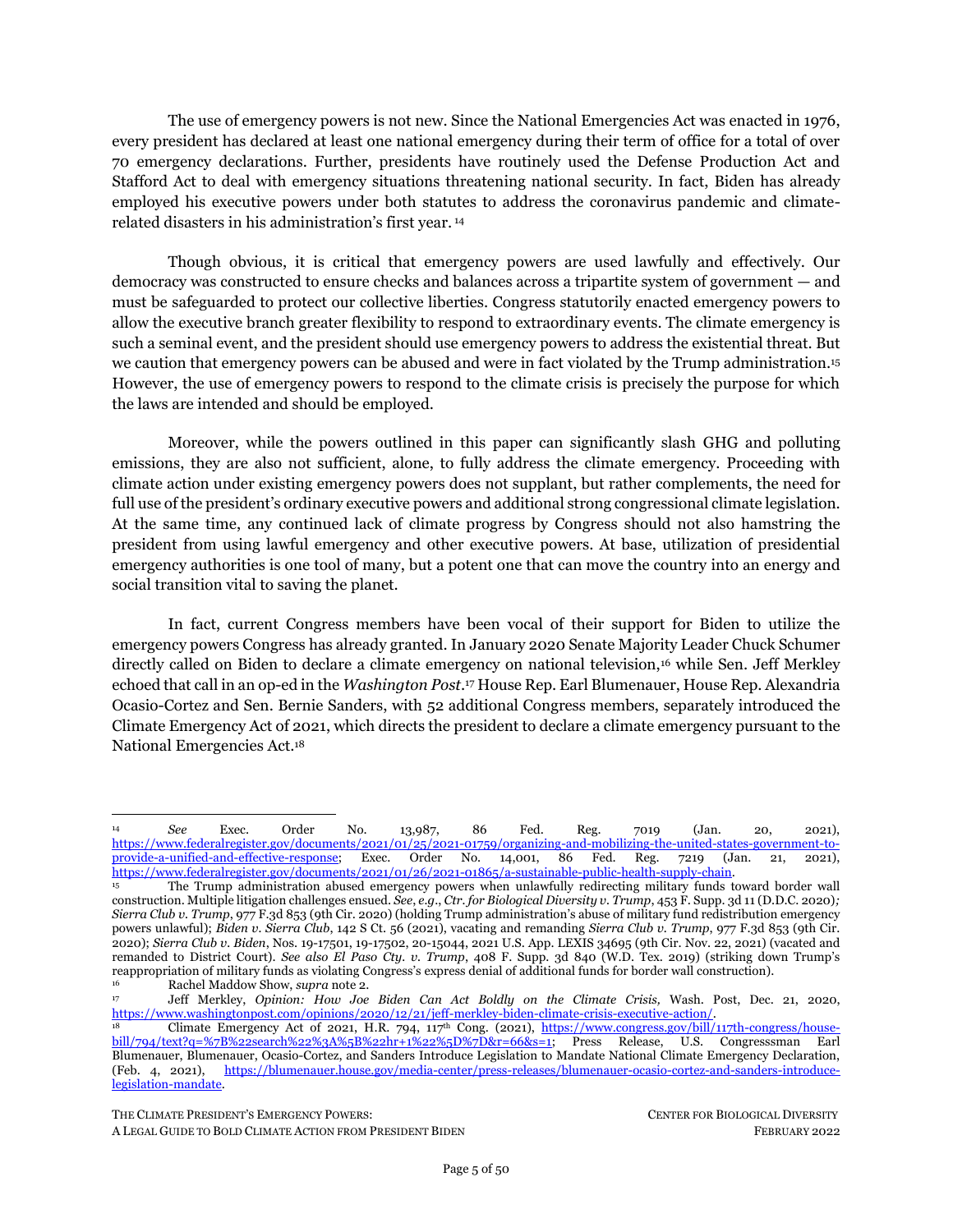The use of emergency powers is not new. Since the National Emergencies Act was enacted in 1976, every president has declared at least one national emergency during their term of office for a total of over 70 emergency declarations. Further, presidents have routinely used the Defense Production Act and Stafford Act to deal with emergency situations threatening national security. In fact, Biden has already employed his executive powers under both statutes to address the coronavirus pandemic and climate-related disasters in his administration's first year. [14]

Though obvious, it is critical that emergency powers are used lawfully and effectively. Our democracy was constructed to ensure checks and balances across a tripartite system of government — and must be safeguarded to protect our collective liberties. Congress statutorily enacted emergency powers to allow the executive branch greater flexibility to respond to extraordinary events. The climate emergency is such a seminal event, and the president should use emergency powers to address the existential threat. But we caution that emergency powers can be abused and were in fact violated by the Trump administration.[15] However, the use of emergency powers to respond to the climate crisis is precisely the purpose for which the laws are intended and should be employed.

Moreover, while the powers outlined in this paper can significantly slash GHG and polluting emissions, they are also not sufficient, alone, to fully address the climate emergency. Proceeding with climate action under existing emergency powers does not supplant, but rather complements, the need for full use of the president's ordinary executive powers and additional strong congressional climate legislation. At the same time, any continued lack of climate progress by Congress should not also hamstring the president from using lawful emergency and other executive powers. At base, utilization of presidential emergency authorities is one tool of many, but a potent one that can move the country into an energy and social transition vital to saving the planet.

In fact, current Congress members have been vocal of their support for Biden to utilize the emergency powers Congress has already granted. In January 2020 Senate Majority Leader Chuck Schumer directly called on Biden to declare a climate emergency on national television,[16] while Sen. Jeff Merkley echoed that call in an op-ed in the *Washington Post*.[17] House Rep. Earl Blumenauer, House Rep. Alexandria Ocasio-Cortez and Sen. Bernie Sanders, with 52 additional Congress members, separately introduced the Climate Emergency Act of 2021, which directs the president to declare a climate emergency pursuant to the National Emergencies Act.[18]

---

[14] *See* Exec. Order No. 13,987, 86 Fed. Reg. 7019 (Jan. 20, 2021), https://www.federalregister.gov/documents/2021/01/25/2021-01759/organizing-and-mobilizing-the-united-states-government-to-provide-a-unified-and-effective-response; Exec. Order No. 14,001, 86 Fed. Reg. 7219 (Jan. 21, 2021), https://www.federalregister.gov/documents/2021/01/26/2021-01865/a-sustainable-public-health-supply-chain.

[15] The Trump administration abused emergency powers when unlawfully redirecting military funds toward border wall construction. Multiple litigation challenges ensued. *See*, *e.g*., *Ctr. for Biological Diversity v. Trump*, 453 F. Supp. 3d 11 (D.D.C. 2020); *Sierra Club v. Trump*, 977 F.3d 853 (9th Cir. 2020) (holding Trump administration's abuse of military fund redistribution emergency powers unlawful); *Biden v. Sierra Club*, 142 S Ct. 56 (2021), vacating and remanding *Sierra Club v. Trump*, 977 F.3d 853 (9th Cir. 2020); *Sierra Club v. Biden*, Nos. 19-17501, 19-17502, 20-15044, 2021 U.S. App. LEXIS 34695 (9th Cir. Nov. 22, 2021) (vacated and remanded to District Court). *See also El Paso Cty. v. Trump*, 408 F. Supp. 3d 840 (W.D. Tex. 2019) (striking down Trump's reappropriation of military funds as violating Congress's express denial of additional funds for border wall construction).

[16] Rachel Maddow Show, *supra* note 2.

[17] Jeff Merkley, *Opinion: How Joe Biden Can Act Boldly on the Climate Crisis,* Wash. Post, Dec. 21, 2020, https://www.washingtonpost.com/opinions/2020/12/21/jeff-merkley-biden-climate-crisis-executive-action/.

[18] Climate Emergency Act of 2021, H.R. 794, 117th Cong. (2021), https://www.congress.gov/bill/117th-congress/house-bill/794/text?q=%7B%22search%22%3A%5B%22hr+1%22%5D%7D&r=66&s=1; Press Release, U.S. Congresssman Earl Blumenauer, Blumenauer, Ocasio-Cortez, and Sanders Introduce Legislation to Mandate National Climate Emergency Declaration, (Feb. 4, 2021), https://blumenauer.house.gov/media-center/press-releases/blumenauer-ocasio-cortez-and-sanders-introduce-legislation-mandate.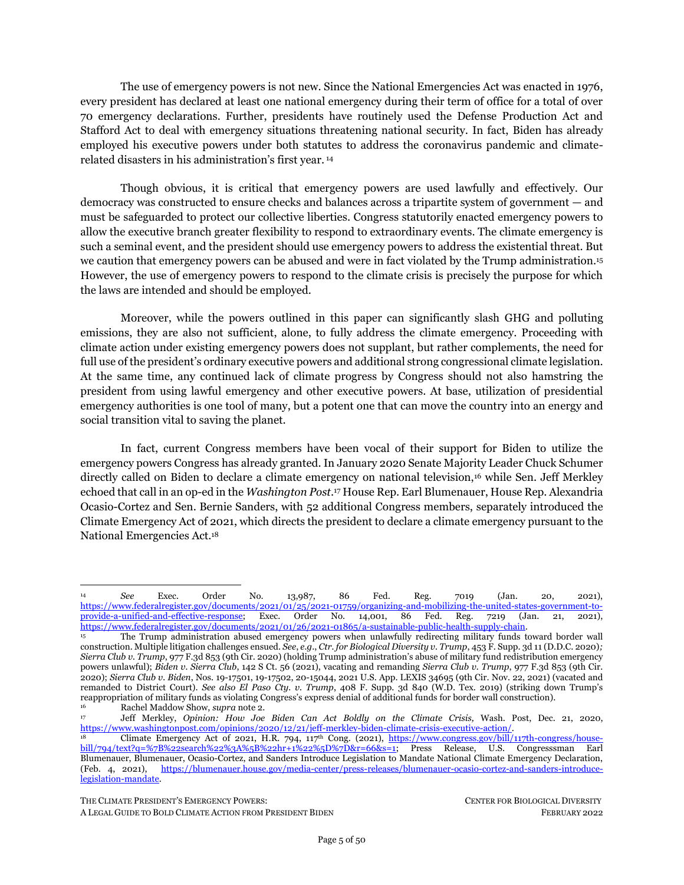The use of emergency powers is not new. Since the National Emergencies Act was enacted in 1976, every president has declared at least one national emergency during their term of office for a total of over 70 emergency declarations. Further, presidents have routinely used the Defense Production Act and Stafford Act to deal with emergency situations threatening national security. In fact, Biden has already employed his executive powers under both statutes to address the coronavirus pandemic and climate-related disasters in his administration's first year. [14]

Though obvious, it is critical that emergency powers are used lawfully and effectively. Our democracy was constructed to ensure checks and balances across a tripartite system of government — and must be safeguarded to protect our collective liberties. Congress statutorily enacted emergency powers to allow the executive branch greater flexibility to respond to extraordinary events. The climate emergency is such a seminal event, and the president should use emergency powers to address the existential threat. But we caution that emergency powers can be abused and were in fact violated by the Trump administration.[15] However, the use of emergency powers to respond to the climate crisis is precisely the purpose for which the laws are intended and should be employed.

Moreover, while the powers outlined in this paper can significantly slash GHG and polluting emissions, they are also not sufficient, alone, to fully address the climate emergency. Proceeding with climate action under existing emergency powers does not supplant, but rather complements, the need for full use of the president's ordinary executive powers and additional strong congressional climate legislation. At the same time, any continued lack of climate progress by Congress should not also hamstring the president from using lawful emergency and other executive powers. At base, utilization of presidential emergency authorities is one tool of many, but a potent one that can move the country into an energy and social transition vital to saving the planet.

In fact, current Congress members have been vocal of their support for Biden to utilize the emergency powers Congress has already granted. In January 2020 Senate Majority Leader Chuck Schumer directly called on Biden to declare a climate emergency on national television,[16] while Sen. Jeff Merkley echoed that call in an op-ed in the *Washington Post*.[17] House Rep. Earl Blumenauer, House Rep. Alexandria Ocasio-Cortez and Sen. Bernie Sanders, with 52 additional Congress members, separately introduced the Climate Emergency Act of 2021, which directs the president to declare a climate emergency pursuant to the National Emergencies Act.[18]

---

[14] *See* Exec. Order No. 13,987, 86 Fed. Reg. 7019 (Jan. 20, 2021), https://www.federalregister.gov/documents/2021/01/25/2021-01759/organizing-and-mobilizing-the-united-states-government-to-provide-a-unified-and-effective-response; Exec. Order No. 14,001, 86 Fed. Reg. 7219 (Jan. 21, 2021), https://www.federalregister.gov/documents/2021/01/26/2021-01865/a-sustainable-public-health-supply-chain.

[15] The Trump administration abused emergency powers when unlawfully redirecting military funds toward border wall construction. Multiple litigation challenges ensued. *See*, *e.g*., *Ctr. for Biological Diversity v. Trump*, 453 F. Supp. 3d 11 (D.D.C. 2020); *Sierra Club v. Trump*, 977 F.3d 853 (9th Cir. 2020) (holding Trump administration's abuse of military fund redistribution emergency powers unlawful); *Biden v. Sierra Club*, 142 S Ct. 56 (2021), vacating and remanding *Sierra Club v. Trump*, 977 F.3d 853 (9th Cir. 2020); *Sierra Club v. Biden*, Nos. 19-17501, 19-17502, 20-15044, 2021 U.S. App. LEXIS 34695 (9th Cir. Nov. 22, 2021) (vacated and remanded to District Court). *See also El Paso Cty. v. Trump*, 408 F. Supp. 3d 840 (W.D. Tex. 2019) (striking down Trump's reappropriation of military funds as violating Congress's express denial of additional funds for border wall construction).

[16] Rachel Maddow Show, *supra* note 2.

[17] Jeff Merkley, *Opinion: How Joe Biden Can Act Boldly on the Climate Crisis,* Wash. Post, Dec. 21, 2020, https://www.washingtonpost.com/opinions/2020/12/21/jeff-merkley-biden-climate-crisis-executive-action/.

[18] Climate Emergency Act of 2021, H.R. 794, 117th Cong. (2021), https://www.congress.gov/bill/117th-congress/house-bill/794/text?q=%7B%22search%22%3A%5B%22hr+1%22%5D%7D&r=66&s=1; Press Release, U.S. Congressman Earl Blumenauer, Blumenauer, Ocasio-Cortez, and Sanders Introduce Legislation to Mandate National Climate Emergency Declaration, (Feb. 4, 2021), https://blumenauer.house.gov/media-center/press-releases/blumenauer-ocasio-cortez-and-sanders-introduce-legislation-mandate.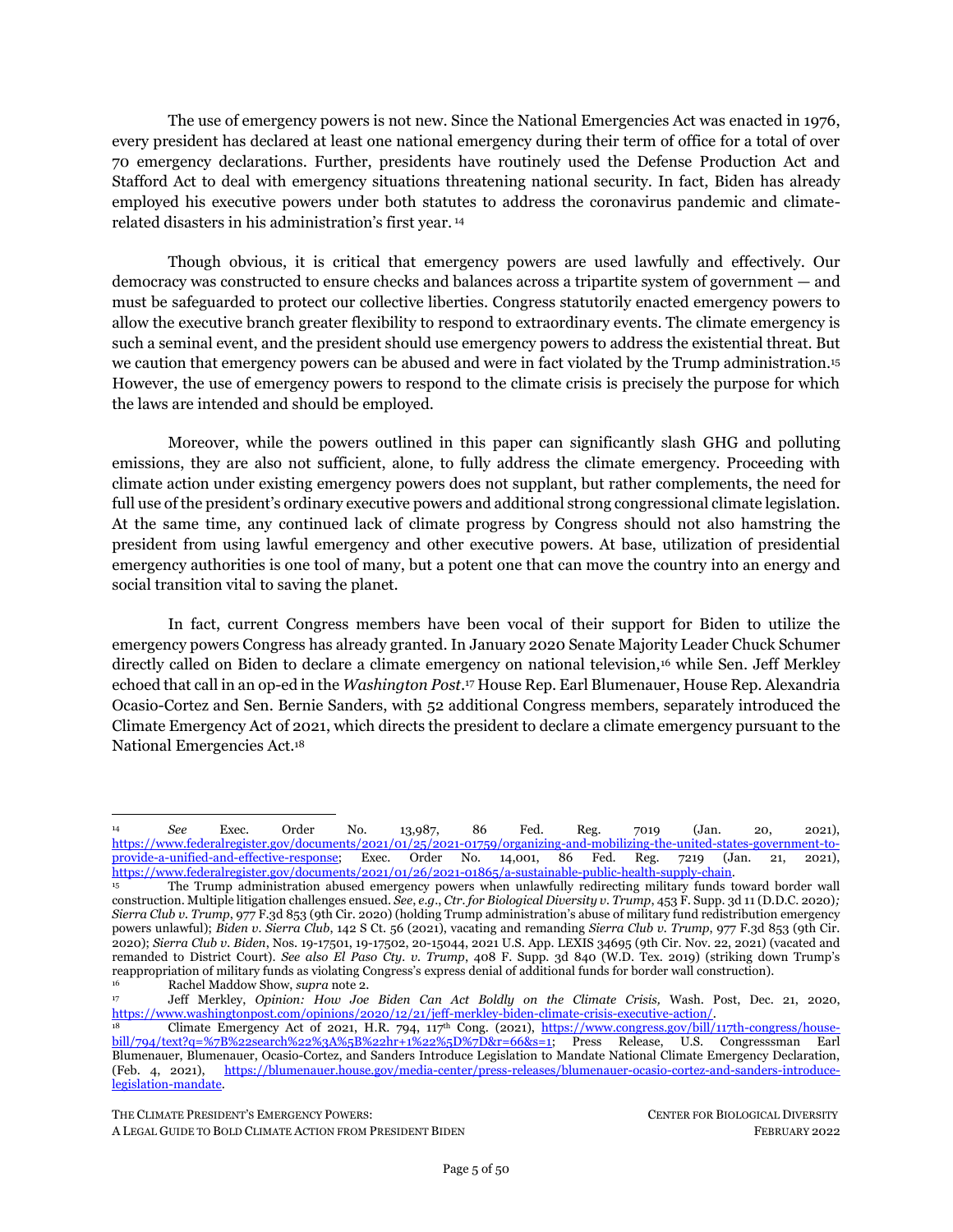The use of emergency powers is not new. Since the National Emergencies Act was enacted in 1976, every president has declared at least one national emergency during their term of office for a total of over 70 emergency declarations. Further, presidents have routinely used the Defense Production Act and Stafford Act to deal with emergency situations threatening national security. In fact, Biden has already employed his executive powers under both statutes to address the coronavirus pandemic and climate-related disasters in his administration's first year. [14]

Though obvious, it is critical that emergency powers are used lawfully and effectively. Our democracy was constructed to ensure checks and balances across a tripartite system of government — and must be safeguarded to protect our collective liberties. Congress statutorily enacted emergency powers to allow the executive branch greater flexibility to respond to extraordinary events. The climate emergency is such a seminal event, and the president should use emergency powers to address the existential threat. But we caution that emergency powers can be abused and were in fact violated by the Trump administration.[15] However, the use of emergency powers to respond to the climate crisis is precisely the purpose for which the laws are intended and should be employed.

Moreover, while the powers outlined in this paper can significantly slash GHG and polluting emissions, they are also not sufficient, alone, to fully address the climate emergency. Proceeding with climate action under existing emergency powers does not supplant, but rather complements, the need for full use of the president's ordinary executive powers and additional strong congressional climate legislation. At the same time, any continued lack of climate progress by Congress should not also hamstring the president from using lawful emergency and other executive powers. At base, utilization of presidential emergency authorities is one tool of many, but a potent one that can move the country into an energy and social transition vital to saving the planet.

In fact, current Congress members have been vocal of their support for Biden to utilize the emergency powers Congress has already granted. In January 2020 Senate Majority Leader Chuck Schumer directly called on Biden to declare a climate emergency on national television,[16] while Sen. Jeff Merkley echoed that call in an op-ed in the *Washington Post*.[17] House Rep. Earl Blumenauer, House Rep. Alexandria Ocasio-Cortez and Sen. Bernie Sanders, with 52 additional Congress members, separately introduced the Climate Emergency Act of 2021, which directs the president to declare a climate emergency pursuant to the National Emergencies Act.[18]

---

[14] *See* Exec. Order No. 13,987, 86 Fed. Reg. 7019 (Jan. 20, 2021), https://www.federalregister.gov/documents/2021/01/25/2021-01759/organizing-and-mobilizing-the-united-states-government-to-provide-a-unified-and-effective-response; Exec. Order No. 14,001, 86 Fed. Reg. 7219 (Jan. 21, 2021), https://www.federalregister.gov/documents/2021/01/26/2021-01865/a-sustainable-public-health-supply-chain.

[15] The Trump administration abused emergency powers when unlawfully redirecting military funds toward border wall construction. Multiple litigation challenges ensued. *See, e.g.*, *Ctr. for Biological Diversity v. Trump*, 453 F. Supp. 3d 11 (D.D.C. 2020); *Sierra Club v. Trump*, 977 F.3d 853 (9th Cir. 2020) (holding Trump administration's abuse of military fund redistribution emergency powers unlawful); *Biden v. Sierra Club*, 142 S Ct. 56 (2021), vacating and remanding *Sierra Club v. Trump*, 977 F.3d 853 (9th Cir. 2020); *Sierra Club v. Biden*, Nos. 19-17501, 19-17502, 20-15044, 2021 U.S. App. LEXIS 34695 (9th Cir. Nov. 22, 2021) (vacated and remanded to District Court). *See also El Paso Cty. v. Trump*, 408 F. Supp. 3d 840 (W.D. Tex. 2019) (striking down Trump's reappropriation of military funds as violating Congress's express denial of additional funds for border wall construction).

[16] Rachel Maddow Show, *supra* note 2.

[17] Jeff Merkley, *Opinion: How Joe Biden Can Act Boldly on the Climate Crisis,* Wash. Post, Dec. 21, 2020, https://www.washingtonpost.com/opinions/2020/12/21/jeff-merkley-biden-climate-crisis-executive-action/.

[18] Climate Emergency Act of 2021, H.R. 794, 117th Cong. (2021), https://www.congress.gov/bill/117th-congress/house-bill/794/text?q=%7B%22search%22%3A%5B%22hr+1%22%5D%7D&r=66&s=1; Press Release, U.S. Congresssman Earl Blumenauer, Blumenauer, Ocasio-Cortez, and Sanders Introduce Legislation to Mandate National Climate Emergency Declaration, (Feb. 4, 2021), https://blumenauer.house.gov/media-center/press-releases/blumenauer-ocasio-cortez-and-sanders-introduce-legislation-mandate.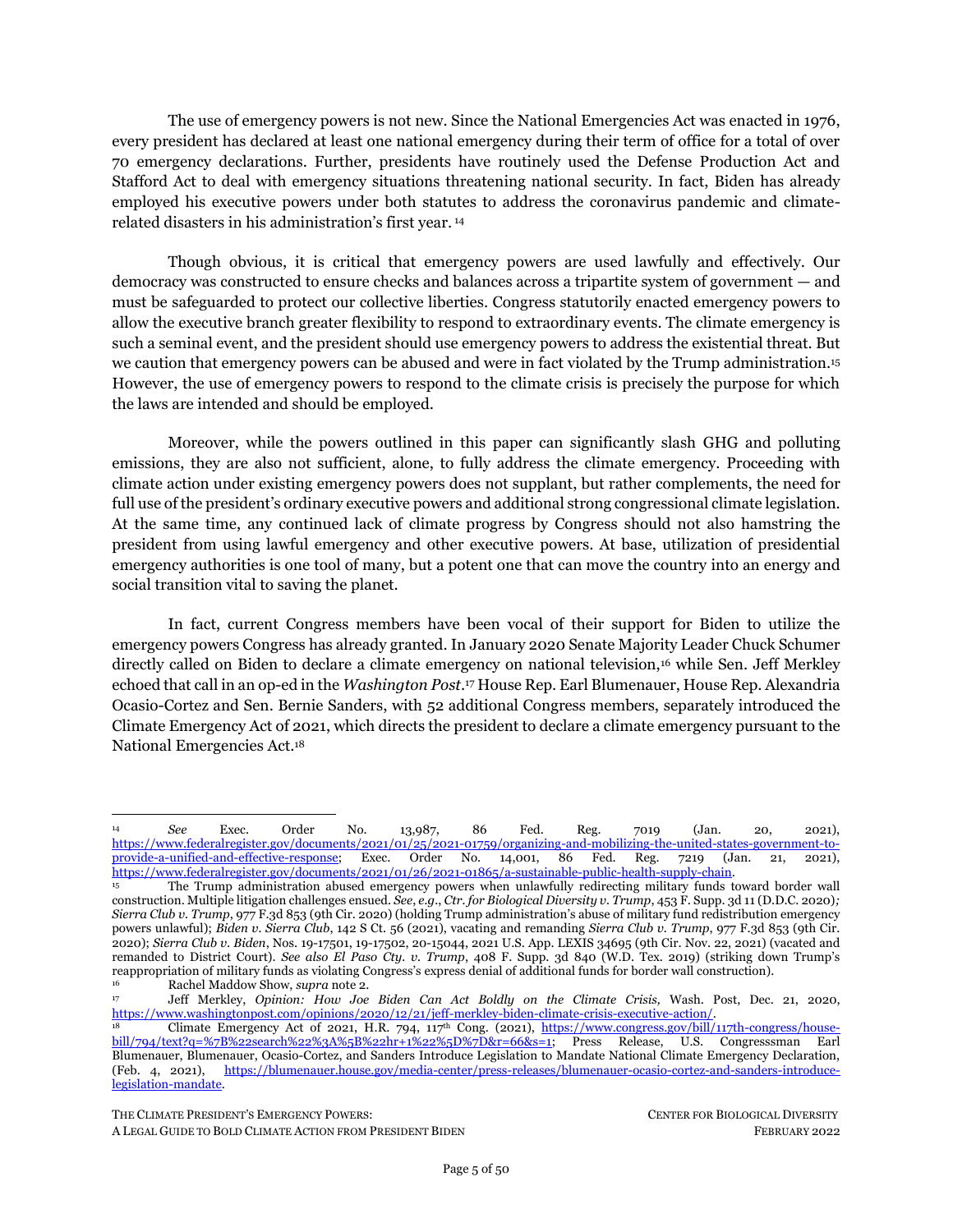The use of emergency powers is not new. Since the National Emergencies Act was enacted in 1976, every president has declared at least one national emergency during their term of office for a total of over 70 emergency declarations. Further, presidents have routinely used the Defense Production Act and Stafford Act to deal with emergency situations threatening national security. In fact, Biden has already employed his executive powers under both statutes to address the coronavirus pandemic and climate-related disasters in his administration's first year. [14]

Though obvious, it is critical that emergency powers are used lawfully and effectively. Our democracy was constructed to ensure checks and balances across a tripartite system of government — and must be safeguarded to protect our collective liberties. Congress statutorily enacted emergency powers to allow the executive branch greater flexibility to respond to extraordinary events. The climate emergency is such a seminal event, and the president should use emergency powers to address the existential threat. But we caution that emergency powers can be abused and were in fact violated by the Trump administration.[15] However, the use of emergency powers to respond to the climate crisis is precisely the purpose for which the laws are intended and should be employed.

Moreover, while the powers outlined in this paper can significantly slash GHG and polluting emissions, they are also not sufficient, alone, to fully address the climate emergency. Proceeding with climate action under existing emergency powers does not supplant, but rather complements, the need for full use of the president's ordinary executive powers and additional strong congressional climate legislation. At the same time, any continued lack of climate progress by Congress should not also hamstring the president from using lawful emergency and other executive powers. At base, utilization of presidential emergency authorities is one tool of many, but a potent one that can move the country into an energy and social transition vital to saving the planet.

In fact, current Congress members have been vocal of their support for Biden to utilize the emergency powers Congress has already granted. In January 2020 Senate Majority Leader Chuck Schumer directly called on Biden to declare a climate emergency on national television,[16] while Sen. Jeff Merkley echoed that call in an op-ed in the *Washington Post*.[17] House Rep. Earl Blumenauer, House Rep. Alexandria Ocasio-Cortez and Sen. Bernie Sanders, with 52 additional Congress members, separately introduced the Climate Emergency Act of 2021, which directs the president to declare a climate emergency pursuant to the National Emergencies Act.[18]

---

[14] *See* Exec. Order No. 13,987, 86 Fed. Reg. 7019 (Jan. 20, 2021), https://www.federalregister.gov/documents/2021/01/25/2021-01759/organizing-and-mobilizing-the-united-states-government-to-provide-a-unified-and-effective-response; Exec. Order No. 14,001, 86 Fed. Reg. 7219 (Jan. 21, 2021), https://www.federalregister.gov/documents/2021/01/26/2021-01865/a-sustainable-public-health-supply-chain.

[15] The Trump administration abused emergency powers when unlawfully redirecting military funds toward border wall construction. Multiple litigation challenges ensued. *See*, *e.g.*, *Ctr. for Biological Diversity v. Trump*, 453 F. Supp. 3d 11 (D.D.C. 2020)*; Sierra Club v. Trump*, 977 F.3d 853 (9th Cir. 2020) (holding Trump administration's abuse of military fund redistribution emergency powers unlawful); *Biden v. Sierra Club*, 142 S Ct. 56 (2021), vacating and remanding *Sierra Club v. Trump*, 977 F.3d 853 (9th Cir. 2020); *Sierra Club v. Biden*, Nos. 19-17501, 19-17502, 20-15044, 2021 U.S. App. LEXIS 34695 (9th Cir. Nov. 22, 2021) (vacated and remanded to District Court). *See also El Paso Cty. v. Trump*, 408 F. Supp. 3d 840 (W.D. Tex. 2019) (striking down Trump's reappropriation of military funds as violating Congress's express denial of additional funds for border wall construction).

[16] Rachel Maddow Show, *supra* note 2.

[17] Jeff Merkley, *Opinion: How Joe Biden Can Act Boldly on the Climate Crisis,* Wash. Post, Dec. 21, 2020, https://www.washingtonpost.com/opinions/2020/12/21/jeff-merkley-biden-climate-crisis-executive-action/.

[18] Climate Emergency Act of 2021, H.R. 794, 117th Cong. (2021), https://www.congress.gov/bill/117th-congress/house-bill/794/text?q=%7B%22search%22%3A%5B%22hr+1%22%5D%7D&r=66&s=1; Press Release, U.S. Congresssman Earl Blumenauer, Blumenauer, Ocasio-Cortez, and Sanders Introduce Legislation to Mandate National Climate Emergency Declaration, (Feb. 4, 2021), https://blumenauer.house.gov/media-center/press-releases/blumenauer-ocasio-cortez-and-sanders-introduce-legislation-mandate.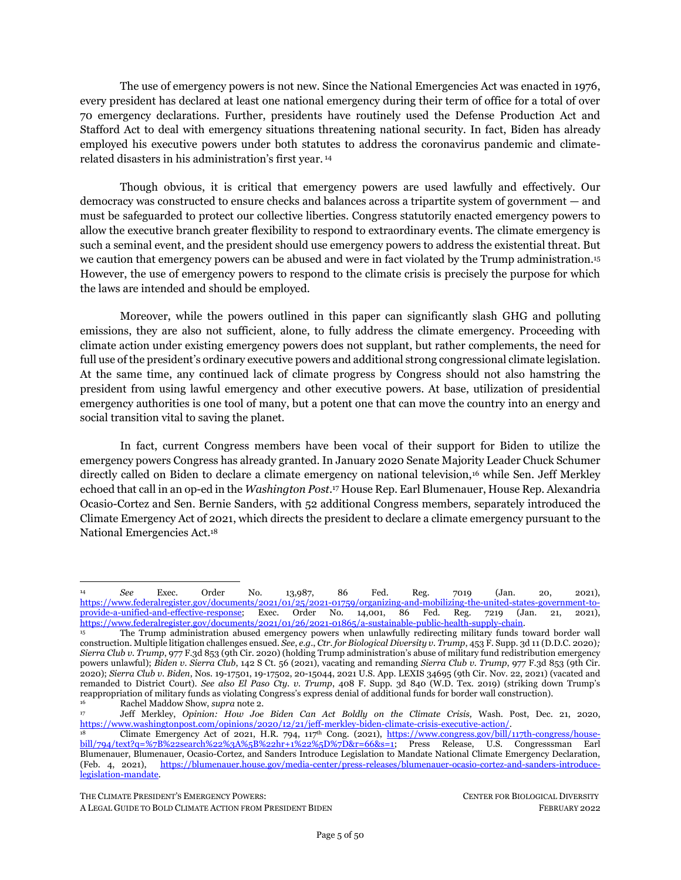The use of emergency powers is not new. Since the National Emergencies Act was enacted in 1976, every president has declared at least one national emergency during their term of office for a total of over 70 emergency declarations. Further, presidents have routinely used the Defense Production Act and Stafford Act to deal with emergency situations threatening national security. In fact, Biden has already employed his executive powers under both statutes to address the coronavirus pandemic and climate-related disasters in his administration's first year. [14]

Though obvious, it is critical that emergency powers are used lawfully and effectively. Our democracy was constructed to ensure checks and balances across a tripartite system of government — and must be safeguarded to protect our collective liberties. Congress statutorily enacted emergency powers to allow the executive branch greater flexibility to respond to extraordinary events. The climate emergency is such a seminal event, and the president should use emergency powers to address the existential threat. But we caution that emergency powers can be abused and were in fact violated by the Trump administration.[15] However, the use of emergency powers to respond to the climate crisis is precisely the purpose for which the laws are intended and should be employed.

Moreover, while the powers outlined in this paper can significantly slash GHG and polluting emissions, they are also not sufficient, alone, to fully address the climate emergency. Proceeding with climate action under existing emergency powers does not supplant, but rather complements, the need for full use of the president's ordinary executive powers and additional strong congressional climate legislation. At the same time, any continued lack of climate progress by Congress should not also hamstring the president from using lawful emergency and other executive powers. At base, utilization of presidential emergency authorities is one tool of many, but a potent one that can move the country into an energy and social transition vital to saving the planet.

In fact, current Congress members have been vocal of their support for Biden to utilize the emergency powers Congress has already granted. In January 2020 Senate Majority Leader Chuck Schumer directly called on Biden to declare a climate emergency on national television,[16] while Sen. Jeff Merkley echoed that call in an op-ed in the *Washington Post*.[17] House Rep. Earl Blumenauer, House Rep. Alexandria Ocasio-Cortez and Sen. Bernie Sanders, with 52 additional Congress members, separately introduced the Climate Emergency Act of 2021, which directs the president to declare a climate emergency pursuant to the National Emergencies Act.[18]

---

[14] *See* Exec. Order No. 13,987, 86 Fed. Reg. 7019 (Jan. 20, 2021), https://www.federalregister.gov/documents/2021/01/25/2021-01759/organizing-and-mobilizing-the-united-states-government-to-provide-a-unified-and-effective-response; Exec. Order No. 14,001, 86 Fed. Reg. 7219 (Jan. 21, 2021), https://www.federalregister.gov/documents/2021/01/26/2021-01865/a-sustainable-public-health-supply-chain.

[15] The Trump administration abused emergency powers when unlawfully redirecting military funds toward border wall construction. Multiple litigation challenges ensued. *See*, *e.g*., *Ctr. for Biological Diversity v. Trump*, 453 F. Supp. 3d 11 (D.D.C. 2020)*; Sierra Club v. Trump*, 977 F.3d 853 (9th Cir. 2020) (holding Trump administration's abuse of military fund redistribution emergency powers unlawful); *Biden v. Sierra Club*, 142 S Ct. 56 (2021), vacating and remanding *Sierra Club v. Trump*, 977 F.3d 853 (9th Cir. 2020); *Sierra Club v. Biden*, Nos. 19-17501, 19-17502, 20-15044, 2021 U.S. App. LEXIS 34695 (9th Cir. Nov. 22, 2021) (vacated and remanded to District Court). *See also El Paso Cty. v. Trump*, 408 F. Supp. 3d 840 (W.D. Tex. 2019) (striking down Trump's reappropriation of military funds as violating Congress's express denial of additional funds for border wall construction).

[16] Rachel Maddow Show, *supra* note 2.

[17] Jeff Merkley, *Opinion: How Joe Biden Can Act Boldly on the Climate Crisis,* Wash. Post, Dec. 21, 2020, https://www.washingtonpost.com/opinions/2020/12/21/jeff-merkley-biden-climate-crisis-executive-action/.

[18] Climate Emergency Act of 2021, H.R. 794, 117th Cong. (2021), https://www.congress.gov/bill/117th-congress/house-bill/794/text?q=%7B%22search%22%3A%5B%22hr+1%22%5D%7D&r=66&s=1; Press Release, U.S. Congresssman Earl Blumenauer, Blumenauer, Ocasio-Cortez, and Sanders Introduce Legislation to Mandate National Climate Emergency Declaration, (Feb. 4, 2021), https://blumenauer.house.gov/media-center/press-releases/blumenauer-ocasio-cortez-and-sanders-introduce-legislation-mandate.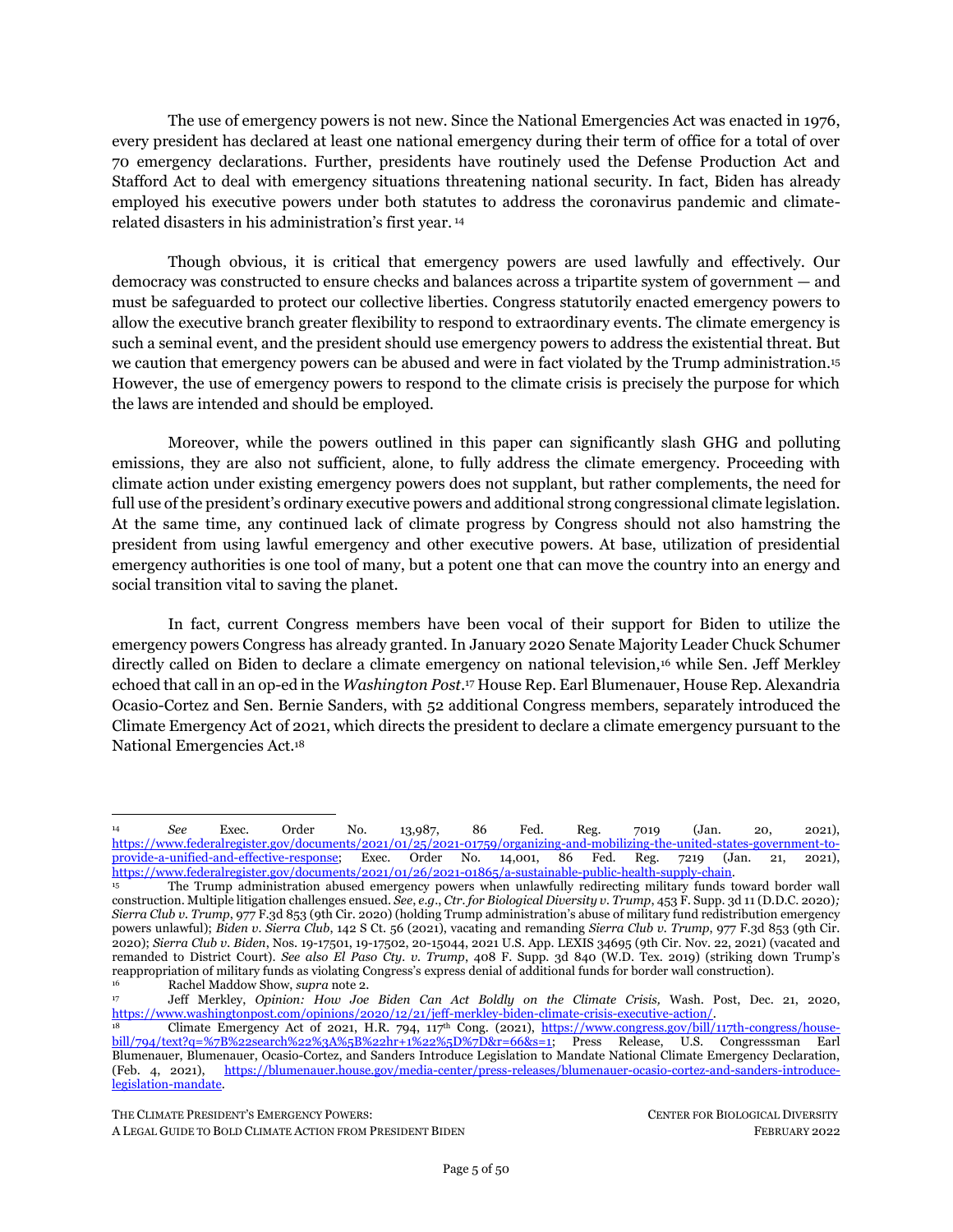The use of emergency powers is not new. Since the National Emergencies Act was enacted in 1976, every president has declared at least one national emergency during their term of office for a total of over 70 emergency declarations. Further, presidents have routinely used the Defense Production Act and Stafford Act to deal with emergency situations threatening national security. In fact, Biden has already employed his executive powers under both statutes to address the coronavirus pandemic and climate-related disasters in his administration's first year. [14]

Though obvious, it is critical that emergency powers are used lawfully and effectively. Our democracy was constructed to ensure checks and balances across a tripartite system of government — and must be safeguarded to protect our collective liberties. Congress statutorily enacted emergency powers to allow the executive branch greater flexibility to respond to extraordinary events. The climate emergency is such a seminal event, and the president should use emergency powers to address the existential threat. But we caution that emergency powers can be abused and were in fact violated by the Trump administration.[15] However, the use of emergency powers to respond to the climate crisis is precisely the purpose for which the laws are intended and should be employed.

Moreover, while the powers outlined in this paper can significantly slash GHG and polluting emissions, they are also not sufficient, alone, to fully address the climate emergency. Proceeding with climate action under existing emergency powers does not supplant, but rather complements, the need for full use of the president's ordinary executive powers and additional strong congressional climate legislation. At the same time, any continued lack of climate progress by Congress should not also hamstring the president from using lawful emergency and other executive powers. At base, utilization of presidential emergency authorities is one tool of many, but a potent one that can move the country into an energy and social transition vital to saving the planet.

In fact, current Congress members have been vocal of their support for Biden to utilize the emergency powers Congress has already granted. In January 2020 Senate Majority Leader Chuck Schumer directly called on Biden to declare a climate emergency on national television,[16] while Sen. Jeff Merkley echoed that call in an op-ed in the *Washington Post*.[17] House Rep. Earl Blumenauer, House Rep. Alexandria Ocasio-Cortez and Sen. Bernie Sanders, with 52 additional Congress members, separately introduced the Climate Emergency Act of 2021, which directs the president to declare a climate emergency pursuant to the National Emergencies Act.[18]

---

[14] *See* Exec. Order No. 13,987, 86 Fed. Reg. 7019 (Jan. 20, 2021), https://www.federalregister.gov/documents/2021/01/25/2021-01759/organizing-and-mobilizing-the-united-states-government-to-provide-a-unified-and-effective-response; Exec. Order No. 14,001, 86 Fed. Reg. 7219 (Jan. 21, 2021), https://www.federalregister.gov/documents/2021/01/26/2021-01865/a-sustainable-public-health-supply-chain.

[15] The Trump administration abused emergency powers when unlawfully redirecting military funds toward border wall construction. Multiple litigation challenges ensued. *See, e.g.*, *Ctr. for Biological Diversity v. Trump*, 453 F. Supp. 3d 11 (D.D.C. 2020)*; Sierra Club v. Trump*, 977 F.3d 853 (9th Cir. 2020) (holding Trump administration's abuse of military fund redistribution emergency powers unlawful); *Biden v. Sierra Club*, 142 S Ct. 56 (2021), vacating and remanding *Sierra Club v. Trump*, 977 F.3d 853 (9th Cir. 2020); *Sierra Club v. Biden*, Nos. 19-17501, 19-17502, 20-15044, 2021 U.S. App. LEXIS 34695 (9th Cir. Nov. 22, 2021) (vacated and remanded to District Court). *See also El Paso Cty. v. Trump*, 408 F. Supp. 3d 840 (W.D. Tex. 2019) (striking down Trump's reappropriation of military funds as violating Congress's express denial of additional funds for border wall construction).

[16] Rachel Maddow Show, *supra* note 2.

[17] Jeff Merkley, *Opinion: How Joe Biden Can Act Boldly on the Climate Crisis,* Wash. Post, Dec. 21, 2020, https://www.washingtonpost.com/opinions/2020/12/21/jeff-merkley-biden-climate-crisis-executive-action/.

[18] Climate Emergency Act of 2021, H.R. 794, 117th Cong. (2021), https://www.congress.gov/bill/117th-congress/house-bill/794/text?q=%7B%22search%22%3A%5B%22hr+1%22%5D%7D&r=66&s=1; Press Release, U.S. Congresssman Earl Blumenauer, Blumenauer, Ocasio-Cortez, and Sanders Introduce Legislation to Mandate National Climate Emergency Declaration, (Feb. 4, 2021), https://blumenauer.house.gov/media-center/press-releases/blumenauer-ocasio-cortez-and-sanders-introduce-legislation-mandate.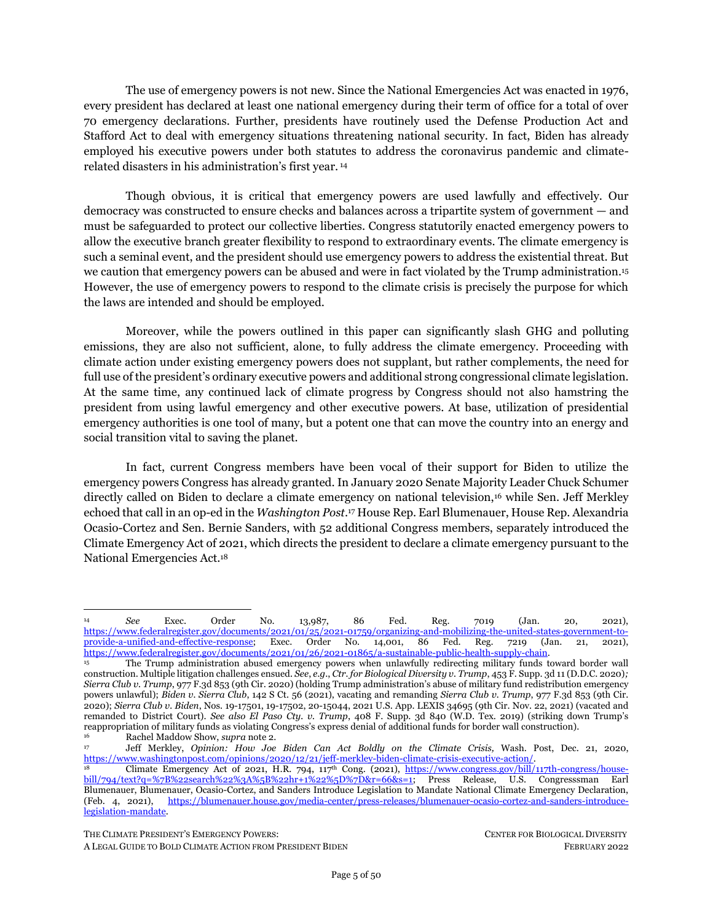The use of emergency powers is not new. Since the National Emergencies Act was enacted in 1976, every president has declared at least one national emergency during their term of office for a total of over 70 emergency declarations. Further, presidents have routinely used the Defense Production Act and Stafford Act to deal with emergency situations threatening national security. In fact, Biden has already employed his executive powers under both statutes to address the coronavirus pandemic and climate-related disasters in his administration's first year. [14]

Though obvious, it is critical that emergency powers are used lawfully and effectively. Our democracy was constructed to ensure checks and balances across a tripartite system of government — and must be safeguarded to protect our collective liberties. Congress statutorily enacted emergency powers to allow the executive branch greater flexibility to respond to extraordinary events. The climate emergency is such a seminal event, and the president should use emergency powers to address the existential threat. But we caution that emergency powers can be abused and were in fact violated by the Trump administration.[15] However, the use of emergency powers to respond to the climate crisis is precisely the purpose for which the laws are intended and should be employed.

Moreover, while the powers outlined in this paper can significantly slash GHG and polluting emissions, they are also not sufficient, alone, to fully address the climate emergency. Proceeding with climate action under existing emergency powers does not supplant, but rather complements, the need for full use of the president's ordinary executive powers and additional strong congressional climate legislation. At the same time, any continued lack of climate progress by Congress should not also hamstring the president from using lawful emergency and other executive powers. At base, utilization of presidential emergency authorities is one tool of many, but a potent one that can move the country into an energy and social transition vital to saving the planet.

In fact, current Congress members have been vocal of their support for Biden to utilize the emergency powers Congress has already granted. In January 2020 Senate Majority Leader Chuck Schumer directly called on Biden to declare a climate emergency on national television,[16] while Sen. Jeff Merkley echoed that call in an op-ed in the *Washington Post*.[17] House Rep. Earl Blumenauer, House Rep. Alexandria Ocasio-Cortez and Sen. Bernie Sanders, with 52 additional Congress members, separately introduced the Climate Emergency Act of 2021, which directs the president to declare a climate emergency pursuant to the National Emergencies Act.[18]

---

[14] *See* Exec. Order No. 13,987, 86 Fed. Reg. 7019 (Jan. 20, 2021), https://www.federalregister.gov/documents/2021/01/25/2021-01759/organizing-and-mobilizing-the-united-states-government-to-provide-a-unified-and-effective-response; Exec. Order No. 14,001, 86 Fed. Reg. 7219 (Jan. 21, 2021), https://www.federalregister.gov/documents/2021/01/26/2021-01865/a-sustainable-public-health-supply-chain.

[15] The Trump administration abused emergency powers when unlawfully redirecting military funds toward border wall construction. Multiple litigation challenges ensued. *See, e.g.*, *Ctr. for Biological Diversity v. Trump*, 453 F. Supp. 3d 11 (D.D.C. 2020); *Sierra Club v. Trump*, 977 F.3d 853 (9th Cir. 2020) (holding Trump administration's abuse of military fund redistribution emergency powers unlawful); *Biden v. Sierra Club*, 142 S Ct. 56 (2021), vacating and remanding *Sierra Club v. Trump*, 977 F.3d 853 (9th Cir. 2020); *Sierra Club v. Biden*, Nos. 19-17501, 19-17502, 20-15044, 2021 U.S. App. LEXIS 34695 (9th Cir. Nov. 22, 2021) (vacated and remanded to District Court). *See also El Paso Cty. v. Trump*, 408 F. Supp. 3d 840 (W.D. Tex. 2019) (striking down Trump's reappropriation of military funds as violating Congress's express denial of additional funds for border wall construction).

[16] Rachel Maddow Show, *supra* note 2.

[17] Jeff Merkley, *Opinion: How Joe Biden Can Act Boldly on the Climate Crisis,* Wash. Post, Dec. 21, 2020, https://www.washingtonpost.com/opinions/2020/12/21/jeff-merkley-biden-climate-crisis-executive-action/.

[18] Climate Emergency Act of 2021, H.R. 794, 117th Cong. (2021), https://www.congress.gov/bill/117th-congress/house-bill/794/text?q=%7B%22search%22%3A%5B%22hr+1%22%5D%7D&r=66&s=1; Press Release, U.S. Congresssman Earl Blumenauer, Blumenauer, Ocasio-Cortez, and Sanders Introduce Legislation to Mandate National Climate Emergency Declaration, (Feb. 4, 2021), https://blumenauer.house.gov/media-center/press-releases/blumenauer-ocasio-cortez-and-sanders-introduce-legislation-mandate.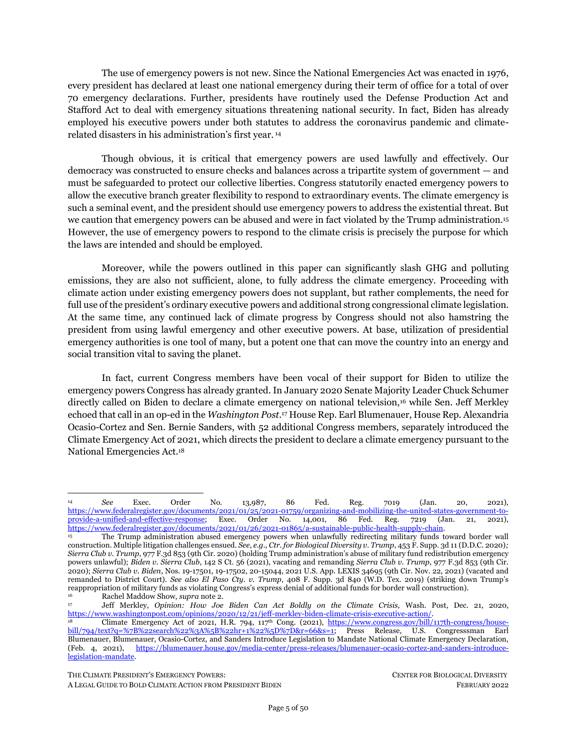The use of emergency powers is not new. Since the National Emergencies Act was enacted in 1976, every president has declared at least one national emergency during their term of office for a total of over 70 emergency declarations. Further, presidents have routinely used the Defense Production Act and Stafford Act to deal with emergency situations threatening national security. In fact, Biden has already employed his executive powers under both statutes to address the coronavirus pandemic and climate-related disasters in his administration's first year. [14]

Though obvious, it is critical that emergency powers are used lawfully and effectively. Our democracy was constructed to ensure checks and balances across a tripartite system of government — and must be safeguarded to protect our collective liberties. Congress statutorily enacted emergency powers to allow the executive branch greater flexibility to respond to extraordinary events. The climate emergency is such a seminal event, and the president should use emergency powers to address the existential threat. But we caution that emergency powers can be abused and were in fact violated by the Trump administration.[15] However, the use of emergency powers to respond to the climate crisis is precisely the purpose for which the laws are intended and should be employed.

Moreover, while the powers outlined in this paper can significantly slash GHG and polluting emissions, they are also not sufficient, alone, to fully address the climate emergency. Proceeding with climate action under existing emergency powers does not supplant, but rather complements, the need for full use of the president's ordinary executive powers and additional strong congressional climate legislation. At the same time, any continued lack of climate progress by Congress should not also hamstring the president from using lawful emergency and other executive powers. At base, utilization of presidential emergency authorities is one tool of many, but a potent one that can move the country into an energy and social transition vital to saving the planet.

In fact, current Congress members have been vocal of their support for Biden to utilize the emergency powers Congress has already granted. In January 2020 Senate Majority Leader Chuck Schumer directly called on Biden to declare a climate emergency on national television,[16] while Sen. Jeff Merkley echoed that call in an op-ed in the *Washington Post*.[17] House Rep. Earl Blumenauer, House Rep. Alexandria Ocasio-Cortez and Sen. Bernie Sanders, with 52 additional Congress members, separately introduced the Climate Emergency Act of 2021, which directs the president to declare a climate emergency pursuant to the National Emergencies Act.[18]

---

[14] *See* Exec. Order No. 13,987, 86 Fed. Reg. 7019 (Jan. 20, 2021), https://www.federalregister.gov/documents/2021/01/25/2021-01759/organizing-and-mobilizing-the-united-states-government-to-provide-a-unified-and-effective-response; Exec. Order No. 14,001, 86 Fed. Reg. 7219 (Jan. 21, 2021), https://www.federalregister.gov/documents/2021/01/26/2021-01865/a-sustainable-public-health-supply-chain.

[15] The Trump administration abused emergency powers when unlawfully redirecting military funds toward border wall construction. Multiple litigation challenges ensued. *See*, *e.g*., *Ctr. for Biological Diversity v. Trump*, 453 F. Supp. 3d 11 (D.D.C. 2020); *Sierra Club v. Trump*, 977 F.3d 853 (9th Cir. 2020) (holding Trump administration's abuse of military fund redistribution emergency powers unlawful); *Biden v. Sierra Club*, 142 S Ct. 56 (2021), vacating and remanding *Sierra Club v. Trump*, 977 F.3d 853 (9th Cir. 2020); *Sierra Club v. Biden*, Nos. 19-17501, 19-17502, 20-15044, 2021 U.S. App. LEXIS 34695 (9th Cir. Nov. 22, 2021) (vacated and remanded to District Court). *See also El Paso Cty. v. Trump*, 408 F. Supp. 3d 840 (W.D. Tex. 2019) (striking down Trump's reappropriation of military funds as violating Congress's express denial of additional funds for border wall construction).

[16] Rachel Maddow Show, *supra* note 2.

[17] Jeff Merkley, *Opinion: How Joe Biden Can Act Boldly on the Climate Crisis,* Wash. Post, Dec. 21, 2020, https://www.washingtonpost.com/opinions/2020/12/21/jeff-merkley-biden-climate-crisis-executive-action/.

[18] Climate Emergency Act of 2021, H.R. 794, 117th Cong. (2021), https://www.congress.gov/bill/117th-congress/house-bill/794/text?q=%7B%22search%22%3A%5B%22hr+1%22%5D%7D&r=66&s=1; Press Release, U.S. Congresssman Earl Blumenauer, Blumenauer, Ocasio-Cortez, and Sanders Introduce Legislation to Mandate National Climate Emergency Declaration, (Feb. 4, 2021), https://blumenauer.house.gov/media-center/press-releases/blumenauer-ocasio-cortez-and-sanders-introduce-legislation-mandate.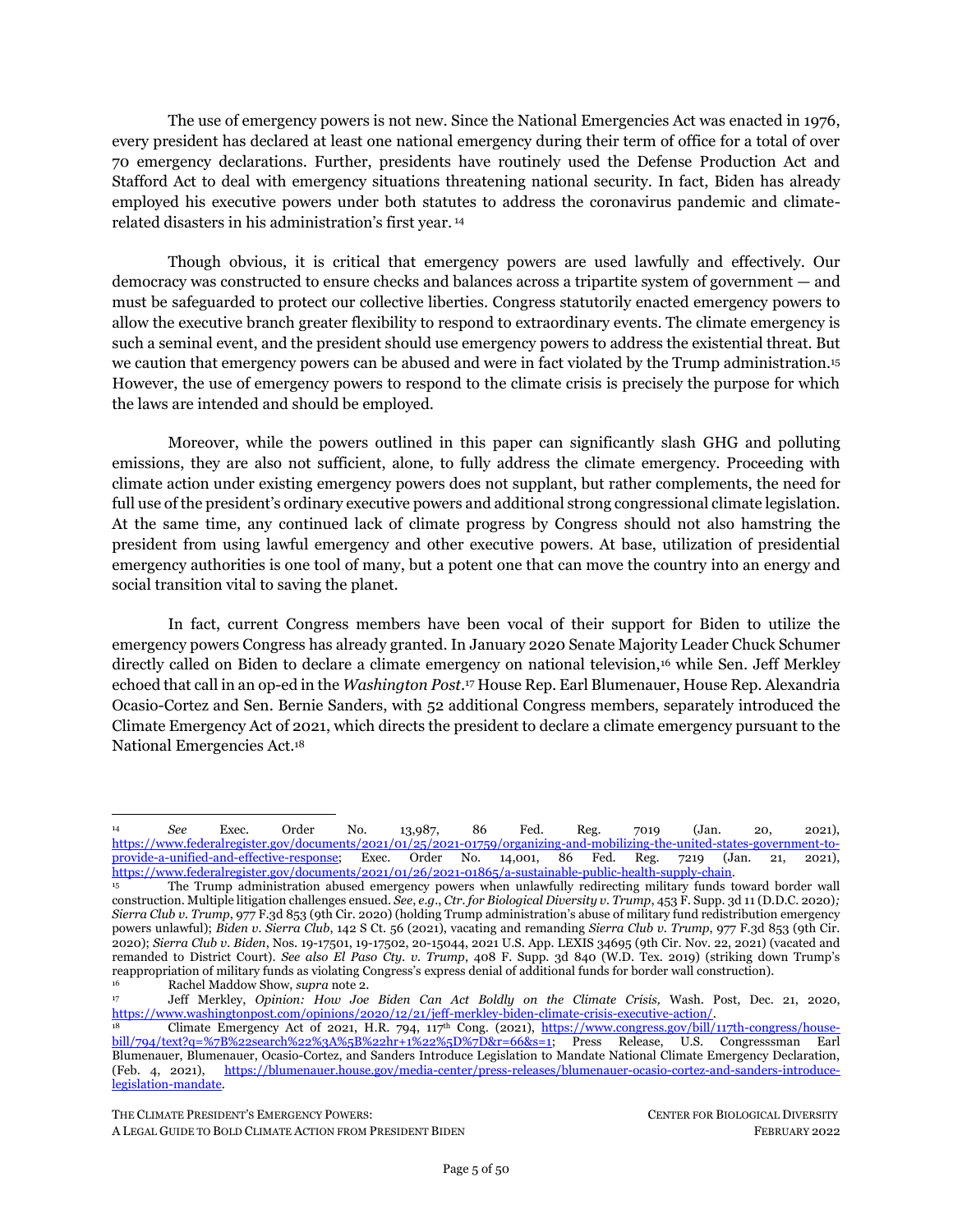The use of emergency powers is not new. Since the National Emergencies Act was enacted in 1976, every president has declared at least one national emergency during their term of office for a total of over 70 emergency declarations. Further, presidents have routinely used the Defense Production Act and Stafford Act to deal with emergency situations threatening national security. In fact, Biden has already employed his executive powers under both statutes to address the coronavirus pandemic and climate-related disasters in his administration's first year. [14]

Though obvious, it is critical that emergency powers are used lawfully and effectively. Our democracy was constructed to ensure checks and balances across a tripartite system of government — and must be safeguarded to protect our collective liberties. Congress statutorily enacted emergency powers to allow the executive branch greater flexibility to respond to extraordinary events. The climate emergency is such a seminal event, and the president should use emergency powers to address the existential threat. But we caution that emergency powers can be abused and were in fact violated by the Trump administration.[15] However, the use of emergency powers to respond to the climate crisis is precisely the purpose for which the laws are intended and should be employed.

Moreover, while the powers outlined in this paper can significantly slash GHG and polluting emissions, they are also not sufficient, alone, to fully address the climate emergency. Proceeding with climate action under existing emergency powers does not supplant, but rather complements, the need for full use of the president's ordinary executive powers and additional strong congressional climate legislation. At the same time, any continued lack of climate progress by Congress should not also hamstring the president from using lawful emergency and other executive powers. At base, utilization of presidential emergency authorities is one tool of many, but a potent one that can move the country into an energy and social transition vital to saving the planet.

In fact, current Congress members have been vocal of their support for Biden to utilize the emergency powers Congress has already granted. In January 2020 Senate Majority Leader Chuck Schumer directly called on Biden to declare a climate emergency on national television,[16] while Sen. Jeff Merkley echoed that call in an op-ed in the *Washington Post*.[17] House Rep. Earl Blumenauer, House Rep. Alexandria Ocasio-Cortez and Sen. Bernie Sanders, with 52 additional Congress members, separately introduced the Climate Emergency Act of 2021, which directs the president to declare a climate emergency pursuant to the National Emergencies Act.[18]

---

[14] *See* Exec. Order No. 13,987, 86 Fed. Reg. 7019 (Jan. 20, 2021), https://www.federalregister.gov/documents/2021/01/25/2021-01759/organizing-and-mobilizing-the-united-states-government-to-provide-a-unified-and-effective-response; Exec. Order No. 14,001, 86 Fed. Reg. 7219 (Jan. 21, 2021), https://www.federalregister.gov/documents/2021/01/26/2021-01865/a-sustainable-public-health-supply-chain.

[15] The Trump administration abused emergency powers when unlawfully redirecting military funds toward border wall construction. Multiple litigation challenges ensued. *See*, *e.g*., *Ctr. for Biological Diversity v. Trump*, 453 F. Supp. 3d 11 (D.D.C. 2020)*; Sierra Club v. Trump*, 977 F.3d 853 (9th Cir. 2020) (holding Trump administration's abuse of military fund redistribution emergency powers unlawful); *Biden v. Sierra Club*, 142 S Ct. 56 (2021), vacating and remanding *Sierra Club v. Trump*, 977 F.3d 853 (9th Cir. 2020); *Sierra Club v. Biden*, Nos. 19-17501, 19-17502, 20-15044, 2021 U.S. App. LEXIS 34695 (9th Cir. Nov. 22, 2021) (vacated and remanded to District Court). *See also El Paso Cty. v. Trump*, 408 F. Supp. 3d 840 (W.D. Tex. 2019) (striking down Trump's reappropriation of military funds as violating Congress's express denial of additional funds for border wall construction).

[16] Rachel Maddow Show, *supra* note 2.

[17] Jeff Merkley, *Opinion: How Joe Biden Can Act Boldly on the Climate Crisis,* Wash. Post, Dec. 21, 2020, https://www.washingtonpost.com/opinions/2020/12/21/jeff-merkley-biden-climate-crisis-executive-action/.

[18] Climate Emergency Act of 2021, H.R. 794, 117th Cong. (2021), https://www.congress.gov/bill/117th-congress/house-bill/794/text?q=%7B%22search%22%3A%5B%22hr+1%22%5D%7D&r=66&s=1; Press Release, U.S. Congresssman Earl Blumenauer, Blumenauer, Ocasio-Cortez, and Sanders Introduce Legislation to Mandate National Climate Emergency Declaration, (Feb. 4, 2021), https://blumenauer.house.gov/media-center/press-releases/blumenauer-ocasio-cortez-and-sanders-introduce-legislation-mandate.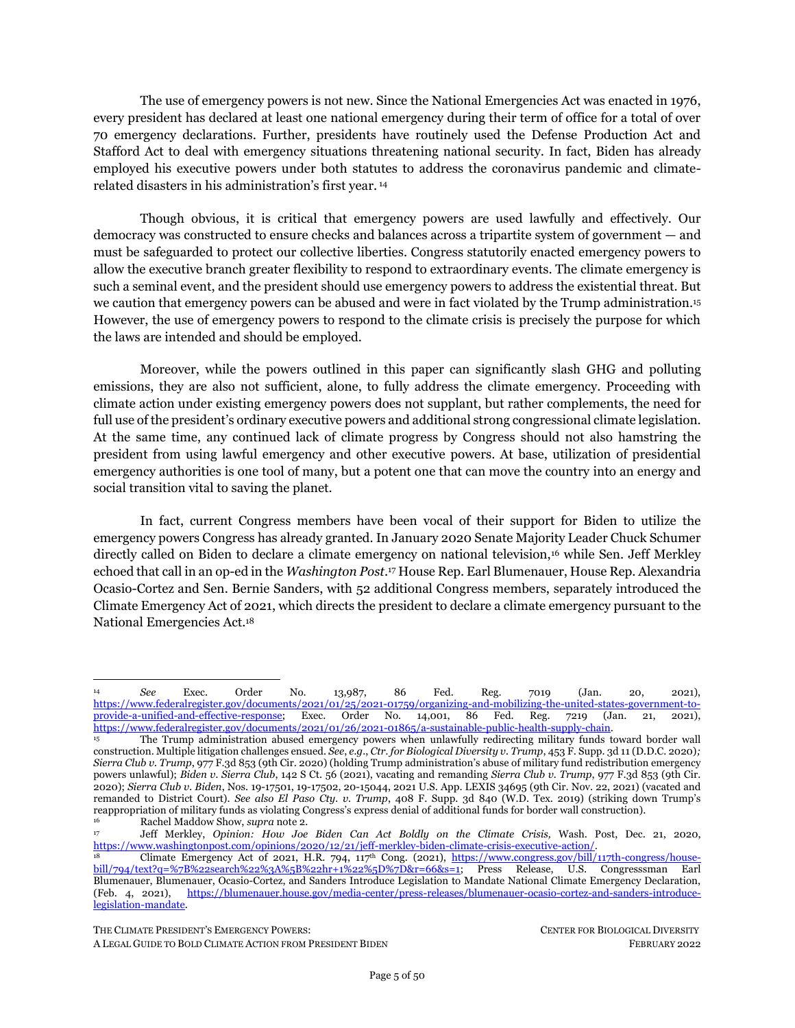The use of emergency powers is not new. Since the National Emergencies Act was enacted in 1976, every president has declared at least one national emergency during their term of office for a total of over 70 emergency declarations. Further, presidents have routinely used the Defense Production Act and Stafford Act to deal with emergency situations threatening national security. In fact, Biden has already employed his executive powers under both statutes to address the coronavirus pandemic and climate-related disasters in his administration's first year. [14]

Though obvious, it is critical that emergency powers are used lawfully and effectively. Our democracy was constructed to ensure checks and balances across a tripartite system of government — and must be safeguarded to protect our collective liberties. Congress statutorily enacted emergency powers to allow the executive branch greater flexibility to respond to extraordinary events. The climate emergency is such a seminal event, and the president should use emergency powers to address the existential threat. But we caution that emergency powers can be abused and were in fact violated by the Trump administration.[15] However, the use of emergency powers to respond to the climate crisis is precisely the purpose for which the laws are intended and should be employed.

Moreover, while the powers outlined in this paper can significantly slash GHG and polluting emissions, they are also not sufficient, alone, to fully address the climate emergency. Proceeding with climate action under existing emergency powers does not supplant, but rather complements, the need for full use of the president's ordinary executive powers and additional strong congressional climate legislation. At the same time, any continued lack of climate progress by Congress should not also hamstring the president from using lawful emergency and other executive powers. At base, utilization of presidential emergency authorities is one tool of many, but a potent one that can move the country into an energy and social transition vital to saving the planet.

In fact, current Congress members have been vocal of their support for Biden to utilize the emergency powers Congress has already granted. In January 2020 Senate Majority Leader Chuck Schumer directly called on Biden to declare a climate emergency on national television,[16] while Sen. Jeff Merkley echoed that call in an op-ed in the *Washington Post*.[17] House Rep. Earl Blumenauer, House Rep. Alexandria Ocasio-Cortez and Sen. Bernie Sanders, with 52 additional Congress members, separately introduced the Climate Emergency Act of 2021, which directs the president to declare a climate emergency pursuant to the National Emergencies Act.[18]

---

[14] *See* Exec. Order No. 13,987, 86 Fed. Reg. 7019 (Jan. 20, 2021), https://www.federalregister.gov/documents/2021/01/25/2021-01759/organizing-and-mobilizing-the-united-states-government-to-provide-a-unified-and-effective-response; Exec. Order No. 14,001, 86 Fed. Reg. 7219 (Jan. 21, 2021), https://www.federalregister.gov/documents/2021/01/26/2021-01865/a-sustainable-public-health-supply-chain.

[15] The Trump administration abused emergency powers when unlawfully redirecting military funds toward border wall construction. Multiple litigation challenges ensued. *See*, *e.g*., *Ctr. for Biological Diversity v. Trump*, 453 F. Supp. 3d 11 (D.D.C. 2020); *Sierra Club v. Trump*, 977 F.3d 853 (9th Cir. 2020) (holding Trump administration's abuse of military fund redistribution emergency powers unlawful); *Biden v. Sierra Club*, 142 S Ct. 56 (2021), vacating and remanding *Sierra Club v. Trump*, 977 F.3d 853 (9th Cir. 2020); *Sierra Club v. Biden*, Nos. 19-17501, 19-17502, 20-15044, 2021 U.S. App. LEXIS 34695 (9th Cir. Nov. 22, 2021) (vacated and remanded to District Court). *See also El Paso Cty. v. Trump*, 408 F. Supp. 3d 840 (W.D. Tex. 2019) (striking down Trump's reappropriation of military funds as violating Congress's express denial of additional funds for border wall construction).

[16] Rachel Maddow Show, *supra* note 2.

[17] Jeff Merkley, *Opinion: How Joe Biden Can Act Boldly on the Climate Crisis,* Wash. Post, Dec. 21, 2020, https://www.washingtonpost.com/opinions/2020/12/21/jeff-merkley-biden-climate-crisis-executive-action/.

[18] Climate Emergency Act of 2021, H.R. 794, 117th Cong. (2021), https://www.congress.gov/bill/117th-congress/house-bill/794/text?q=%7B%22search%22%3A%5B%22hr+1%22%5D%7D&r=66&s=1; Press Release, U.S. Congresssman Earl Blumenauer, Blumenauer, Ocasio-Cortez, and Sanders Introduce Legislation to Mandate National Climate Emergency Declaration, (Feb. 4, 2021), https://blumenauer.house.gov/media-center/press-releases/blumenauer-ocasio-cortez-and-sanders-introduce-legislation-mandate.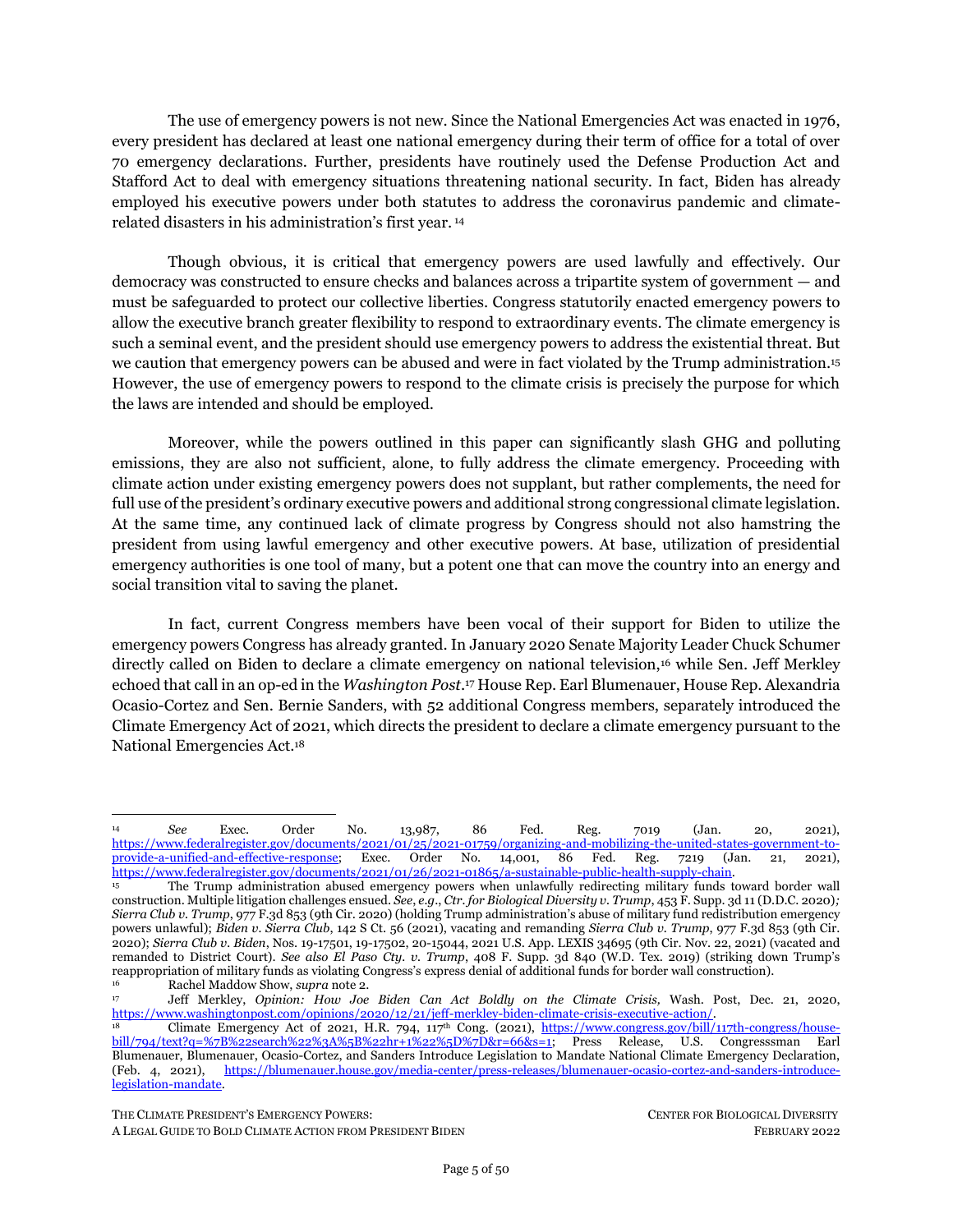The use of emergency powers is not new. Since the National Emergencies Act was enacted in 1976, every president has declared at least one national emergency during their term of office for a total of over 70 emergency declarations. Further, presidents have routinely used the Defense Production Act and Stafford Act to deal with emergency situations threatening national security. In fact, Biden has already employed his executive powers under both statutes to address the coronavirus pandemic and climate-related disasters in his administration's first year. [14]

Though obvious, it is critical that emergency powers are used lawfully and effectively. Our democracy was constructed to ensure checks and balances across a tripartite system of government — and must be safeguarded to protect our collective liberties. Congress statutorily enacted emergency powers to allow the executive branch greater flexibility to respond to extraordinary events. The climate emergency is such a seminal event, and the president should use emergency powers to address the existential threat. But we caution that emergency powers can be abused and were in fact violated by the Trump administration.[15] However, the use of emergency powers to respond to the climate crisis is precisely the purpose for which the laws are intended and should be employed.

Moreover, while the powers outlined in this paper can significantly slash GHG and polluting emissions, they are also not sufficient, alone, to fully address the climate emergency. Proceeding with climate action under existing emergency powers does not supplant, but rather complements, the need for full use of the president's ordinary executive powers and additional strong congressional climate legislation. At the same time, any continued lack of climate progress by Congress should not also hamstring the president from using lawful emergency and other executive powers. At base, utilization of presidential emergency authorities is one tool of many, but a potent one that can move the country into an energy and social transition vital to saving the planet.

In fact, current Congress members have been vocal of their support for Biden to utilize the emergency powers Congress has already granted. In January 2020 Senate Majority Leader Chuck Schumer directly called on Biden to declare a climate emergency on national television,[16] while Sen. Jeff Merkley echoed that call in an op-ed in the *Washington Post*.[17] House Rep. Earl Blumenauer, House Rep. Alexandria Ocasio-Cortez and Sen. Bernie Sanders, with 52 additional Congress members, separately introduced the Climate Emergency Act of 2021, which directs the president to declare a climate emergency pursuant to the National Emergencies Act.[18]

---

[14] *See* Exec. Order No. 13,987, 86 Fed. Reg. 7019 (Jan. 20, 2021), https://www.federalregister.gov/documents/2021/01/25/2021-01759/organizing-and-mobilizing-the-united-states-government-to-provide-a-unified-and-effective-response; Exec. Order No. 14,001, 86 Fed. Reg. 7219 (Jan. 21, 2021), https://www.federalregister.gov/documents/2021/01/26/2021-01865/a-sustainable-public-health-supply-chain.

[15] The Trump administration abused emergency powers when unlawfully redirecting military funds toward border wall construction. Multiple litigation challenges ensued. *See*, *e.g*., *Ctr. for Biological Diversity v. Trump*, 453 F. Supp. 3d 11 (D.D.C. 2020)*; Sierra Club v. Trump*, 977 F.3d 853 (9th Cir. 2020) (holding Trump administration's abuse of military fund redistribution emergency powers unlawful); *Biden v. Sierra Club*, 142 S Ct. 56 (2021), vacating and remanding *Sierra Club v. Trump*, 977 F.3d 853 (9th Cir. 2020); *Sierra Club v. Biden*, Nos. 19-17501, 19-17502, 20-15044, 2021 U.S. App. LEXIS 34695 (9th Cir. Nov. 22, 2021) (vacated and remanded to District Court). *See also El Paso Cty. v. Trump*, 408 F. Supp. 3d 840 (W.D. Tex. 2019) (striking down Trump's reappropriation of military funds as violating Congress's express denial of additional funds for border wall construction).

[16] Rachel Maddow Show, *supra* note 2.

[17] Jeff Merkley, *Opinion: How Joe Biden Can Act Boldly on the Climate Crisis,* Wash. Post, Dec. 21, 2020, https://www.washingtonpost.com/opinions/2020/12/21/jeff-merkley-biden-climate-crisis-executive-action/.

[18] Climate Emergency Act of 2021, H.R. 794, 117th Cong. (2021), https://www.congress.gov/bill/117th-congress/house-bill/794/text?q=%7B%22search%22%3A%5B%22hr+1%22%5D%7D&r=66&s=1; Press Release, U.S. Congresssman Earl Blumenauer, Blumenauer, Ocasio-Cortez, and Sanders Introduce Legislation to Mandate National Climate Emergency Declaration, (Feb. 4, 2021), https://blumenauer.house.gov/media-center/press-releases/blumenauer-ocasio-cortez-and-sanders-introduce-legislation-mandate.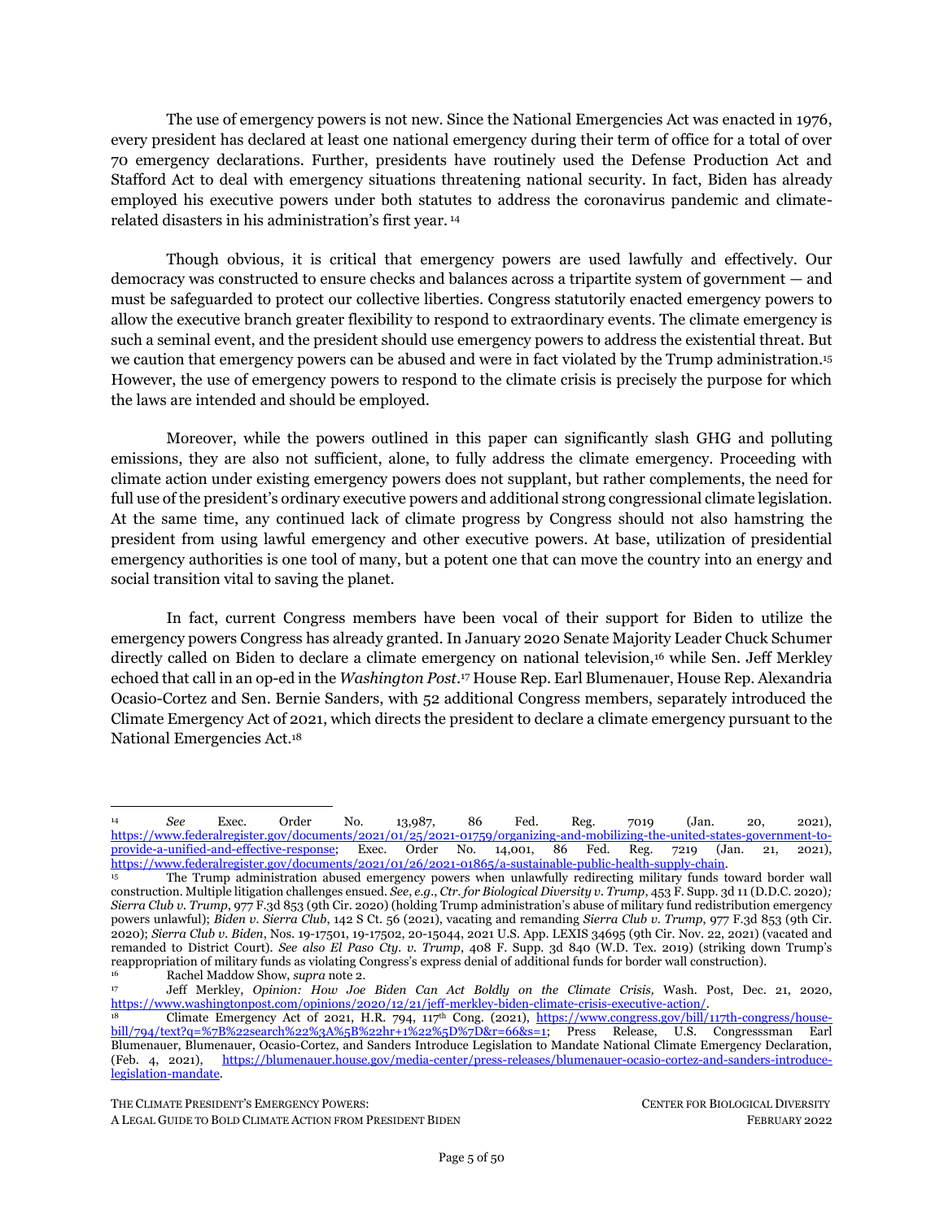The use of emergency powers is not new. Since the National Emergencies Act was enacted in 1976, every president has declared at least one national emergency during their term of office for a total of over 70 emergency declarations. Further, presidents have routinely used the Defense Production Act and Stafford Act to deal with emergency situations threatening national security. In fact, Biden has already employed his executive powers under both statutes to address the coronavirus pandemic and climate-related disasters in his administration's first year. [14]

Though obvious, it is critical that emergency powers are used lawfully and effectively. Our democracy was constructed to ensure checks and balances across a tripartite system of government — and must be safeguarded to protect our collective liberties. Congress statutorily enacted emergency powers to allow the executive branch greater flexibility to respond to extraordinary events. The climate emergency is such a seminal event, and the president should use emergency powers to address the existential threat. But we caution that emergency powers can be abused and were in fact violated by the Trump administration.[15] However, the use of emergency powers to respond to the climate crisis is precisely the purpose for which the laws are intended and should be employed.

Moreover, while the powers outlined in this paper can significantly slash GHG and polluting emissions, they are also not sufficient, alone, to fully address the climate emergency. Proceeding with climate action under existing emergency powers does not supplant, but rather complements, the need for full use of the president's ordinary executive powers and additional strong congressional climate legislation. At the same time, any continued lack of climate progress by Congress should not also hamstring the president from using lawful emergency and other executive powers. At base, utilization of presidential emergency authorities is one tool of many, but a potent one that can move the country into an energy and social transition vital to saving the planet.

In fact, current Congress members have been vocal of their support for Biden to utilize the emergency powers Congress has already granted. In January 2020 Senate Majority Leader Chuck Schumer directly called on Biden to declare a climate emergency on national television,[16] while Sen. Jeff Merkley echoed that call in an op-ed in the *Washington Post*.[17] House Rep. Earl Blumenauer, House Rep. Alexandria Ocasio-Cortez and Sen. Bernie Sanders, with 52 additional Congress members, separately introduced the Climate Emergency Act of 2021, which directs the president to declare a climate emergency pursuant to the National Emergencies Act.[18]

---

[14] *See* Exec. Order No. 13,987, 86 Fed. Reg. 7019 (Jan. 20, 2021), https://www.federalregister.gov/documents/2021/01/25/2021-01759/organizing-and-mobilizing-the-united-states-government-to-provide-a-unified-and-effective-response; Exec. Order No. 14,001, 86 Fed. Reg. 7219 (Jan. 21, 2021), https://www.federalregister.gov/documents/2021/01/26/2021-01865/a-sustainable-public-health-supply-chain.

[15] The Trump administration abused emergency powers when unlawfully redirecting military funds toward border wall construction. Multiple litigation challenges ensued. *See*, *e.g*., *Ctr. for Biological Diversity v. Trump*, 453 F. Supp. 3d 11 (D.D.C. 2020)*; Sierra Club v. Trump*, 977 F.3d 853 (9th Cir. 2020) (holding Trump administration's abuse of military fund redistribution emergency powers unlawful); *Biden v. Sierra Club*, 142 S Ct. 56 (2021), vacating and remanding *Sierra Club v. Trump*, 977 F.3d 853 (9th Cir. 2020); *Sierra Club v. Biden*, Nos. 19-17501, 19-17502, 20-15044, 2021 U.S. App. LEXIS 34695 (9th Cir. Nov. 22, 2021) (vacated and remanded to District Court). *See also El Paso Cty. v. Trump*, 408 F. Supp. 3d 840 (W.D. Tex. 2019) (striking down Trump's reappropriation of military funds as violating Congress's express denial of additional funds for border wall construction).

[16] Rachel Maddow Show, *supra* note 2.

[17] Jeff Merkley, *Opinion: How Joe Biden Can Act Boldly on the Climate Crisis,* Wash. Post, Dec. 21, 2020, https://www.washingtonpost.com/opinions/2020/12/21/jeff-merkley-biden-climate-crisis-executive-action/.

[18] Climate Emergency Act of 2021, H.R. 794, 117th Cong. (2021), https://www.congress.gov/bill/117th-congress/house-bill/794/text?q=%7B%22search%22%3A%5B%22hr+1%22%5D%7D&r=66&s=1; Press Release, U.S. Congresssman Earl Blumenauer, Blumenauer, Ocasio-Cortez, and Sanders Introduce Legislation to Mandate National Climate Emergency Declaration, (Feb. 4, 2021), https://blumenauer.house.gov/media-center/press-releases/blumenauer-ocasio-cortez-and-sanders-introduce-legislation-mandate.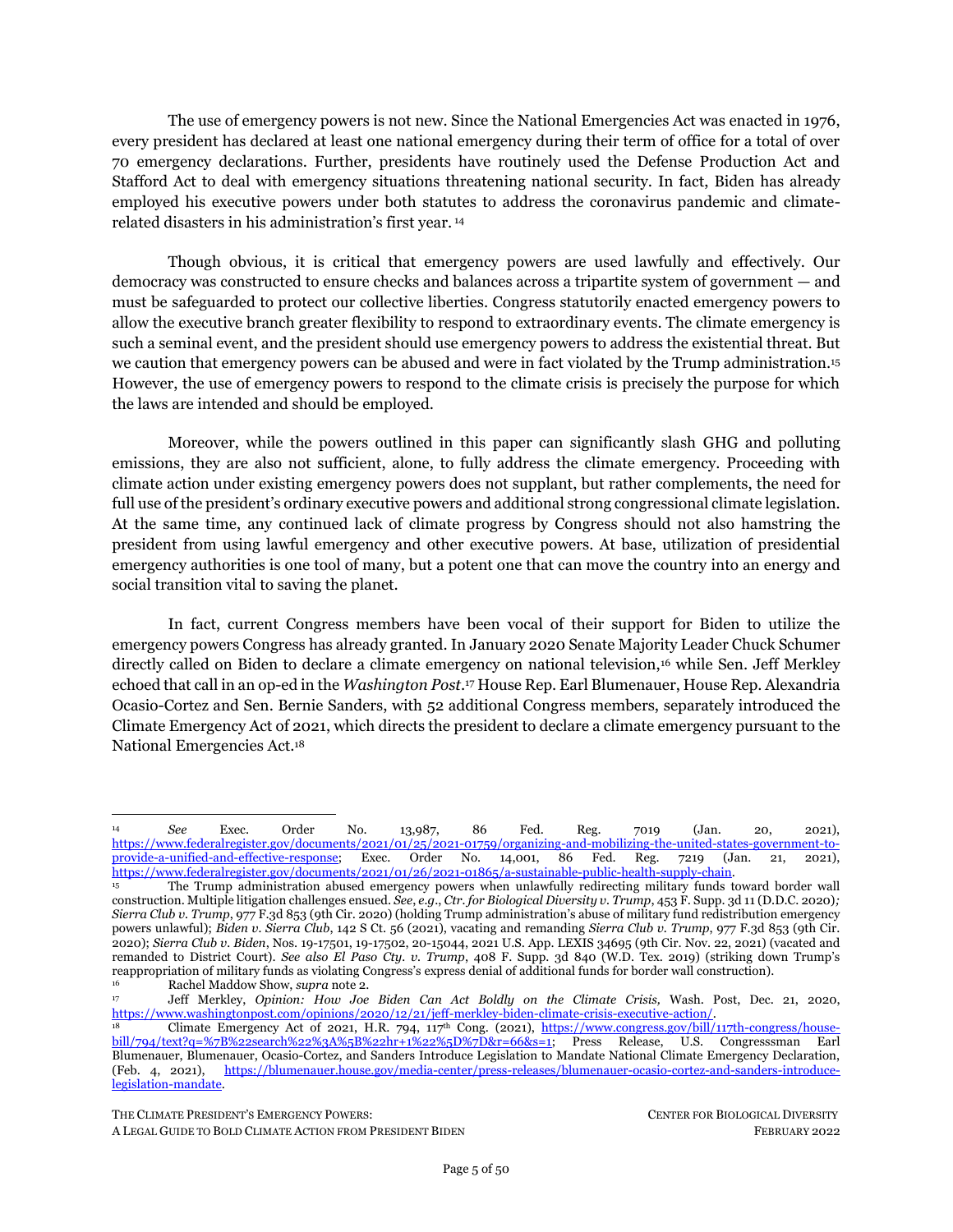The use of emergency powers is not new. Since the National Emergencies Act was enacted in 1976, every president has declared at least one national emergency during their term of office for a total of over 70 emergency declarations. Further, presidents have routinely used the Defense Production Act and Stafford Act to deal with emergency situations threatening national security. In fact, Biden has already employed his executive powers under both statutes to address the coronavirus pandemic and climate-related disasters in his administration's first year. [14]

Though obvious, it is critical that emergency powers are used lawfully and effectively. Our democracy was constructed to ensure checks and balances across a tripartite system of government — and must be safeguarded to protect our collective liberties. Congress statutorily enacted emergency powers to allow the executive branch greater flexibility to respond to extraordinary events. The climate emergency is such a seminal event, and the president should use emergency powers to address the existential threat. But we caution that emergency powers can be abused and were in fact violated by the Trump administration.[15] However, the use of emergency powers to respond to the climate crisis is precisely the purpose for which the laws are intended and should be employed.

Moreover, while the powers outlined in this paper can significantly slash GHG and polluting emissions, they are also not sufficient, alone, to fully address the climate emergency. Proceeding with climate action under existing emergency powers does not supplant, but rather complements, the need for full use of the president's ordinary executive powers and additional strong congressional climate legislation. At the same time, any continued lack of climate progress by Congress should not also hamstring the president from using lawful emergency and other executive powers. At base, utilization of presidential emergency authorities is one tool of many, but a potent one that can move the country into an energy and social transition vital to saving the planet.

In fact, current Congress members have been vocal of their support for Biden to utilize the emergency powers Congress has already granted. In January 2020 Senate Majority Leader Chuck Schumer directly called on Biden to declare a climate emergency on national television,[16] while Sen. Jeff Merkley echoed that call in an op-ed in the *Washington Post*.[17] House Rep. Earl Blumenauer, House Rep. Alexandria Ocasio-Cortez and Sen. Bernie Sanders, with 52 additional Congress members, separately introduced the Climate Emergency Act of 2021, which directs the president to declare a climate emergency pursuant to the National Emergencies Act.[18]

---

[14] *See* Exec. Order No. 13,987, 86 Fed. Reg. 7019 (Jan. 20, 2021), https://www.federalregister.gov/documents/2021/01/25/2021-01759/organizing-and-mobilizing-the-united-states-government-to-provide-a-unified-and-effective-response; Exec. Order No. 14,001, 86 Fed. Reg. 7219 (Jan. 21, 2021), https://www.federalregister.gov/documents/2021/01/26/2021-01865/a-sustainable-public-health-supply-chain.

[15] The Trump administration abused emergency powers when unlawfully redirecting military funds toward border wall construction. Multiple litigation challenges ensued. *See*, *e.g*., *Ctr. for Biological Diversity v. Trump*, 453 F. Supp. 3d 11 (D.D.C. 2020)*; Sierra Club v. Trump*, 977 F.3d 853 (9th Cir. 2020) (holding Trump administration's abuse of military fund redistribution emergency powers unlawful); *Biden v. Sierra Club*, 142 S Ct. 56 (2021), vacating and remanding *Sierra Club v. Trump*, 977 F.3d 853 (9th Cir. 2020); *Sierra Club v. Biden*, Nos. 19-17501, 19-17502, 20-15044, 2021 U.S. App. LEXIS 34695 (9th Cir. Nov. 22, 2021) (vacated and remanded to District Court). *See also El Paso Cty. v. Trump*, 408 F. Supp. 3d 840 (W.D. Tex. 2019) (striking down Trump's reappropriation of military funds as violating Congress's express denial of additional funds for border wall construction).

[16] Rachel Maddow Show, *supra* note 2.

[17] Jeff Merkley, *Opinion: How Joe Biden Can Act Boldly on the Climate Crisis,* Wash. Post, Dec. 21, 2020, https://www.washingtonpost.com/opinions/2020/12/21/jeff-merkley-biden-climate-crisis-executive-action/.

[18] Climate Emergency Act of 2021, H.R. 794, 117th Cong. (2021), https://www.congress.gov/bill/117th-congress/house-bill/794/text?q=%7B%22search%22%3A%5B%22hr+1%22%5D%7D&r=66&s=1; Press Release, U.S. Congressman Earl Blumenauer, Blumenauer, Ocasio-Cortez, and Sanders Introduce Legislation to Mandate National Climate Emergency Declaration, (Feb. 4, 2021), https://blumenauer.house.gov/media-center/press-releases/blumenauer-ocasio-cortez-and-sanders-introduce-legislation-mandate.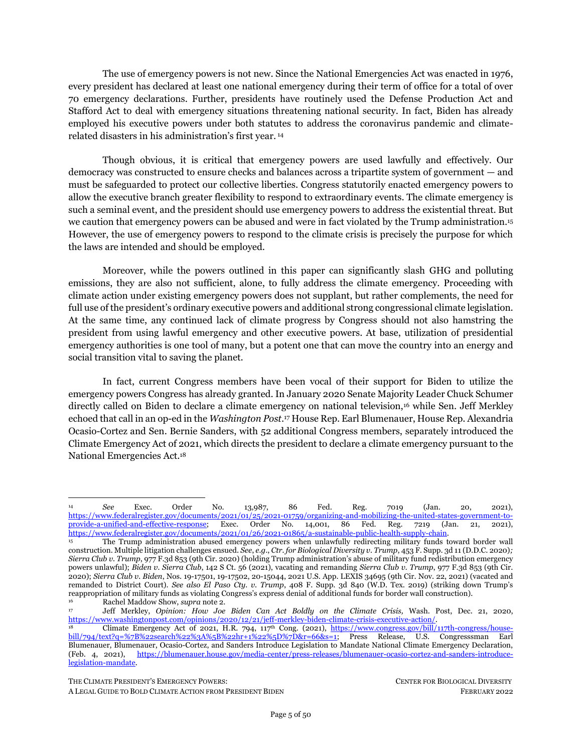The use of emergency powers is not new. Since the National Emergencies Act was enacted in 1976, every president has declared at least one national emergency during their term of office for a total of over 70 emergency declarations. Further, presidents have routinely used the Defense Production Act and Stafford Act to deal with emergency situations threatening national security. In fact, Biden has already employed his executive powers under both statutes to address the coronavirus pandemic and climate-related disasters in his administration's first year. [14]

Though obvious, it is critical that emergency powers are used lawfully and effectively. Our democracy was constructed to ensure checks and balances across a tripartite system of government — and must be safeguarded to protect our collective liberties. Congress statutorily enacted emergency powers to allow the executive branch greater flexibility to respond to extraordinary events. The climate emergency is such a seminal event, and the president should use emergency powers to address the existential threat. But we caution that emergency powers can be abused and were in fact violated by the Trump administration.[15] However, the use of emergency powers to respond to the climate crisis is precisely the purpose for which the laws are intended and should be employed.

Moreover, while the powers outlined in this paper can significantly slash GHG and polluting emissions, they are also not sufficient, alone, to fully address the climate emergency. Proceeding with climate action under existing emergency powers does not supplant, but rather complements, the need for full use of the president's ordinary executive powers and additional strong congressional climate legislation. At the same time, any continued lack of climate progress by Congress should not also hamstring the president from using lawful emergency and other executive powers. At base, utilization of presidential emergency authorities is one tool of many, but a potent one that can move the country into an energy and social transition vital to saving the planet.

In fact, current Congress members have been vocal of their support for Biden to utilize the emergency powers Congress has already granted. In January 2020 Senate Majority Leader Chuck Schumer directly called on Biden to declare a climate emergency on national television,[16] while Sen. Jeff Merkley echoed that call in an op-ed in the *Washington Post*.[17] House Rep. Earl Blumenauer, House Rep. Alexandria Ocasio-Cortez and Sen. Bernie Sanders, with 52 additional Congress members, separately introduced the Climate Emergency Act of 2021, which directs the president to declare a climate emergency pursuant to the National Emergencies Act.[18]

---

[14] *See* Exec. Order No. 13,987, 86 Fed. Reg. 7019 (Jan. 20, 2021), https://www.federalregister.gov/documents/2021/01/25/2021-01759/organizing-and-mobilizing-the-united-states-government-to-provide-a-unified-and-effective-response; Exec. Order No. 14,001, 86 Fed. Reg. 7219 (Jan. 21, 2021), https://www.federalregister.gov/documents/2021/01/26/2021-01865/a-sustainable-public-health-supply-chain.

[15] The Trump administration abused emergency powers when unlawfully redirecting military funds toward border wall construction. Multiple litigation challenges ensued. *See*, *e.g*., *Ctr. for Biological Diversity v. Trump*, 453 F. Supp. 3d 11 (D.D.C. 2020)*; Sierra Club v. Trump*, 977 F.3d 853 (9th Cir. 2020) (holding Trump administration's abuse of military fund redistribution emergency powers unlawful); *Biden v. Sierra Club*, 142 S Ct. 56 (2021), vacating and remanding *Sierra Club v. Trump*, 977 F.3d 853 (9th Cir. 2020); *Sierra Club v. Biden*, Nos. 19-17501, 19-17502, 20-15044, 2021 U.S. App. LEXIS 34695 (9th Cir. Nov. 22, 2021) (vacated and remanded to District Court). *See also El Paso Cty. v. Trump*, 408 F. Supp. 3d 840 (W.D. Tex. 2019) (striking down Trump's reappropriation of military funds as violating Congress's express denial of additional funds for border wall construction).

[16] Rachel Maddow Show, *supra* note 2.

[17] Jeff Merkley, *Opinion: How Joe Biden Can Act Boldly on the Climate Crisis,* Wash. Post, Dec. 21, 2020, https://www.washingtonpost.com/opinions/2020/12/21/jeff-merkley-biden-climate-crisis-executive-action/.

[18] Climate Emergency Act of 2021, H.R. 794, 117th Cong. (2021), https://www.congress.gov/bill/117th-congress/house-bill/794/text?q=%7B%22search%22%3A%5B%22hr+1%22%5D%7D&r=66&s=1; Press Release, U.S. Congressman Earl Blumenauer, Blumenauer, Ocasio-Cortez, and Sanders Introduce Legislation to Mandate National Climate Emergency Declaration, (Feb. 4, 2021), https://blumenauer.house.gov/media-center/press-releases/blumenauer-ocasio-cortez-and-sanders-introduce-legislation-mandate.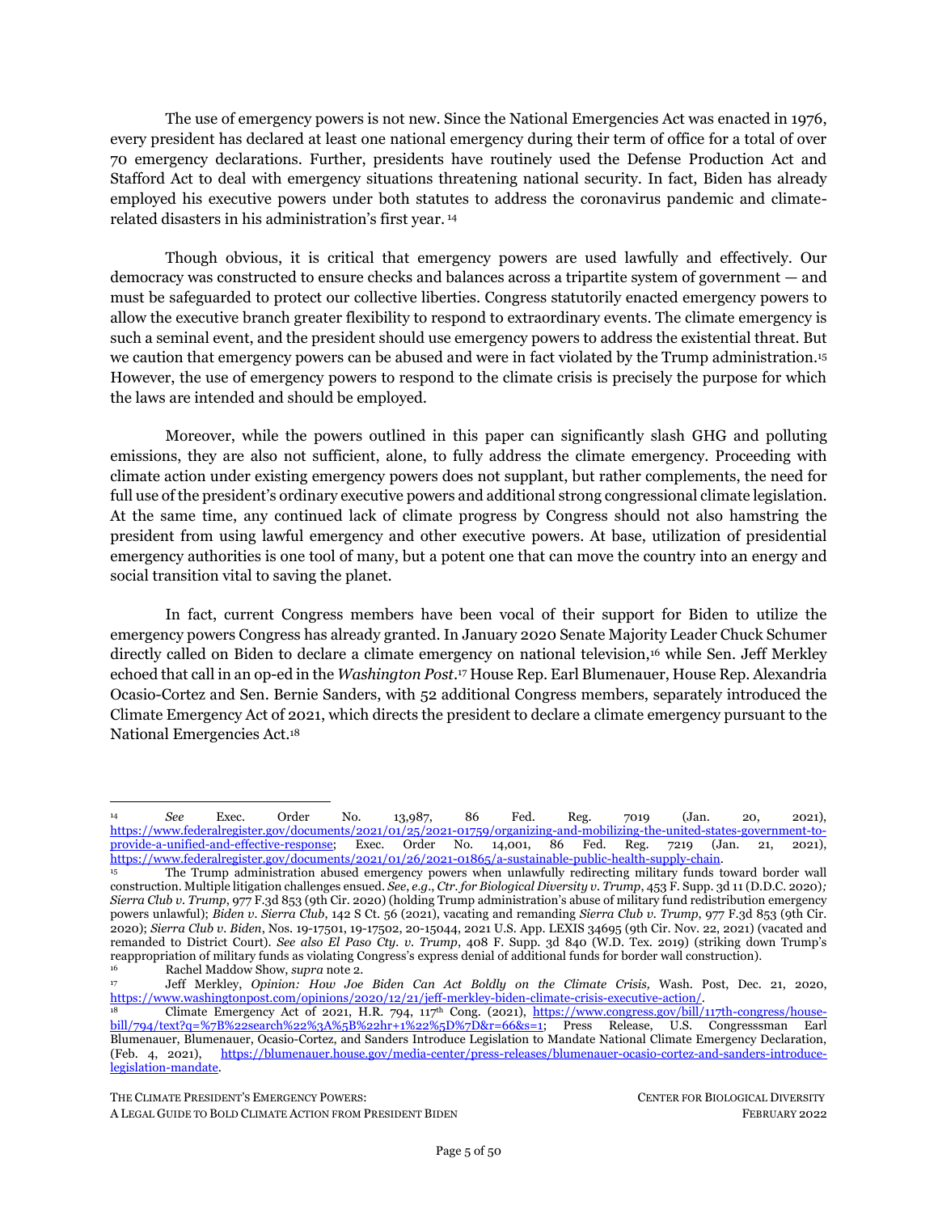The use of emergency powers is not new. Since the National Emergencies Act was enacted in 1976, every president has declared at least one national emergency during their term of office for a total of over 70 emergency declarations. Further, presidents have routinely used the Defense Production Act and Stafford Act to deal with emergency situations threatening national security. In fact, Biden has already employed his executive powers under both statutes to address the coronavirus pandemic and climate-related disasters in his administration's first year. [14]

Though obvious, it is critical that emergency powers are used lawfully and effectively. Our democracy was constructed to ensure checks and balances across a tripartite system of government — and must be safeguarded to protect our collective liberties. Congress statutorily enacted emergency powers to allow the executive branch greater flexibility to respond to extraordinary events. The climate emergency is such a seminal event, and the president should use emergency powers to address the existential threat. But we caution that emergency powers can be abused and were in fact violated by the Trump administration.[15] However, the use of emergency powers to respond to the climate crisis is precisely the purpose for which the laws are intended and should be employed.

Moreover, while the powers outlined in this paper can significantly slash GHG and polluting emissions, they are also not sufficient, alone, to fully address the climate emergency. Proceeding with climate action under existing emergency powers does not supplant, but rather complements, the need for full use of the president's ordinary executive powers and additional strong congressional climate legislation. At the same time, any continued lack of climate progress by Congress should not also hamstring the president from using lawful emergency and other executive powers. At base, utilization of presidential emergency authorities is one tool of many, but a potent one that can move the country into an energy and social transition vital to saving the planet.

In fact, current Congress members have been vocal of their support for Biden to utilize the emergency powers Congress has already granted. In January 2020 Senate Majority Leader Chuck Schumer directly called on Biden to declare a climate emergency on national television,[16] while Sen. Jeff Merkley echoed that call in an op-ed in the *Washington Post*.[17] House Rep. Earl Blumenauer, House Rep. Alexandria Ocasio-Cortez and Sen. Bernie Sanders, with 52 additional Congress members, separately introduced the Climate Emergency Act of 2021, which directs the president to declare a climate emergency pursuant to the National Emergencies Act.[18]

---

[14] *See* Exec. Order No. 13,987, 86 Fed. Reg. 7019 (Jan. 20, 2021), https://www.federalregister.gov/documents/2021/01/25/2021-01759/organizing-and-mobilizing-the-united-states-government-to-provide-a-unified-and-effective-response; Exec. Order No. 14,001, 86 Fed. Reg. 7219 (Jan. 21, 2021), https://www.federalregister.gov/documents/2021/01/26/2021-01865/a-sustainable-public-health-supply-chain.

[15] The Trump administration abused emergency powers when unlawfully redirecting military funds toward border wall construction. Multiple litigation challenges ensued. *See*, *e.g*., *Ctr. for Biological Diversity v. Trump*, 453 F. Supp. 3d 11 (D.D.C. 2020); *Sierra Club v. Trump*, 977 F.3d 853 (9th Cir. 2020) (holding Trump administration's abuse of military fund redistribution emergency powers unlawful); *Biden v. Sierra Club*, 142 S Ct. 56 (2021), vacating and remanding *Sierra Club v. Trump*, 977 F.3d 853 (9th Cir. 2020); *Sierra Club v. Biden*, Nos. 19-17501, 19-17502, 20-15044, 2021 U.S. App. LEXIS 34695 (9th Cir. Nov. 22, 2021) (vacated and remanded to District Court). *See also El Paso Cty. v. Trump*, 408 F. Supp. 3d 840 (W.D. Tex. 2019) (striking down Trump's reappropriation of military funds as violating Congress's express denial of additional funds for border wall construction).

[16] Rachel Maddow Show, *supra* note 2.

[17] Jeff Merkley, *Opinion: How Joe Biden Can Act Boldly on the Climate Crisis,* Wash. Post, Dec. 21, 2020, https://www.washingtonpost.com/opinions/2020/12/21/jeff-merkley-biden-climate-crisis-executive-action/.

[18] Climate Emergency Act of 2021, H.R. 794, 117th Cong. (2021), https://www.congress.gov/bill/117th-congress/house-bill/794/text?q=%7B%22search%22%3A%5B%22hr+1%22%5D%7D&r=66&s=1; Press Release, U.S. Congresssman Earl Blumenauer, Blumenauer, Ocasio-Cortez, and Sanders Introduce Legislation to Mandate National Climate Emergency Declaration, (Feb. 4, 2021), https://blumenauer.house.gov/media-center/press-releases/blumenauer-ocasio-cortez-and-sanders-introduce-legislation-mandate.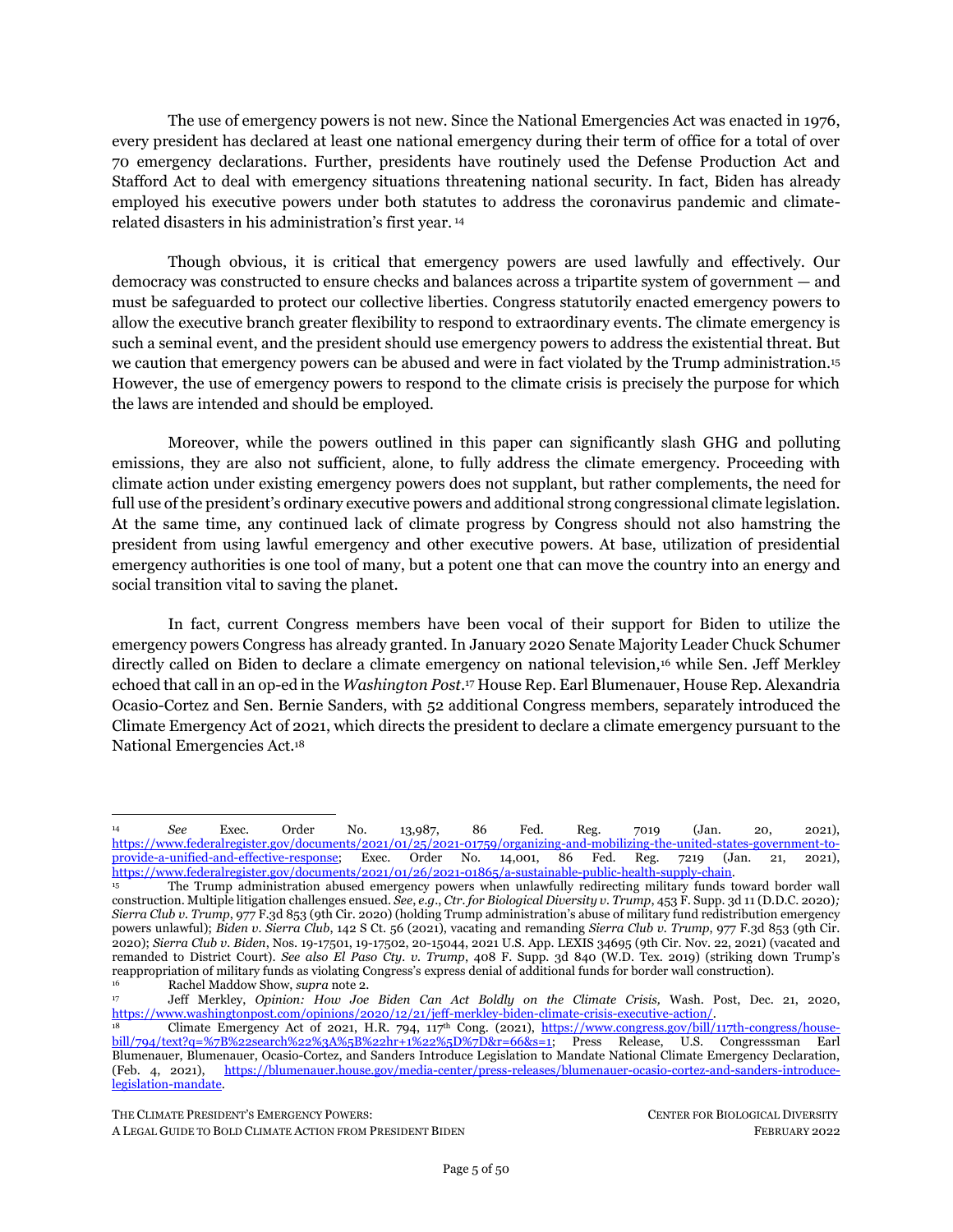The use of emergency powers is not new. Since the National Emergencies Act was enacted in 1976, every president has declared at least one national emergency during their term of office for a total of over 70 emergency declarations. Further, presidents have routinely used the Defense Production Act and Stafford Act to deal with emergency situations threatening national security. In fact, Biden has already employed his executive powers under both statutes to address the coronavirus pandemic and climate-related disasters in his administration's first year. [14]

Though obvious, it is critical that emergency powers are used lawfully and effectively. Our democracy was constructed to ensure checks and balances across a tripartite system of government — and must be safeguarded to protect our collective liberties. Congress statutorily enacted emergency powers to allow the executive branch greater flexibility to respond to extraordinary events. The climate emergency is such a seminal event, and the president should use emergency powers to address the existential threat. But we caution that emergency powers can be abused and were in fact violated by the Trump administration.[15] However, the use of emergency powers to respond to the climate crisis is precisely the purpose for which the laws are intended and should be employed.

Moreover, while the powers outlined in this paper can significantly slash GHG and polluting emissions, they are also not sufficient, alone, to fully address the climate emergency. Proceeding with climate action under existing emergency powers does not supplant, but rather complements, the need for full use of the president's ordinary executive powers and additional strong congressional climate legislation. At the same time, any continued lack of climate progress by Congress should not also hamstring the president from using lawful emergency and other executive powers. At base, utilization of presidential emergency authorities is one tool of many, but a potent one that can move the country into an energy and social transition vital to saving the planet.

In fact, current Congress members have been vocal of their support for Biden to utilize the emergency powers Congress has already granted. In January 2020 Senate Majority Leader Chuck Schumer directly called on Biden to declare a climate emergency on national television,[16] while Sen. Jeff Merkley echoed that call in an op-ed in the *Washington Post*.[17] House Rep. Earl Blumenauer, House Rep. Alexandria Ocasio-Cortez and Sen. Bernie Sanders, with 52 additional Congress members, separately introduced the Climate Emergency Act of 2021, which directs the president to declare a climate emergency pursuant to the National Emergencies Act.[18]

---

[14] *See* Exec. Order No. 13,987, 86 Fed. Reg. 7019 (Jan. 20, 2021), https://www.federalregister.gov/documents/2021/01/25/2021-01759/organizing-and-mobilizing-the-united-states-government-to-provide-a-unified-and-effective-response; Exec. Order No. 14,001, 86 Fed. Reg. 7219 (Jan. 21, 2021), https://www.federalregister.gov/documents/2021/01/26/2021-01865/a-sustainable-public-health-supply-chain.

[15] The Trump administration abused emergency powers when unlawfully redirecting military funds toward border wall construction. Multiple litigation challenges ensued. *See*, *e.g*., *Ctr. for Biological Diversity v. Trump*, 453 F. Supp. 3d 11 (D.D.C. 2020)*; Sierra Club v. Trump*, 977 F.3d 853 (9th Cir. 2020) (holding Trump administration's abuse of military fund redistribution emergency powers unlawful); *Biden v. Sierra Club*, 142 S Ct. 56 (2021), vacating and remanding *Sierra Club v. Trump*, 977 F.3d 853 (9th Cir. 2020); *Sierra Club v. Biden*, Nos. 19-17501, 19-17502, 20-15044, 2021 U.S. App. LEXIS 34695 (9th Cir. Nov. 22, 2021) (vacated and remanded to District Court). *See also El Paso Cty. v. Trump*, 408 F. Supp. 3d 840 (W.D. Tex. 2019) (striking down Trump's reappropriation of military funds as violating Congress's express denial of additional funds for border wall construction).

[16] Rachel Maddow Show, *supra* note 2.

[17] Jeff Merkley, *Opinion: How Joe Biden Can Act Boldly on the Climate Crisis,* Wash. Post, Dec. 21, 2020, https://www.washingtonpost.com/opinions/2020/12/21/jeff-merkley-biden-climate-crisis-executive-action/.

[18] Climate Emergency Act of 2021, H.R. 794, 117th Cong. (2021), https://www.congress.gov/bill/117th-congress/house-bill/794/text?q=%7B%22search%22%3A%5B%22hr+1%22%5D%7D&r=66&s=1; Press Release, U.S. Congresssman Earl Blumenauer, Blumenauer, Ocasio-Cortez, and Sanders Introduce Legislation to Mandate National Climate Emergency Declaration, (Feb. 4, 2021), https://blumenauer.house.gov/media-center/press-releases/blumenauer-ocasio-cortez-and-sanders-introduce-legislation-mandate.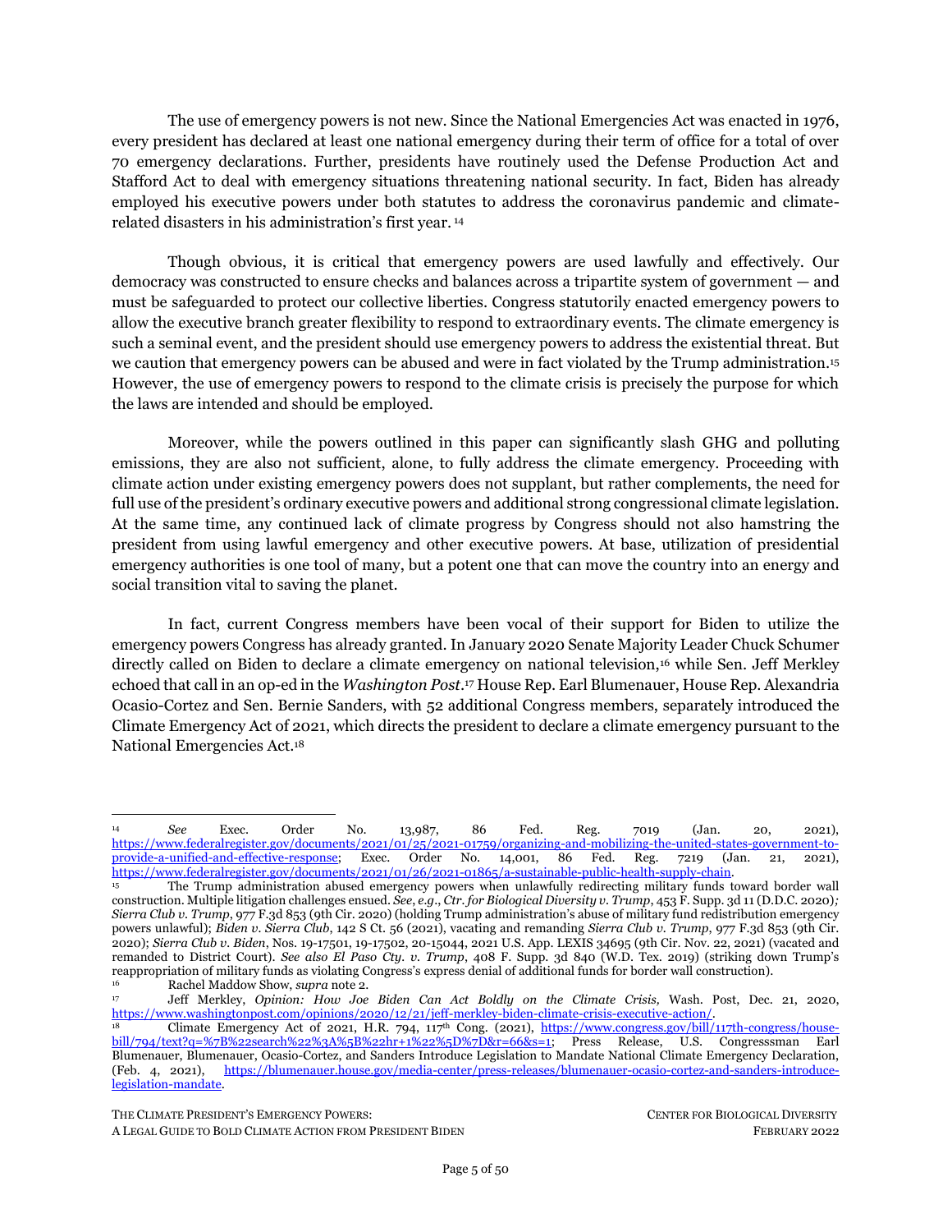The use of emergency powers is not new. Since the National Emergencies Act was enacted in 1976, every president has declared at least one national emergency during their term of office for a total of over 70 emergency declarations. Further, presidents have routinely used the Defense Production Act and Stafford Act to deal with emergency situations threatening national security. In fact, Biden has already employed his executive powers under both statutes to address the coronavirus pandemic and climate-related disasters in his administration's first year.[14]

Though obvious, it is critical that emergency powers are used lawfully and effectively. Our democracy was constructed to ensure checks and balances across a tripartite system of government — and must be safeguarded to protect our collective liberties. Congress statutorily enacted emergency powers to allow the executive branch greater flexibility to respond to extraordinary events. The climate emergency is such a seminal event, and the president should use emergency powers to address the existential threat. But we caution that emergency powers can be abused and were in fact violated by the Trump administration.[15] However, the use of emergency powers to respond to the climate crisis is precisely the purpose for which the laws are intended and should be employed.

Moreover, while the powers outlined in this paper can significantly slash GHG and polluting emissions, they are also not sufficient, alone, to fully address the climate emergency. Proceeding with climate action under existing emergency powers does not supplant, but rather complements, the need for full use of the president's ordinary executive powers and additional strong congressional climate legislation. At the same time, any continued lack of climate progress by Congress should not also hamstring the president from using lawful emergency and other executive powers. At base, utilization of presidential emergency authorities is one tool of many, but a potent one that can move the country into an energy and social transition vital to saving the planet.

In fact, current Congress members have been vocal of their support for Biden to utilize the emergency powers Congress has already granted. In January 2020 Senate Majority Leader Chuck Schumer directly called on Biden to declare a climate emergency on national television,[16] while Sen. Jeff Merkley echoed that call in an op-ed in the *Washington Post*.[17] House Rep. Earl Blumenauer, House Rep. Alexandria Ocasio-Cortez and Sen. Bernie Sanders, with 52 additional Congress members, separately introduced the Climate Emergency Act of 2021, which directs the president to declare a climate emergency pursuant to the National Emergencies Act.[18]

---

[14] *See* Exec. Order No. 13,987, 86 Fed. Reg. 7019 (Jan. 20, 2021), https://www.federalregister.gov/documents/2021/01/25/2021-01759/organizing-and-mobilizing-the-united-states-government-to-provide-a-unified-and-effective-response; Exec. Order No. 14,001, 86 Fed. Reg. 7219 (Jan. 21, 2021), https://www.federalregister.gov/documents/2021/01/26/2021-01865/a-sustainable-public-health-supply-chain.

[15] The Trump administration abused emergency powers when unlawfully redirecting military funds toward border wall construction. Multiple litigation challenges ensued. *See, e.g.*, *Ctr. for Biological Diversity v. Trump*, 453 F. Supp. 3d 11 (D.D.C. 2020); *Sierra Club v. Trump*, 977 F.3d 853 (9th Cir. 2020) (holding Trump administration's abuse of military fund redistribution emergency powers unlawful); *Biden v. Sierra Club*, 142 S Ct. 56 (2021), vacating and remanding *Sierra Club v. Trump*, 977 F.3d 853 (9th Cir. 2020); *Sierra Club v. Biden*, Nos. 19-17501, 19-17502, 20-15044, 2021 U.S. App. LEXIS 34695 (9th Cir. Nov. 22, 2021) (vacated and remanded to District Court). *See also El Paso Cty. v. Trump*, 408 F. Supp. 3d 840 (W.D. Tex. 2019) (striking down Trump's reappropriation of military funds as violating Congress's express denial of additional funds for border wall construction).

[16] Rachel Maddow Show, *supra* note 2.

[17] Jeff Merkley, *Opinion: How Joe Biden Can Act Boldly on the Climate Crisis,* Wash. Post, Dec. 21, 2020, https://www.washingtonpost.com/opinions/2020/12/21/jeff-merkley-biden-climate-crisis-executive-action/.

[18] Climate Emergency Act of 2021, H.R. 794, 117th Cong. (2021), https://www.congress.gov/bill/117th-congress/house-bill/794/text?q=%7B%22search%22%3A%5B%22hr+1%22%5D%7D&r=66&s=1; Press Release, U.S. Congresssman Earl Blumenauer, Blumenauer, Ocasio-Cortez, and Sanders Introduce Legislation to Mandate National Climate Emergency Declaration, (Feb. 4, 2021), https://blumenauer.house.gov/media-center/press-releases/blumenauer-ocasio-cortez-and-sanders-introduce-legislation-mandate.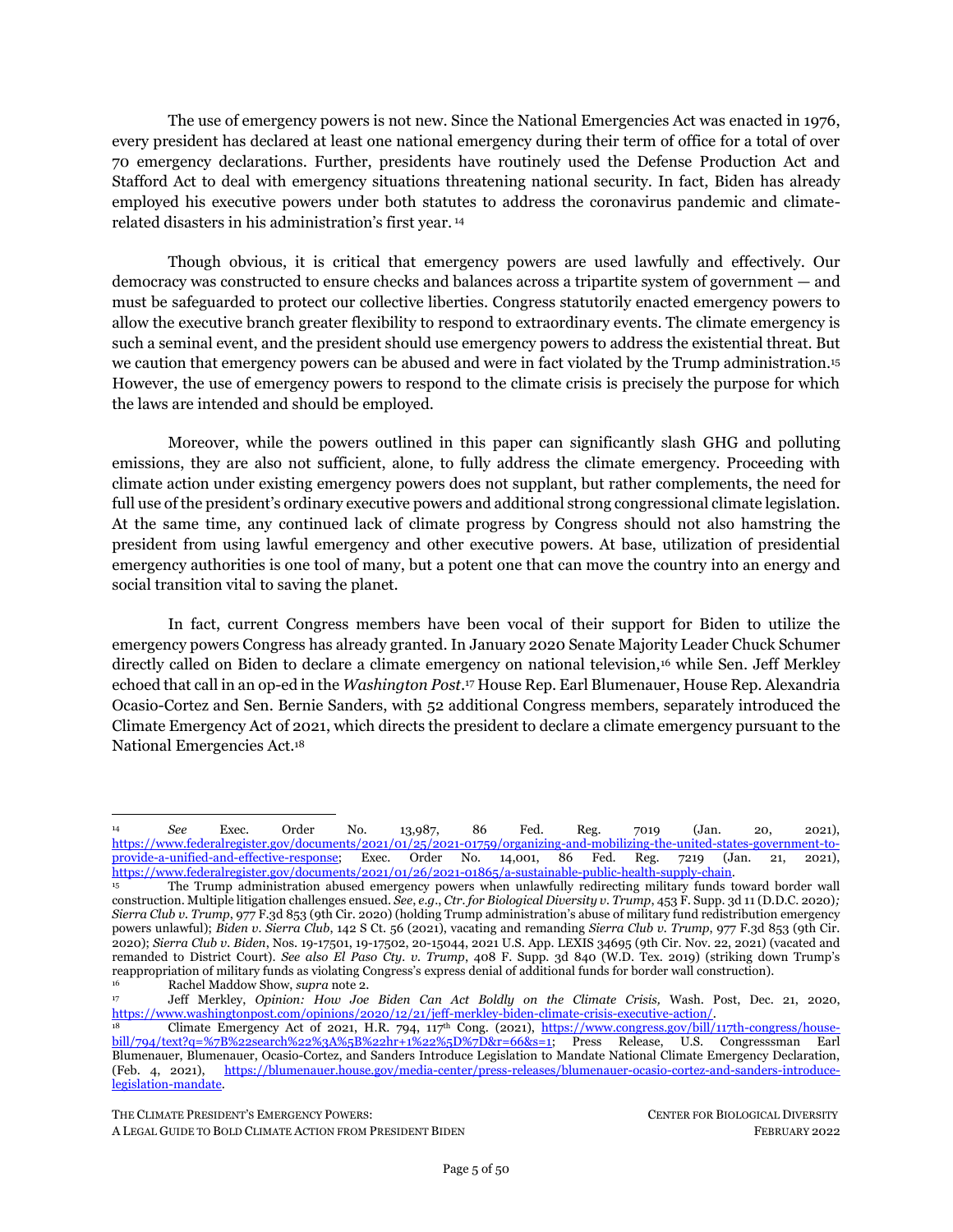The use of emergency powers is not new. Since the National Emergencies Act was enacted in 1976, every president has declared at least one national emergency during their term of office for a total of over 70 emergency declarations. Further, presidents have routinely used the Defense Production Act and Stafford Act to deal with emergency situations threatening national security. In fact, Biden has already employed his executive powers under both statutes to address the coronavirus pandemic and climate-related disasters in his administration's first year. [14]

Though obvious, it is critical that emergency powers are used lawfully and effectively. Our democracy was constructed to ensure checks and balances across a tripartite system of government — and must be safeguarded to protect our collective liberties. Congress statutorily enacted emergency powers to allow the executive branch greater flexibility to respond to extraordinary events. The climate emergency is such a seminal event, and the president should use emergency powers to address the existential threat. But we caution that emergency powers can be abused and were in fact violated by the Trump administration.[15] However, the use of emergency powers to respond to the climate crisis is precisely the purpose for which the laws are intended and should be employed.

Moreover, while the powers outlined in this paper can significantly slash GHG and polluting emissions, they are also not sufficient, alone, to fully address the climate emergency. Proceeding with climate action under existing emergency powers does not supplant, but rather complements, the need for full use of the president's ordinary executive powers and additional strong congressional climate legislation. At the same time, any continued lack of climate progress by Congress should not also hamstring the president from using lawful emergency and other executive powers. At base, utilization of presidential emergency authorities is one tool of many, but a potent one that can move the country into an energy and social transition vital to saving the planet.

In fact, current Congress members have been vocal of their support for Biden to utilize the emergency powers Congress has already granted. In January 2020 Senate Majority Leader Chuck Schumer directly called on Biden to declare a climate emergency on national television,[16] while Sen. Jeff Merkley echoed that call in an op-ed in the *Washington Post*.[17] House Rep. Earl Blumenauer, House Rep. Alexandria Ocasio-Cortez and Sen. Bernie Sanders, with 52 additional Congress members, separately introduced the Climate Emergency Act of 2021, which directs the president to declare a climate emergency pursuant to the National Emergencies Act.[18]

---

[14] *See* Exec. Order No. 13,987, 86 Fed. Reg. 7019 (Jan. 20, 2021), https://www.federalregister.gov/documents/2021/01/25/2021-01759/organizing-and-mobilizing-the-united-states-government-to-provide-a-unified-and-effective-response; Exec. Order No. 14,001, 86 Fed. Reg. 7219 (Jan. 21, 2021), https://www.federalregister.gov/documents/2021/01/26/2021-01865/a-sustainable-public-health-supply-chain.

[15] The Trump administration abused emergency powers when unlawfully redirecting military funds toward border wall construction. Multiple litigation challenges ensued. *See*, *e.g*., *Ctr. for Biological Diversity v. Trump*, 453 F. Supp. 3d 11 (D.D.C. 2020)*; Sierra Club v. Trump*, 977 F.3d 853 (9th Cir. 2020) (holding Trump administration's abuse of military fund redistribution emergency powers unlawful); *Biden v. Sierra Club*, 142 S Ct. 56 (2021), vacating and remanding *Sierra Club v. Trump*, 977 F.3d 853 (9th Cir. 2020); *Sierra Club v. Biden*, Nos. 19-17501, 19-17502, 20-15044, 2021 U.S. App. LEXIS 34695 (9th Cir. Nov. 22, 2021) (vacated and remanded to District Court). *See also El Paso Cty. v. Trump*, 408 F. Supp. 3d 840 (W.D. Tex. 2019) (striking down Trump's reappropriation of military funds as violating Congress's express denial of additional funds for border wall construction).

[16] Rachel Maddow Show, *supra* note 2.

[17] Jeff Merkley, *Opinion: How Joe Biden Can Act Boldly on the Climate Crisis,* Wash. Post, Dec. 21, 2020, https://www.washingtonpost.com/opinions/2020/12/21/jeff-merkley-biden-climate-crisis-executive-action/.

[18] Climate Emergency Act of 2021, H.R. 794, 117th Cong. (2021), https://www.congress.gov/bill/117th-congress/house-bill/794/text?q=%7B%22search%22%3A%5B%22hr+1%22%5D%7D&r=66&s=1; Press Release, U.S. Congresssman Earl Blumenauer, Blumenauer, Ocasio-Cortez, and Sanders Introduce Legislation to Mandate National Climate Emergency Declaration, (Feb. 4, 2021), https://blumenauer.house.gov/media-center/press-releases/blumenauer-ocasio-cortez-and-sanders-introduce-legislation-mandate.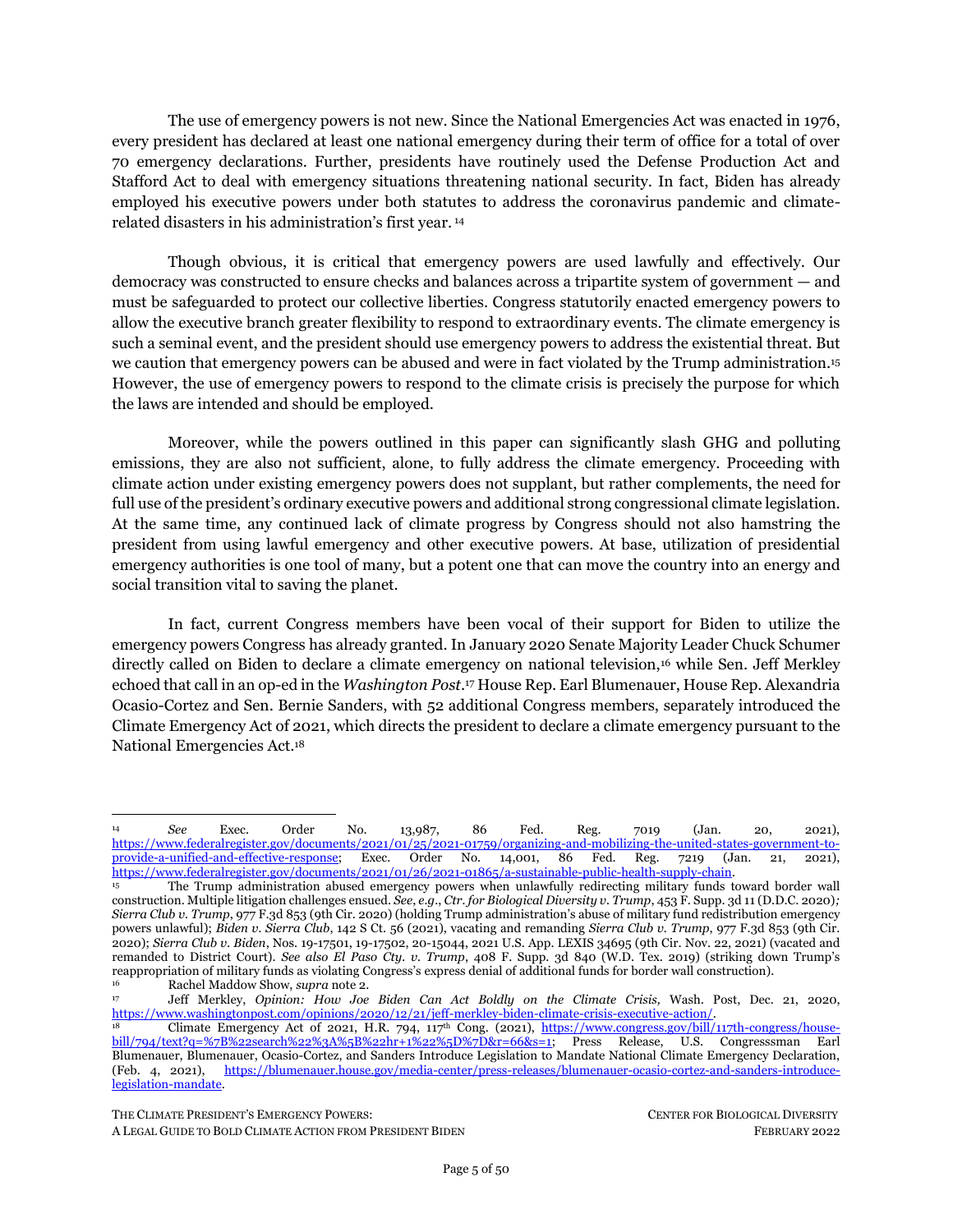The use of emergency powers is not new. Since the National Emergencies Act was enacted in 1976, every president has declared at least one national emergency during their term of office for a total of over 70 emergency declarations. Further, presidents have routinely used the Defense Production Act and Stafford Act to deal with emergency situations threatening national security. In fact, Biden has already employed his executive powers under both statutes to address the coronavirus pandemic and climate-related disasters in his administration's first year. [14]

Though obvious, it is critical that emergency powers are used lawfully and effectively. Our democracy was constructed to ensure checks and balances across a tripartite system of government — and must be safeguarded to protect our collective liberties. Congress statutorily enacted emergency powers to allow the executive branch greater flexibility to respond to extraordinary events. The climate emergency is such a seminal event, and the president should use emergency powers to address the existential threat. But we caution that emergency powers can be abused and were in fact violated by the Trump administration.[15] However, the use of emergency powers to respond to the climate crisis is precisely the purpose for which the laws are intended and should be employed.

Moreover, while the powers outlined in this paper can significantly slash GHG and polluting emissions, they are also not sufficient, alone, to fully address the climate emergency. Proceeding with climate action under existing emergency powers does not supplant, but rather complements, the need for full use of the president's ordinary executive powers and additional strong congressional climate legislation. At the same time, any continued lack of climate progress by Congress should not also hamstring the president from using lawful emergency and other executive powers. At base, utilization of presidential emergency authorities is one tool of many, but a potent one that can move the country into an energy and social transition vital to saving the planet.

In fact, current Congress members have been vocal of their support for Biden to utilize the emergency powers Congress has already granted. In January 2020 Senate Majority Leader Chuck Schumer directly called on Biden to declare a climate emergency on national television,[16] while Sen. Jeff Merkley echoed that call in an op-ed in the *Washington Post*.[17] House Rep. Earl Blumenauer, House Rep. Alexandria Ocasio-Cortez and Sen. Bernie Sanders, with 52 additional Congress members, separately introduced the Climate Emergency Act of 2021, which directs the president to declare a climate emergency pursuant to the National Emergencies Act.[18]

---

[14] *See* Exec. Order No. 13,987, 86 Fed. Reg. 7019 (Jan. 20, 2021), https://www.federalregister.gov/documents/2021/01/25/2021-01759/organizing-and-mobilizing-the-united-states-government-to-provide-a-unified-and-effective-response; Exec. Order No. 14,001, 86 Fed. Reg. 7219 (Jan. 21, 2021), https://www.federalregister.gov/documents/2021/01/26/2021-01865/a-sustainable-public-health-supply-chain.

[15] The Trump administration abused emergency powers when unlawfully redirecting military funds toward border wall construction. Multiple litigation challenges ensued. *See*, *e.g*., *Ctr. for Biological Diversity v. Trump*, 453 F. Supp. 3d 11 (D.D.C. 2020)*; Sierra Club v. Trump*, 977 F.3d 853 (9th Cir. 2020) (holding Trump administration's abuse of military fund redistribution emergency powers unlawful); *Biden v. Sierra Club*, 142 S Ct. 56 (2021), vacating and remanding *Sierra Club v. Trump*, 977 F.3d 853 (9th Cir. 2020); *Sierra Club v. Biden*, Nos. 19-17501, 19-17502, 20-15044, 2021 U.S. App. LEXIS 34695 (9th Cir. Nov. 22, 2021) (vacated and remanded to District Court). *See also El Paso Cty. v. Trump*, 408 F. Supp. 3d 840 (W.D. Tex. 2019) (striking down Trump's reappropriation of military funds as violating Congress's express denial of additional funds for border wall construction).

[16] Rachel Maddow Show, *supra* note 2.

[17] Jeff Merkley, *Opinion: How Joe Biden Can Act Boldly on the Climate Crisis,* Wash. Post, Dec. 21, 2020, https://www.washingtonpost.com/opinions/2020/12/21/jeff-merkley-biden-climate-crisis-executive-action/.

[18] Climate Emergency Act of 2021, H.R. 794, 117th Cong. (2021), https://www.congress.gov/bill/117th-congress/house-bill/794/text?q=%7B%22search%22%3A%5B%22hr+1%22%5D%7D&r=66&s=1; Press Release, U.S. Congresssman Earl Blumenauer, Blumenauer, Ocasio-Cortez, and Sanders Introduce Legislation to Mandate National Climate Emergency Declaration, (Feb. 4, 2021), https://blumenauer.house.gov/media-center/press-releases/blumenauer-ocasio-cortez-and-sanders-introduce-legislation-mandate.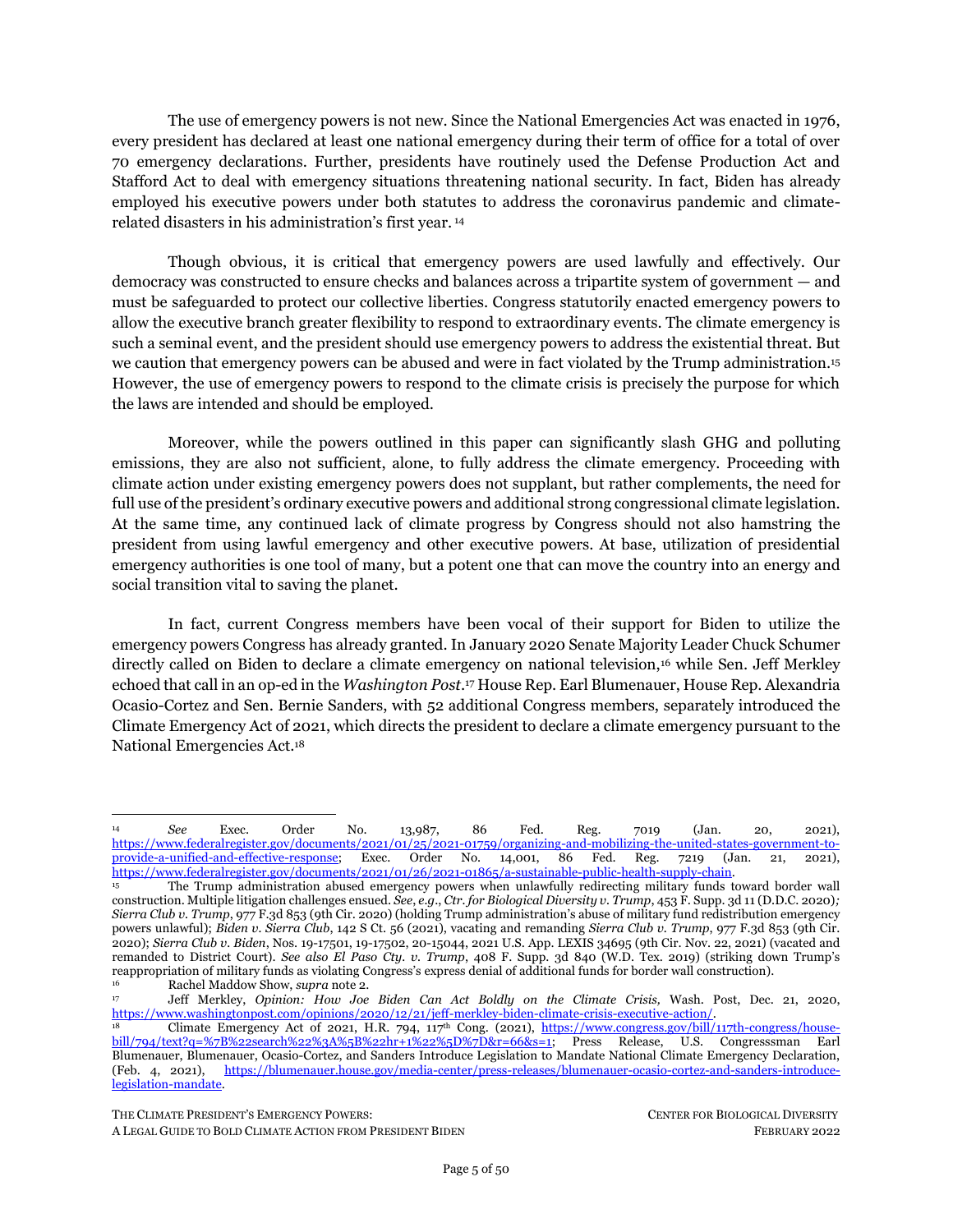The use of emergency powers is not new. Since the National Emergencies Act was enacted in 1976, every president has declared at least one national emergency during their term of office for a total of over 70 emergency declarations. Further, presidents have routinely used the Defense Production Act and Stafford Act to deal with emergency situations threatening national security. In fact, Biden has already employed his executive powers under both statutes to address the coronavirus pandemic and climate-related disasters in his administration's first year. [14]

Though obvious, it is critical that emergency powers are used lawfully and effectively. Our democracy was constructed to ensure checks and balances across a tripartite system of government — and must be safeguarded to protect our collective liberties. Congress statutorily enacted emergency powers to allow the executive branch greater flexibility to respond to extraordinary events. The climate emergency is such a seminal event, and the president should use emergency powers to address the existential threat. But we caution that emergency powers can be abused and were in fact violated by the Trump administration.[15] However, the use of emergency powers to respond to the climate crisis is precisely the purpose for which the laws are intended and should be employed.

Moreover, while the powers outlined in this paper can significantly slash GHG and polluting emissions, they are also not sufficient, alone, to fully address the climate emergency. Proceeding with climate action under existing emergency powers does not supplant, but rather complements, the need for full use of the president's ordinary executive powers and additional strong congressional climate legislation. At the same time, any continued lack of climate progress by Congress should not also hamstring the president from using lawful emergency and other executive powers. At base, utilization of presidential emergency authorities is one tool of many, but a potent one that can move the country into an energy and social transition vital to saving the planet.

In fact, current Congress members have been vocal of their support for Biden to utilize the emergency powers Congress has already granted. In January 2020 Senate Majority Leader Chuck Schumer directly called on Biden to declare a climate emergency on national television,[16] while Sen. Jeff Merkley echoed that call in an op-ed in the *Washington Post*.[17] House Rep. Earl Blumenauer, House Rep. Alexandria Ocasio-Cortez and Sen. Bernie Sanders, with 52 additional Congress members, separately introduced the Climate Emergency Act of 2021, which directs the president to declare a climate emergency pursuant to the National Emergencies Act.[18]

---

[14] *See* Exec. Order No. 13,987, 86 Fed. Reg. 7019 (Jan. 20, 2021), https://www.federalregister.gov/documents/2021/01/25/2021-01759/organizing-and-mobilizing-the-united-states-government-to-provide-a-unified-and-effective-response; Exec. Order No. 14,001, 86 Fed. Reg. 7219 (Jan. 21, 2021), https://www.federalregister.gov/documents/2021/01/26/2021-01865/a-sustainable-public-health-supply-chain.

[15] The Trump administration abused emergency powers when unlawfully redirecting military funds toward border wall construction. Multiple litigation challenges ensued. *See*, *e.g.*, *Ctr. for Biological Diversity v. Trump*, 453 F. Supp. 3d 11 (D.D.C. 2020)*; Sierra Club v. Trump*, 977 F.3d 853 (9th Cir. 2020) (holding Trump administration's abuse of military fund redistribution emergency powers unlawful); *Biden v. Sierra Club*, 142 S Ct. 56 (2021), vacating and remanding *Sierra Club v. Trump*, 977 F.3d 853 (9th Cir. 2020); *Sierra Club v. Biden*, Nos. 19-17501, 19-17502, 20-15044, 2021 U.S. App. LEXIS 34695 (9th Cir. Nov. 22, 2021) (vacated and remanded to District Court). *See also El Paso Cty. v. Trump*, 408 F. Supp. 3d 840 (W.D. Tex. 2019) (striking down Trump's reappropriation of military funds as violating Congress's express denial of additional funds for border wall construction).

[16] Rachel Maddow Show, *supra* note 2.

[17] Jeff Merkley, *Opinion: How Joe Biden Can Act Boldly on the Climate Crisis,* Wash. Post, Dec. 21, 2020, https://www.washingtonpost.com/opinions/2020/12/21/jeff-merkley-biden-climate-crisis-executive-action/.

[18] Climate Emergency Act of 2021, H.R. 794, 117th Cong. (2021), https://www.congress.gov/bill/117th-congress/house-bill/794/text?q=%7B%22search%22%3A%5B%22hr+1%22%5D%7D&r=66&s=1; Press Release, U.S. Congressman Earl Blumenauer, Blumenauer, Ocasio-Cortez, and Sanders Introduce Legislation to Mandate National Climate Emergency Declaration, (Feb. 4, 2021), https://blumenauer.house.gov/media-center/press-releases/blumenauer-ocasio-cortez-and-sanders-introduce-legislation-mandate.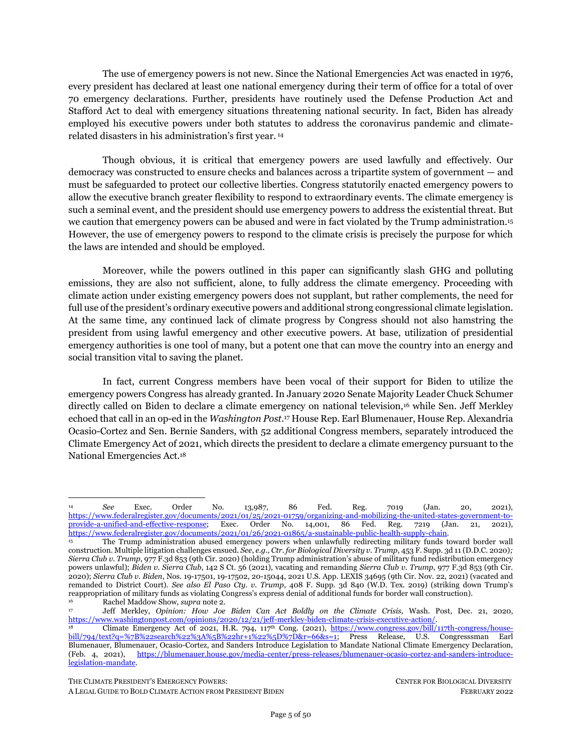The use of emergency powers is not new. Since the National Emergencies Act was enacted in 1976, every president has declared at least one national emergency during their term of office for a total of over 70 emergency declarations. Further, presidents have routinely used the Defense Production Act and Stafford Act to deal with emergency situations threatening national security. In fact, Biden has already employed his executive powers under both statutes to address the coronavirus pandemic and climate-related disasters in his administration's first year. [14]

Though obvious, it is critical that emergency powers are used lawfully and effectively. Our democracy was constructed to ensure checks and balances across a tripartite system of government — and must be safeguarded to protect our collective liberties. Congress statutorily enacted emergency powers to allow the executive branch greater flexibility to respond to extraordinary events. The climate emergency is such a seminal event, and the president should use emergency powers to address the existential threat. But we caution that emergency powers can be abused and were in fact violated by the Trump administration.[15] However, the use of emergency powers to respond to the climate crisis is precisely the purpose for which the laws are intended and should be employed.

Moreover, while the powers outlined in this paper can significantly slash GHG and polluting emissions, they are also not sufficient, alone, to fully address the climate emergency. Proceeding with climate action under existing emergency powers does not supplant, but rather complements, the need for full use of the president's ordinary executive powers and additional strong congressional climate legislation. At the same time, any continued lack of climate progress by Congress should not also hamstring the president from using lawful emergency and other executive powers. At base, utilization of presidential emergency authorities is one tool of many, but a potent one that can move the country into an energy and social transition vital to saving the planet.

In fact, current Congress members have been vocal of their support for Biden to utilize the emergency powers Congress has already granted. In January 2020 Senate Majority Leader Chuck Schumer directly called on Biden to declare a climate emergency on national television,[16] while Sen. Jeff Merkley echoed that call in an op-ed in the *Washington Post*.[17] House Rep. Earl Blumenauer, House Rep. Alexandria Ocasio-Cortez and Sen. Bernie Sanders, with 52 additional Congress members, separately introduced the Climate Emergency Act of 2021, which directs the president to declare a climate emergency pursuant to the National Emergencies Act.[18]

---

[14] *See* Exec. Order No. 13,987, 86 Fed. Reg. 7019 (Jan. 20, 2021), https://www.federalregister.gov/documents/2021/01/25/2021-01759/organizing-and-mobilizing-the-united-states-government-to-provide-a-unified-and-effective-response; Exec. Order No. 14,001, 86 Fed. Reg. 7219 (Jan. 21, 2021), https://www.federalregister.gov/documents/2021/01/26/2021-01865/a-sustainable-public-health-supply-chain.

[15] The Trump administration abused emergency powers when unlawfully redirecting military funds toward border wall construction. Multiple litigation challenges ensued. *See, e.g.*, *Ctr. for Biological Diversity v. Trump*, 453 F. Supp. 3d 11 (D.D.C. 2020); *Sierra Club v. Trump*, 977 F.3d 853 (9th Cir. 2020) (holding Trump administration's abuse of military fund redistribution emergency powers unlawful); *Biden v. Sierra Club*, 142 S Ct. 56 (2021), vacating and remanding *Sierra Club v. Trump*, 977 F.3d 853 (9th Cir. 2020); *Sierra Club v. Biden*, Nos. 19-17501, 19-17502, 20-15044, 2021 U.S. App. LEXIS 34695 (9th Cir. Nov. 22, 2021) (vacated and remanded to District Court). *See also El Paso Cty. v. Trump*, 408 F. Supp. 3d 840 (W.D. Tex. 2019) (striking down Trump's reappropriation of military funds as violating Congress's express denial of additional funds for border wall construction).

[16] Rachel Maddow Show, *supra* note 2.

[17] Jeff Merkley, *Opinion: How Joe Biden Can Act Boldly on the Climate Crisis,* Wash. Post, Dec. 21, 2020, https://www.washingtonpost.com/opinions/2020/12/21/jeff-merkley-biden-climate-crisis-executive-action/.

[18] Climate Emergency Act of 2021, H.R. 794, 117th Cong. (2021), https://www.congress.gov/bill/117th-congress/house-bill/794/text?q=%7B%22search%22%3A%5B%22hr+1%22%5D%7D&r=66&s=1; Press Release, U.S. Congresssman Earl Blumenauer, Blumenauer, Ocasio-Cortez, and Sanders Introduce Legislation to Mandate National Climate Emergency Declaration, (Feb. 4, 2021), https://blumenauer.house.gov/media-center/press-releases/blumenauer-ocasio-cortez-and-sanders-introduce-legislation-mandate.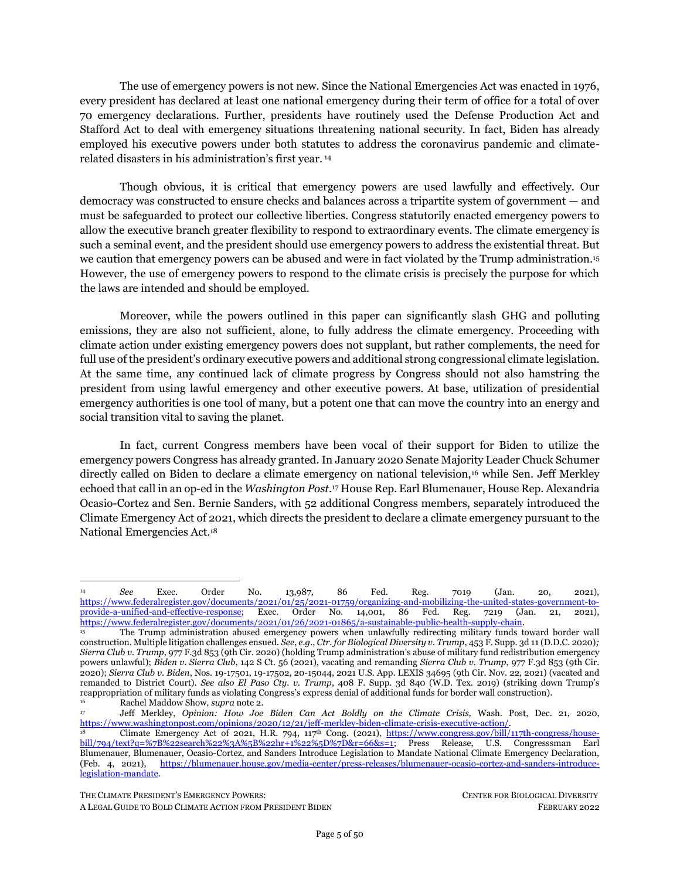The use of emergency powers is not new. Since the National Emergencies Act was enacted in 1976, every president has declared at least one national emergency during their term of office for a total of over 70 emergency declarations. Further, presidents have routinely used the Defense Production Act and Stafford Act to deal with emergency situations threatening national security. In fact, Biden has already employed his executive powers under both statutes to address the coronavirus pandemic and climate-related disasters in his administration's first year. [14]

Though obvious, it is critical that emergency powers are used lawfully and effectively. Our democracy was constructed to ensure checks and balances across a tripartite system of government — and must be safeguarded to protect our collective liberties. Congress statutorily enacted emergency powers to allow the executive branch greater flexibility to respond to extraordinary events. The climate emergency is such a seminal event, and the president should use emergency powers to address the existential threat. But we caution that emergency powers can be abused and were in fact violated by the Trump administration.[15] However, the use of emergency powers to respond to the climate crisis is precisely the purpose for which the laws are intended and should be employed.

Moreover, while the powers outlined in this paper can significantly slash GHG and polluting emissions, they are also not sufficient, alone, to fully address the climate emergency. Proceeding with climate action under existing emergency powers does not supplant, but rather complements, the need for full use of the president's ordinary executive powers and additional strong congressional climate legislation. At the same time, any continued lack of climate progress by Congress should not also hamstring the president from using lawful emergency and other executive powers. At base, utilization of presidential emergency authorities is one tool of many, but a potent one that can move the country into an energy and social transition vital to saving the planet.

In fact, current Congress members have been vocal of their support for Biden to utilize the emergency powers Congress has already granted. In January 2020 Senate Majority Leader Chuck Schumer directly called on Biden to declare a climate emergency on national television,[16] while Sen. Jeff Merkley echoed that call in an op-ed in the *Washington Post*.[17] House Rep. Earl Blumenauer, House Rep. Alexandria Ocasio-Cortez and Sen. Bernie Sanders, with 52 additional Congress members, separately introduced the Climate Emergency Act of 2021, which directs the president to declare a climate emergency pursuant to the National Emergencies Act.[18]

---

[14] *See* Exec. Order No. 13,987, 86 Fed. Reg. 7019 (Jan. 20, 2021), https://www.federalregister.gov/documents/2021/01/25/2021-01759/organizing-and-mobilizing-the-united-states-government-to-provide-a-unified-and-effective-response; Exec. Order No. 14,001, 86 Fed. Reg. 7219 (Jan. 21, 2021), https://www.federalregister.gov/documents/2021/01/26/2021-01865/a-sustainable-public-health-supply-chain.

[15] The Trump administration abused emergency powers when unlawfully redirecting military funds toward border wall construction. Multiple litigation challenges ensued. *See*, *e.g*., *Ctr. for Biological Diversity v. Trump*, 453 F. Supp. 3d 11 (D.D.C. 2020)*; Sierra Club v. Trump*, 977 F.3d 853 (9th Cir. 2020) (holding Trump administration's abuse of military fund redistribution emergency powers unlawful); *Biden v. Sierra Club*, 142 S Ct. 56 (2021), vacating and remanding *Sierra Club v. Trump*, 977 F.3d 853 (9th Cir. 2020); *Sierra Club v. Biden*, Nos. 19-17501, 19-17502, 20-15044, 2021 U.S. App. LEXIS 34695 (9th Cir. Nov. 22, 2021) (vacated and remanded to District Court). *See also El Paso Cty. v. Trump*, 408 F. Supp. 3d 840 (W.D. Tex. 2019) (striking down Trump's reappropriation of military funds as violating Congress's express denial of additional funds for border wall construction).

[16] Rachel Maddow Show, *supra* note 2.

[17] Jeff Merkley, *Opinion: How Joe Biden Can Act Boldly on the Climate Crisis,* Wash. Post, Dec. 21, 2020, https://www.washingtonpost.com/opinions/2020/12/21/jeff-merkley-biden-climate-crisis-executive-action/.

[18] Climate Emergency Act of 2021, H.R. 794, 117th Cong. (2021), https://www.congress.gov/bill/117th-congress/house-bill/794/text?q=%7B%22search%22%3A%5B%22hr+1%22%5D%7D&r=66&s=1; Press Release, U.S. Congresssman Earl Blumenauer, Blumenauer, Ocasio-Cortez, and Sanders Introduce Legislation to Mandate National Climate Emergency Declaration, (Feb. 4, 2021), https://blumenauer.house.gov/media-center/press-releases/blumenauer-ocasio-cortez-and-sanders-introduce-legislation-mandate.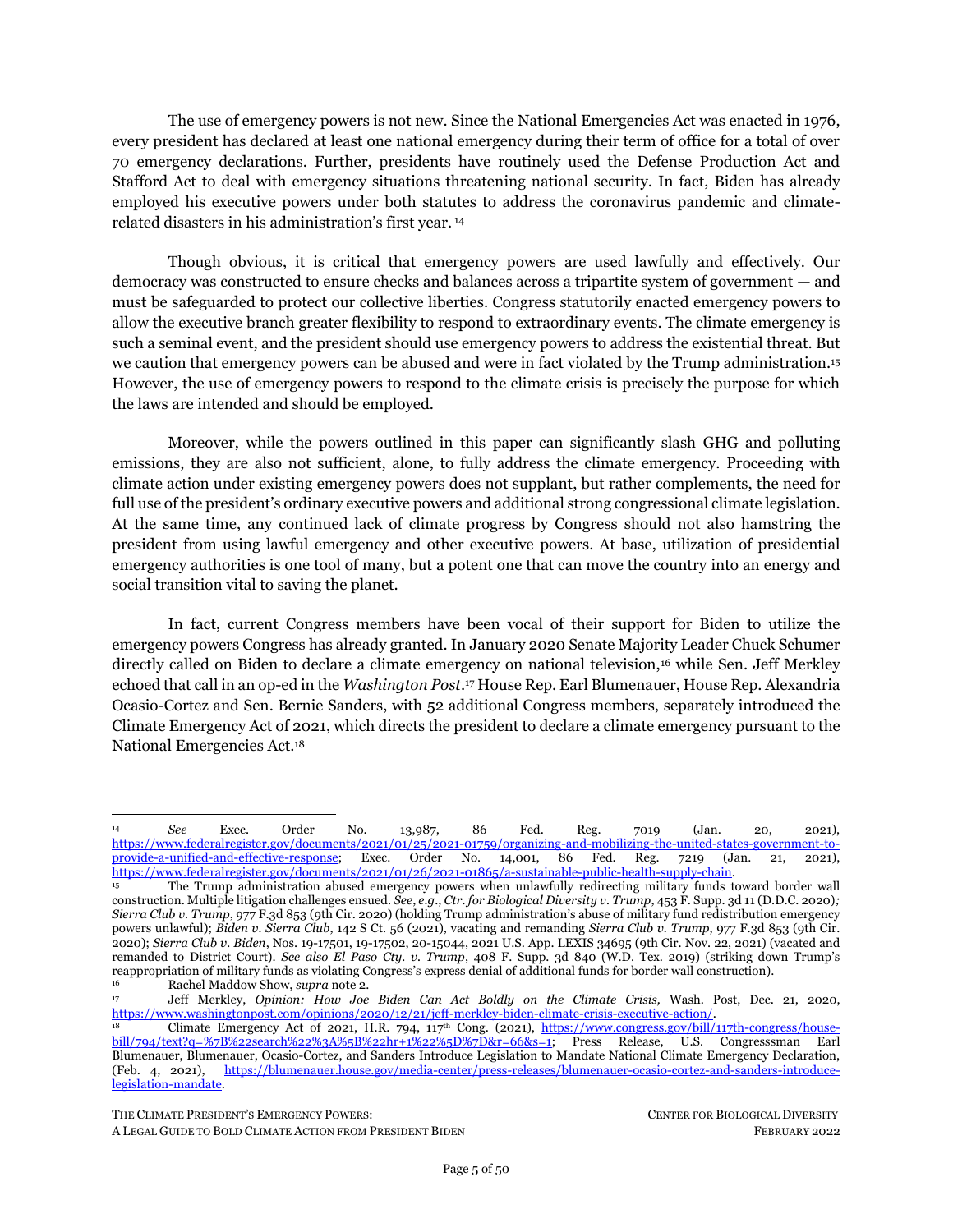The use of emergency powers is not new. Since the National Emergencies Act was enacted in 1976, every president has declared at least one national emergency during their term of office for a total of over 70 emergency declarations. Further, presidents have routinely used the Defense Production Act and Stafford Act to deal with emergency situations threatening national security. In fact, Biden has already employed his executive powers under both statutes to address the coronavirus pandemic and climate-related disasters in his administration's first year.[14]

Though obvious, it is critical that emergency powers are used lawfully and effectively. Our democracy was constructed to ensure checks and balances across a tripartite system of government — and must be safeguarded to protect our collective liberties. Congress statutorily enacted emergency powers to allow the executive branch greater flexibility to respond to extraordinary events. The climate emergency is such a seminal event, and the president should use emergency powers to address the existential threat. But we caution that emergency powers can be abused and were in fact violated by the Trump administration.[15] However, the use of emergency powers to respond to the climate crisis is precisely the purpose for which the laws are intended and should be employed.

Moreover, while the powers outlined in this paper can significantly slash GHG and polluting emissions, they are also not sufficient, alone, to fully address the climate emergency. Proceeding with climate action under existing emergency powers does not supplant, but rather complements, the need for full use of the president's ordinary executive powers and additional strong congressional climate legislation. At the same time, any continued lack of climate progress by Congress should not also hamstring the president from using lawful emergency and other executive powers. At base, utilization of presidential emergency authorities is one tool of many, but a potent one that can move the country into an energy and social transition vital to saving the planet.

In fact, current Congress members have been vocal of their support for Biden to utilize the emergency powers Congress has already granted. In January 2020 Senate Majority Leader Chuck Schumer directly called on Biden to declare a climate emergency on national television,[16] while Sen. Jeff Merkley echoed that call in an op-ed in the *Washington Post*.[17] House Rep. Earl Blumenauer, House Rep. Alexandria Ocasio-Cortez and Sen. Bernie Sanders, with 52 additional Congress members, separately introduced the Climate Emergency Act of 2021, which directs the president to declare a climate emergency pursuant to the National Emergencies Act.[18]

---

[14] *See* Exec. Order No. 13,987, 86 Fed. Reg. 7019 (Jan. 20, 2021), https://www.federalregister.gov/documents/2021/01/25/2021-01759/organizing-and-mobilizing-the-united-states-government-to-provide-a-unified-and-effective-response; Exec. Order No. 14,001, 86 Fed. Reg. 7219 (Jan. 21, 2021), https://www.federalregister.gov/documents/2021/01/26/2021-01865/a-sustainable-public-health-supply-chain.

[15] The Trump administration abused emergency powers when unlawfully redirecting military funds toward border wall construction. Multiple litigation challenges ensued. *See*, *e.g*., *Ctr. for Biological Diversity v. Trump*, 453 F. Supp. 3d 11 (D.D.C. 2020)*; Sierra Club v. Trump*, 977 F.3d 853 (9th Cir. 2020) (holding Trump administration's abuse of military fund redistribution emergency powers unlawful); *Biden v. Sierra Club*, 142 S Ct. 56 (2021), vacating and remanding *Sierra Club v. Trump*, 977 F.3d 853 (9th Cir. 2020); *Sierra Club v. Biden*, Nos. 19-17501, 19-17502, 20-15044, 2021 U.S. App. LEXIS 34695 (9th Cir. Nov. 22, 2021) (vacated and remanded to District Court). *See also El Paso Cty. v. Trump*, 408 F. Supp. 3d 840 (W.D. Tex. 2019) (striking down Trump's reappropriation of military funds as violating Congress's express denial of additional funds for border wall construction).

[16] Rachel Maddow Show, *supra* note 2.

[17] Jeff Merkley, *Opinion: How Joe Biden Can Act Boldly on the Climate Crisis,* Wash. Post, Dec. 21, 2020, https://www.washingtonpost.com/opinions/2020/12/21/jeff-merkley-biden-climate-crisis-executive-action/.

[18] Climate Emergency Act of 2021, H.R. 794, 117th Cong. (2021), https://www.congress.gov/bill/117th-congress/house-bill/794/text?q=%7B%22search%22%3A%5B%22hr+1%22%5D%7D&r=66&s=1; Press Release, U.S. Congresssman Earl Blumenauer, Blumenauer, Ocasio-Cortez, and Sanders Introduce Legislation to Mandate National Climate Emergency Declaration, (Feb. 4, 2021), https://blumenauer.house.gov/media-center/press-releases/blumenauer-ocasio-cortez-and-sanders-introduce-legislation-mandate.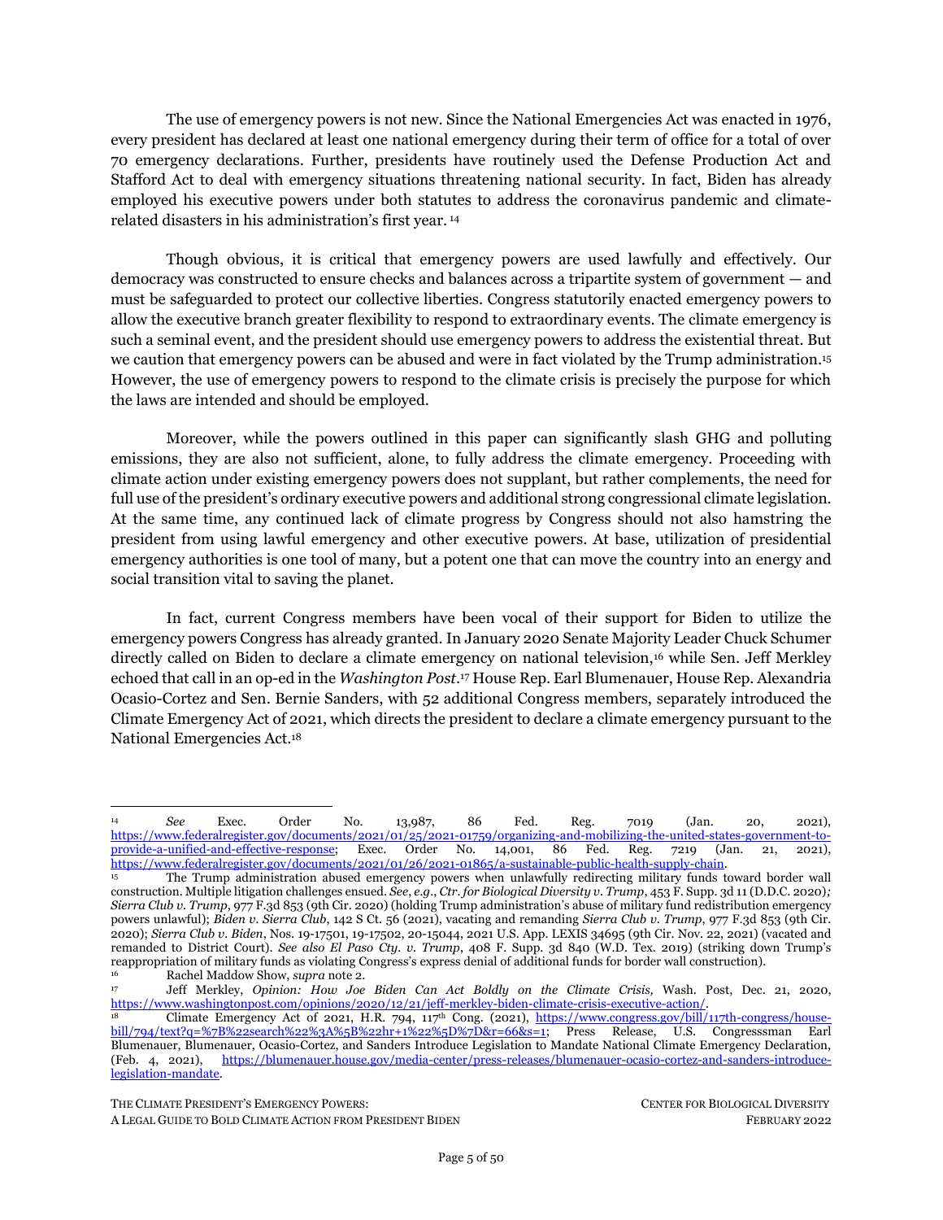The use of emergency powers is not new. Since the National Emergencies Act was enacted in 1976, every president has declared at least one national emergency during their term of office for a total of over 70 emergency declarations. Further, presidents have routinely used the Defense Production Act and Stafford Act to deal with emergency situations threatening national security. In fact, Biden has already employed his executive powers under both statutes to address the coronavirus pandemic and climate-related disasters in his administration's first year. [14]

Though obvious, it is critical that emergency powers are used lawfully and effectively. Our democracy was constructed to ensure checks and balances across a tripartite system of government — and must be safeguarded to protect our collective liberties. Congress statutorily enacted emergency powers to allow the executive branch greater flexibility to respond to extraordinary events. The climate emergency is such a seminal event, and the president should use emergency powers to address the existential threat. But we caution that emergency powers can be abused and were in fact violated by the Trump administration.[15] However, the use of emergency powers to respond to the climate crisis is precisely the purpose for which the laws are intended and should be employed.

Moreover, while the powers outlined in this paper can significantly slash GHG and polluting emissions, they are also not sufficient, alone, to fully address the climate emergency. Proceeding with climate action under existing emergency powers does not supplant, but rather complements, the need for full use of the president's ordinary executive powers and additional strong congressional climate legislation. At the same time, any continued lack of climate progress by Congress should not also hamstring the president from using lawful emergency and other executive powers. At base, utilization of presidential emergency authorities is one tool of many, but a potent one that can move the country into an energy and social transition vital to saving the planet.

In fact, current Congress members have been vocal of their support for Biden to utilize the emergency powers Congress has already granted. In January 2020 Senate Majority Leader Chuck Schumer directly called on Biden to declare a climate emergency on national television,[16] while Sen. Jeff Merkley echoed that call in an op-ed in the *Washington Post*.[17] House Rep. Earl Blumenauer, House Rep. Alexandria Ocasio-Cortez and Sen. Bernie Sanders, with 52 additional Congress members, separately introduced the Climate Emergency Act of 2021, which directs the president to declare a climate emergency pursuant to the National Emergencies Act.[18]

---

[14] *See* Exec. Order No. 13,987, 86 Fed. Reg. 7019 (Jan. 20, 2021), https://www.federalregister.gov/documents/2021/01/25/2021-01759/organizing-and-mobilizing-the-united-states-government-to-provide-a-unified-and-effective-response; Exec. Order No. 14,001, 86 Fed. Reg. 7219 (Jan. 21, 2021), https://www.federalregister.gov/documents/2021/01/26/2021-01865/a-sustainable-public-health-supply-chain.

[15] The Trump administration abused emergency powers when unlawfully redirecting military funds toward border wall construction. Multiple litigation challenges ensued. *See*, *e.g*., *Ctr. for Biological Diversity v. Trump*, 453 F. Supp. 3d 11 (D.D.C. 2020)*; Sierra Club v. Trump*, 977 F.3d 853 (9th Cir. 2020) (holding Trump administration's abuse of military fund redistribution emergency powers unlawful); *Biden v. Sierra Club*, 142 S Ct. 56 (2021), vacating and remanding *Sierra Club v. Trump*, 977 F.3d 853 (9th Cir. 2020); *Sierra Club v. Biden*, Nos. 19-17501, 19-17502, 20-15044, 2021 U.S. App. LEXIS 34695 (9th Cir. Nov. 22, 2021) (vacated and remanded to District Court). *See also El Paso Cty. v. Trump*, 408 F. Supp. 3d 840 (W.D. Tex. 2019) (striking down Trump's reappropriation of military funds as violating Congress's express denial of additional funds for border wall construction).

[16] Rachel Maddow Show, *supra* note 2.

[17] Jeff Merkley, *Opinion: How Joe Biden Can Act Boldly on the Climate Crisis,* Wash. Post, Dec. 21, 2020, https://www.washingtonpost.com/opinions/2020/12/21/jeff-merkley-biden-climate-crisis-executive-action/.

[18] Climate Emergency Act of 2021, H.R. 794, 117th Cong. (2021), https://www.congress.gov/bill/117th-congress/house-bill/794/text?q=%7B%22search%22%3A%5B%22hr+1%22%5D%7D&r=66&s=1; Press Release, U.S. Congressman Earl Blumenauer, Blumenauer, Ocasio-Cortez, and Sanders Introduce Legislation to Mandate National Climate Emergency Declaration, (Feb. 4, 2021), https://blumenauer.house.gov/media-center/press-releases/blumenauer-ocasio-cortez-and-sanders-introduce-legislation-mandate.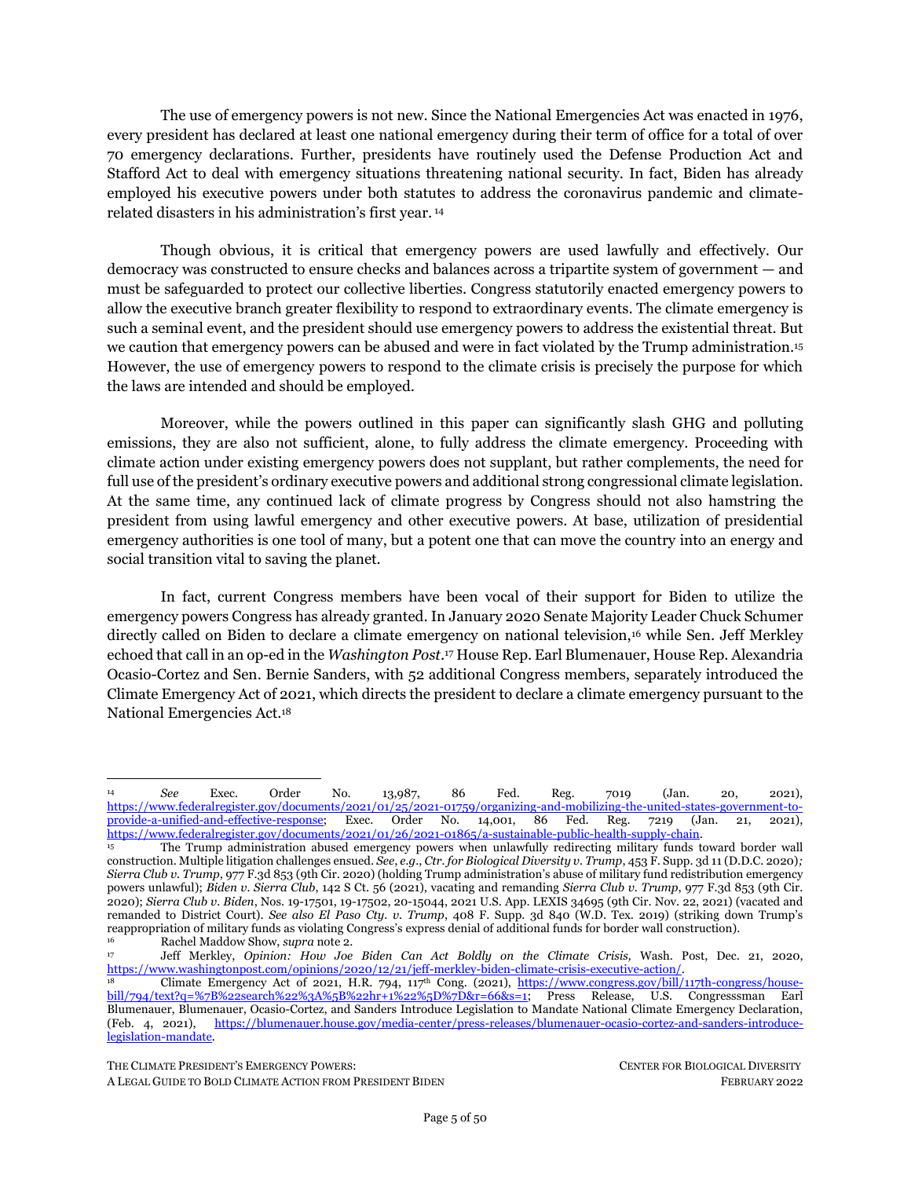The use of emergency powers is not new. Since the National Emergencies Act was enacted in 1976, every president has declared at least one national emergency during their term of office for a total of over 70 emergency declarations. Further, presidents have routinely used the Defense Production Act and Stafford Act to deal with emergency situations threatening national security. In fact, Biden has already employed his executive powers under both statutes to address the coronavirus pandemic and climate-related disasters in his administration's first year. [14]

Though obvious, it is critical that emergency powers are used lawfully and effectively. Our democracy was constructed to ensure checks and balances across a tripartite system of government — and must be safeguarded to protect our collective liberties. Congress statutorily enacted emergency powers to allow the executive branch greater flexibility to respond to extraordinary events. The climate emergency is such a seminal event, and the president should use emergency powers to address the existential threat. But we caution that emergency powers can be abused and were in fact violated by the Trump administration.[15] However, the use of emergency powers to respond to the climate crisis is precisely the purpose for which the laws are intended and should be employed.

Moreover, while the powers outlined in this paper can significantly slash GHG and polluting emissions, they are also not sufficient, alone, to fully address the climate emergency. Proceeding with climate action under existing emergency powers does not supplant, but rather complements, the need for full use of the president's ordinary executive powers and additional strong congressional climate legislation. At the same time, any continued lack of climate progress by Congress should not also hamstring the president from using lawful emergency and other executive powers. At base, utilization of presidential emergency authorities is one tool of many, but a potent one that can move the country into an energy and social transition vital to saving the planet.

In fact, current Congress members have been vocal of their support for Biden to utilize the emergency powers Congress has already granted. In January 2020 Senate Majority Leader Chuck Schumer directly called on Biden to declare a climate emergency on national television,[16] while Sen. Jeff Merkley echoed that call in an op-ed in the *Washington Post*.[17] House Rep. Earl Blumenauer, House Rep. Alexandria Ocasio-Cortez and Sen. Bernie Sanders, with 52 additional Congress members, separately introduced the Climate Emergency Act of 2021, which directs the president to declare a climate emergency pursuant to the National Emergencies Act.[18]

---

[14] *See* Exec. Order No. 13,987, 86 Fed. Reg. 7019 (Jan. 20, 2021), https://www.federalregister.gov/documents/2021/01/25/2021-01759/organizing-and-mobilizing-the-united-states-government-to-provide-a-unified-and-effective-response; Exec. Order No. 14,001, 86 Fed. Reg. 7219 (Jan. 21, 2021), https://www.federalregister.gov/documents/2021/01/26/2021-01865/a-sustainable-public-health-supply-chain.

[15] The Trump administration abused emergency powers when unlawfully redirecting military funds toward border wall construction. Multiple litigation challenges ensued. *See*, *e.g*., *Ctr. for Biological Diversity v. Trump*, 453 F. Supp. 3d 11 (D.D.C. 2020)*; Sierra Club v. Trump*, 977 F.3d 853 (9th Cir. 2020) (holding Trump administration's abuse of military fund redistribution emergency powers unlawful); *Biden v. Sierra Club*, 142 S Ct. 56 (2021), vacating and remanding *Sierra Club v. Trump*, 977 F.3d 853 (9th Cir. 2020); *Sierra Club v. Biden*, Nos. 19-17501, 19-17502, 20-15044, 2021 U.S. App. LEXIS 34695 (9th Cir. Nov. 22, 2021) (vacated and remanded to District Court). *See also El Paso Cty. v. Trump*, 408 F. Supp. 3d 840 (W.D. Tex. 2019) (striking down Trump's reappropriation of military funds as violating Congress's express denial of additional funds for border wall construction).

[16] Rachel Maddow Show, *supra* note 2.

[17] Jeff Merkley, *Opinion: How Joe Biden Can Act Boldly on the Climate Crisis,* Wash. Post, Dec. 21, 2020, https://www.washingtonpost.com/opinions/2020/12/21/jeff-merkley-biden-climate-crisis-executive-action/.

[18] Climate Emergency Act of 2021, H.R. 794, 117th Cong. (2021), https://www.congress.gov/bill/117th-congress/house-bill/794/text?q=%7B%22search%22%3A%5B%22hr+1%22%5D%7D&r=66&s=1; Press Release, U.S. Congresssman Earl Blumenauer, Blumenauer, Ocasio-Cortez, and Sanders Introduce Legislation to Mandate National Climate Emergency Declaration, (Feb. 4, 2021), https://blumenauer.house.gov/media-center/press-releases/blumenauer-ocasio-cortez-and-sanders-introduce-legislation-mandate.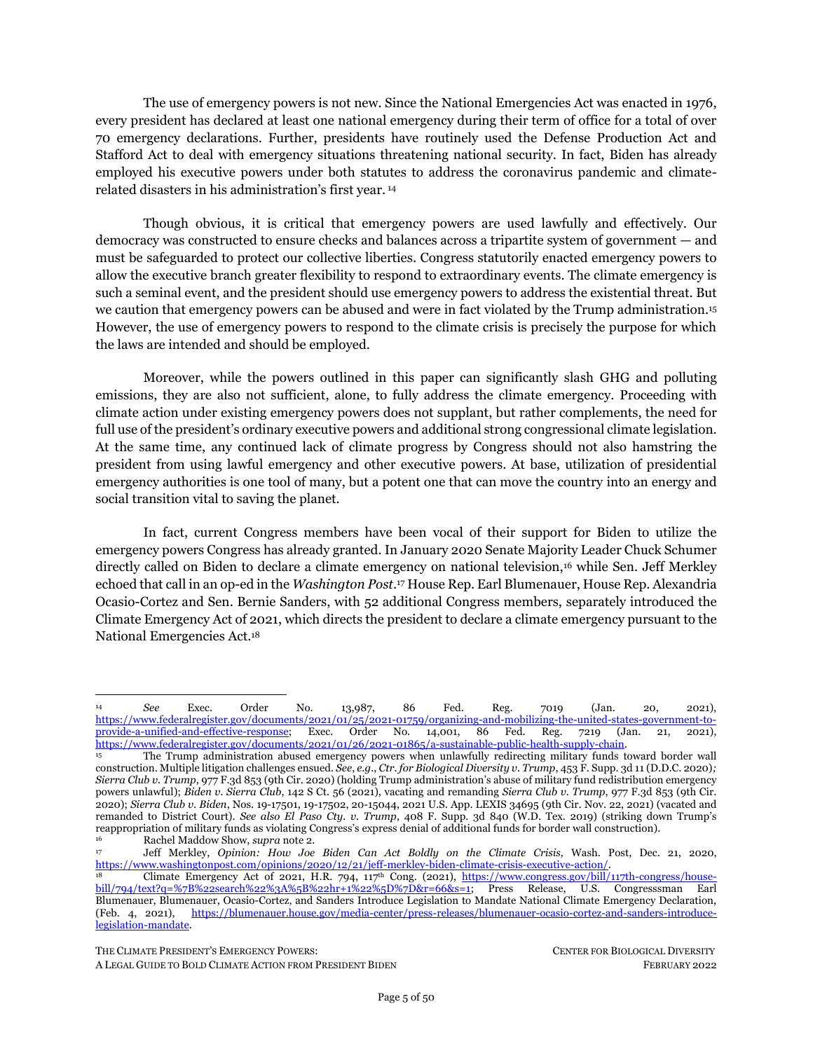The use of emergency powers is not new. Since the National Emergencies Act was enacted in 1976, every president has declared at least one national emergency during their term of office for a total of over 70 emergency declarations. Further, presidents have routinely used the Defense Production Act and Stafford Act to deal with emergency situations threatening national security. In fact, Biden has already employed his executive powers under both statutes to address the coronavirus pandemic and climate-related disasters in his administration's first year.[14]

Though obvious, it is critical that emergency powers are used lawfully and effectively. Our democracy was constructed to ensure checks and balances across a tripartite system of government — and must be safeguarded to protect our collective liberties. Congress statutorily enacted emergency powers to allow the executive branch greater flexibility to respond to extraordinary events. The climate emergency is such a seminal event, and the president should use emergency powers to address the existential threat. But we caution that emergency powers can be abused and were in fact violated by the Trump administration.[15] However, the use of emergency powers to respond to the climate crisis is precisely the purpose for which the laws are intended and should be employed.

Moreover, while the powers outlined in this paper can significantly slash GHG and polluting emissions, they are also not sufficient, alone, to fully address the climate emergency. Proceeding with climate action under existing emergency powers does not supplant, but rather complements, the need for full use of the president's ordinary executive powers and additional strong congressional climate legislation. At the same time, any continued lack of climate progress by Congress should not also hamstring the president from using lawful emergency and other executive powers. At base, utilization of presidential emergency authorities is one tool of many, but a potent one that can move the country into an energy and social transition vital to saving the planet.

In fact, current Congress members have been vocal of their support for Biden to utilize the emergency powers Congress has already granted. In January 2020 Senate Majority Leader Chuck Schumer directly called on Biden to declare a climate emergency on national television,[16] while Sen. Jeff Merkley echoed that call in an op-ed in the *Washington Post*.[17] House Rep. Earl Blumenauer, House Rep. Alexandria Ocasio-Cortez and Sen. Bernie Sanders, with 52 additional Congress members, separately introduced the Climate Emergency Act of 2021, which directs the president to declare a climate emergency pursuant to the National Emergencies Act.[18]

---

[14] *See* Exec. Order No. 13,987, 86 Fed. Reg. 7019 (Jan. 20, 2021), https://www.federalregister.gov/documents/2021/01/25/2021-01759/organizing-and-mobilizing-the-united-states-government-to-provide-a-unified-and-effective-response; Exec. Order No. 14,001, 86 Fed. Reg. 7219 (Jan. 21, 2021), https://www.federalregister.gov/documents/2021/01/26/2021-01865/a-sustainable-public-health-supply-chain.

[15] The Trump administration abused emergency powers when unlawfully redirecting military funds toward border wall construction. Multiple litigation challenges ensued. *See*, *e.g*., *Ctr. for Biological Diversity v. Trump*, 453 F. Supp. 3d 11 (D.D.C. 2020)*; Sierra Club v. Trump*, 977 F.3d 853 (9th Cir. 2020) (holding Trump administration's abuse of military fund redistribution emergency powers unlawful); *Biden v. Sierra Club*, 142 S Ct. 56 (2021), vacating and remanding *Sierra Club v. Trump*, 977 F.3d 853 (9th Cir. 2020); *Sierra Club v. Biden*, Nos. 19-17501, 19-17502, 20-15044, 2021 U.S. App. LEXIS 34695 (9th Cir. Nov. 22, 2021) (vacated and remanded to District Court). *See also El Paso Cty. v. Trump*, 408 F. Supp. 3d 840 (W.D. Tex. 2019) (striking down Trump's reappropriation of military funds as violating Congress's express denial of additional funds for border wall construction).

[16] Rachel Maddow Show, *supra* note 2.

[17] Jeff Merkley, *Opinion: How Joe Biden Can Act Boldly on the Climate Crisis,* Wash. Post, Dec. 21, 2020, https://www.washingtonpost.com/opinions/2020/12/21/jeff-merkley-biden-climate-crisis-executive-action/.

[18] Climate Emergency Act of 2021, H.R. 794, 117th Cong. (2021), https://www.congress.gov/bill/117th-congress/house-bill/794/text?q=%7B%22search%22%3A%5B%22hr+1%22%5D%7D&r=66&s=1; Press Release, U.S. Congresssman Earl Blumenauer, Blumenauer, Ocasio-Cortez, and Sanders Introduce Legislation to Mandate National Climate Emergency Declaration, (Feb. 4, 2021), https://blumenauer.house.gov/media-center/press-releases/blumenauer-ocasio-cortez-and-sanders-introduce-legislation-mandate.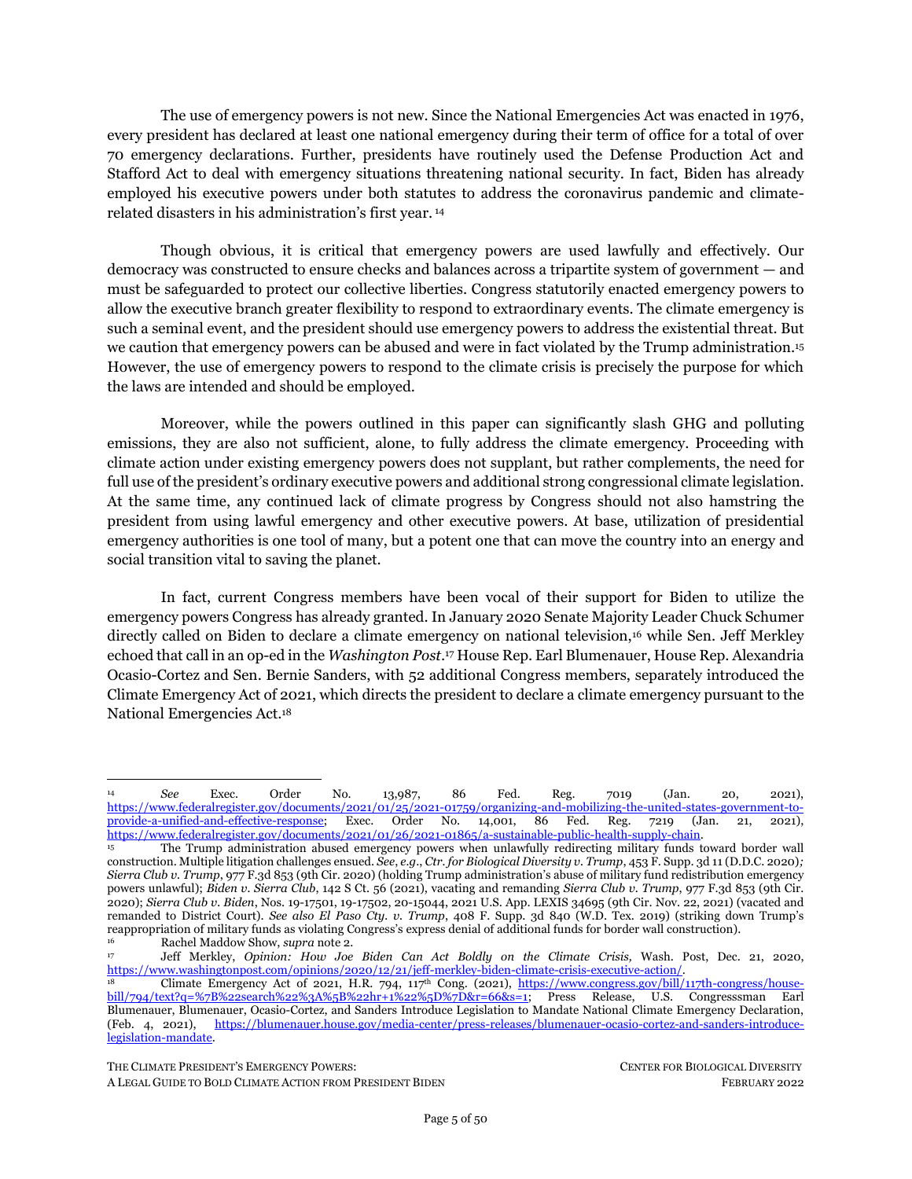The use of emergency powers is not new. Since the National Emergencies Act was enacted in 1976, every president has declared at least one national emergency during their term of office for a total of over 70 emergency declarations. Further, presidents have routinely used the Defense Production Act and Stafford Act to deal with emergency situations threatening national security. In fact, Biden has already employed his executive powers under both statutes to address the coronavirus pandemic and climate-related disasters in his administration's first year.[14]

Though obvious, it is critical that emergency powers are used lawfully and effectively. Our democracy was constructed to ensure checks and balances across a tripartite system of government — and must be safeguarded to protect our collective liberties. Congress statutorily enacted emergency powers to allow the executive branch greater flexibility to respond to extraordinary events. The climate emergency is such a seminal event, and the president should use emergency powers to address the existential threat. But we caution that emergency powers can be abused and were in fact violated by the Trump administration.[15] However, the use of emergency powers to respond to the climate crisis is precisely the purpose for which the laws are intended and should be employed.

Moreover, while the powers outlined in this paper can significantly slash GHG and polluting emissions, they are also not sufficient, alone, to fully address the climate emergency. Proceeding with climate action under existing emergency powers does not supplant, but rather complements, the need for full use of the president's ordinary executive powers and additional strong congressional climate legislation. At the same time, any continued lack of climate progress by Congress should not also hamstring the president from using lawful emergency and other executive powers. At base, utilization of presidential emergency authorities is one tool of many, but a potent one that can move the country into an energy and social transition vital to saving the planet.

In fact, current Congress members have been vocal of their support for Biden to utilize the emergency powers Congress has already granted. In January 2020 Senate Majority Leader Chuck Schumer directly called on Biden to declare a climate emergency on national television,[16] while Sen. Jeff Merkley echoed that call in an op-ed in the *Washington Post*.[17] House Rep. Earl Blumenauer, House Rep. Alexandria Ocasio-Cortez and Sen. Bernie Sanders, with 52 additional Congress members, separately introduced the Climate Emergency Act of 2021, which directs the president to declare a climate emergency pursuant to the National Emergencies Act.[18]

---

[14] *See* Exec. Order No. 13,987, 86 Fed. Reg. 7019 (Jan. 20, 2021), https://www.federalregister.gov/documents/2021/01/25/2021-01759/organizing-and-mobilizing-the-united-states-government-to-provide-a-unified-and-effective-response; Exec. Order No. 14,001, 86 Fed. Reg. 7219 (Jan. 21, 2021), https://www.federalregister.gov/documents/2021/01/26/2021-01865/a-sustainable-public-health-supply-chain.

[15] The Trump administration abused emergency powers when unlawfully redirecting military funds toward border wall construction. Multiple litigation challenges ensued. *See*, *e.g*., *Ctr. for Biological Diversity v. Trump*, 453 F. Supp. 3d 11 (D.D.C. 2020)*; Sierra Club v. Trump*, 977 F.3d 853 (9th Cir. 2020) (holding Trump administration's abuse of military fund redistribution emergency powers unlawful); *Biden v. Sierra Club*, 142 S Ct. 56 (2021), vacating and remanding *Sierra Club v. Trump*, 977 F.3d 853 (9th Cir. 2020); *Sierra Club v. Biden*, Nos. 19-17501, 19-17502, 20-15044, 2021 U.S. App. LEXIS 34695 (9th Cir. Nov. 22, 2021) (vacated and remanded to District Court). *See also El Paso Cty. v. Trump*, 408 F. Supp. 3d 840 (W.D. Tex. 2019) (striking down Trump's reappropriation of military funds as violating Congress's express denial of additional funds for border wall construction).

[16] Rachel Maddow Show, *supra* note 2.

[17] Jeff Merkley, *Opinion: How Joe Biden Can Act Boldly on the Climate Crisis,* Wash. Post, Dec. 21, 2020, https://www.washingtonpost.com/opinions/2020/12/21/jeff-merkley-biden-climate-crisis-executive-action/.

[18] Climate Emergency Act of 2021, H.R. 794, 117th Cong. (2021), https://www.congress.gov/bill/117th-congress/house-bill/794/text?q=%7B%22search%22%3A%5B%22hr+1%22%5D%7D&r=66&s=1; Press Release, U.S. Congresssman Earl Blumenauer, Blumenauer, Ocasio-Cortez, and Sanders Introduce Legislation to Mandate National Climate Emergency Declaration, (Feb. 4, 2021), https://blumenauer.house.gov/media-center/press-releases/blumenauer-ocasio-cortez-and-sanders-introduce-legislation-mandate.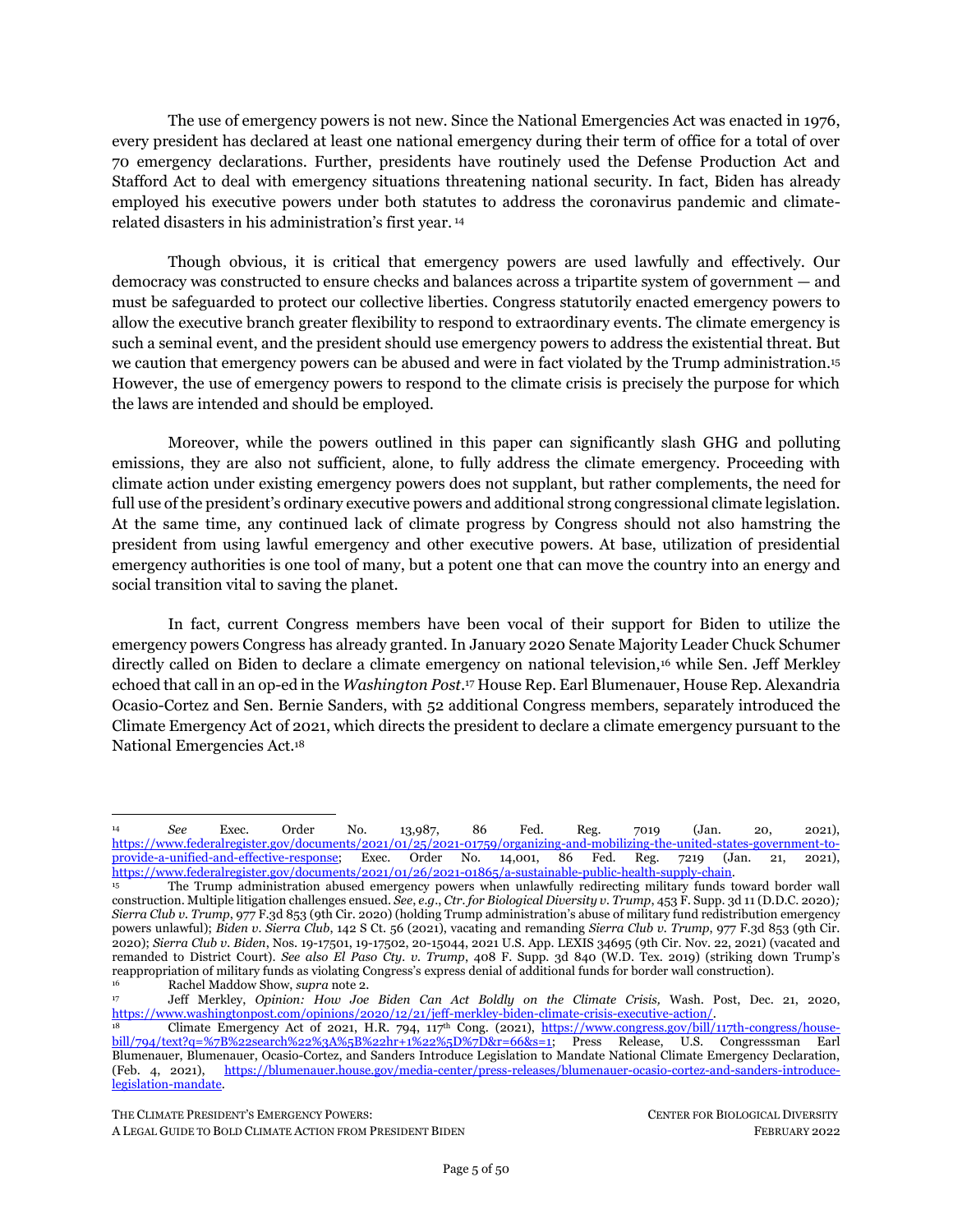The use of emergency powers is not new. Since the National Emergencies Act was enacted in 1976, every president has declared at least one national emergency during their term of office for a total of over 70 emergency declarations. Further, presidents have routinely used the Defense Production Act and Stafford Act to deal with emergency situations threatening national security. In fact, Biden has already employed his executive powers under both statutes to address the coronavirus pandemic and climate-related disasters in his administration's first year. [14]

Though obvious, it is critical that emergency powers are used lawfully and effectively. Our democracy was constructed to ensure checks and balances across a tripartite system of government — and must be safeguarded to protect our collective liberties. Congress statutorily enacted emergency powers to allow the executive branch greater flexibility to respond to extraordinary events. The climate emergency is such a seminal event, and the president should use emergency powers to address the existential threat. But we caution that emergency powers can be abused and were in fact violated by the Trump administration.[15] However, the use of emergency powers to respond to the climate crisis is precisely the purpose for which the laws are intended and should be employed.

Moreover, while the powers outlined in this paper can significantly slash GHG and polluting emissions, they are also not sufficient, alone, to fully address the climate emergency. Proceeding with climate action under existing emergency powers does not supplant, but rather complements, the need for full use of the president's ordinary executive powers and additional strong congressional climate legislation. At the same time, any continued lack of climate progress by Congress should not also hamstring the president from using lawful emergency and other executive powers. At base, utilization of presidential emergency authorities is one tool of many, but a potent one that can move the country into an energy and social transition vital to saving the planet.

In fact, current Congress members have been vocal of their support for Biden to utilize the emergency powers Congress has already granted. In January 2020 Senate Majority Leader Chuck Schumer directly called on Biden to declare a climate emergency on national television,[16] while Sen. Jeff Merkley echoed that call in an op-ed in the *Washington Post*.[17] House Rep. Earl Blumenauer, House Rep. Alexandria Ocasio-Cortez and Sen. Bernie Sanders, with 52 additional Congress members, separately introduced the Climate Emergency Act of 2021, which directs the president to declare a climate emergency pursuant to the National Emergencies Act.[18]

---

[14] *See* Exec. Order No. 13,987, 86 Fed. Reg. 7019 (Jan. 20, 2021), https://www.federalregister.gov/documents/2021/01/25/2021-01759/organizing-and-mobilizing-the-united-states-government-to-provide-a-unified-and-effective-response; Exec. Order No. 14,001, 86 Fed. Reg. 7219 (Jan. 21, 2021), https://www.federalregister.gov/documents/2021/01/26/2021-01865/a-sustainable-public-health-supply-chain.

[15] The Trump administration abused emergency powers when unlawfully redirecting military funds toward border wall construction. Multiple litigation challenges ensued. *See*, *e.g*., *Ctr. for Biological Diversity v. Trump*, 453 F. Supp. 3d 11 (D.D.C. 2020)*; Sierra Club v. Trump*, 977 F.3d 853 (9th Cir. 2020) (holding Trump administration's abuse of military fund redistribution emergency powers unlawful); *Biden v. Sierra Club*, 142 S Ct. 56 (2021), vacating and remanding *Sierra Club v. Trump*, 977 F.3d 853 (9th Cir. 2020); *Sierra Club v. Biden*, Nos. 19-17501, 19-17502, 20-15044, 2021 U.S. App. LEXIS 34695 (9th Cir. Nov. 22, 2021) (vacated and remanded to District Court). *See also El Paso Cty. v. Trump*, 408 F. Supp. 3d 840 (W.D. Tex. 2019) (striking down Trump's reappropriation of military funds as violating Congress's express denial of additional funds for border wall construction).

[16] Rachel Maddow Show, *supra* note 2.

[17] Jeff Merkley, *Opinion: How Joe Biden Can Act Boldly on the Climate Crisis,* Wash. Post, Dec. 21, 2020, https://www.washingtonpost.com/opinions/2020/12/21/jeff-merkley-biden-climate-crisis-executive-action/.

[18] Climate Emergency Act of 2021, H.R. 794, 117th Cong. (2021), https://www.congress.gov/bill/117th-congress/house-bill/794/text?q=%7B%22search%22%3A%5B%22hr+1%22%5D%7D&r=66&s=1; Press Release, U.S. Congressman Earl Blumenauer, Blumenauer, Ocasio-Cortez, and Sanders Introduce Legislation to Mandate National Climate Emergency Declaration, (Feb. 4, 2021), https://blumenauer.house.gov/media-center/press-releases/blumenauer-ocasio-cortez-and-sanders-introduce-legislation-mandate.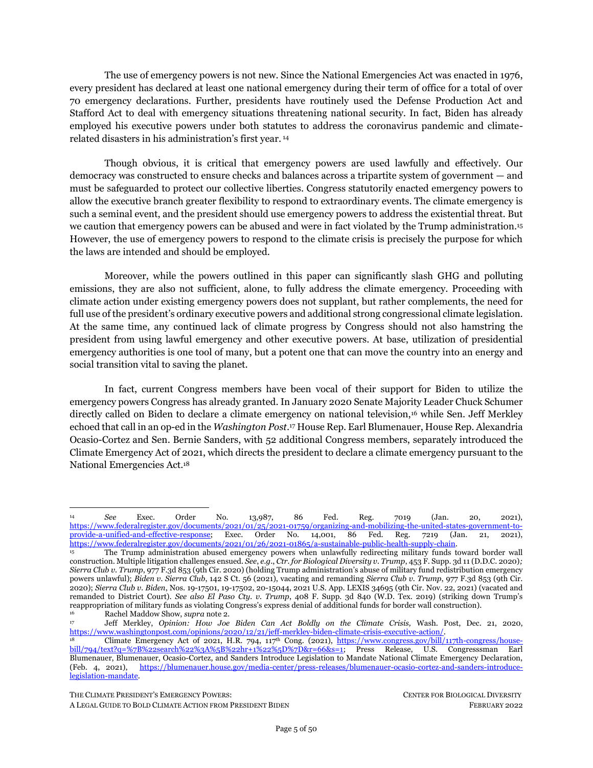The use of emergency powers is not new. Since the National Emergencies Act was enacted in 1976, every president has declared at least one national emergency during their term of office for a total of over 70 emergency declarations. Further, presidents have routinely used the Defense Production Act and Stafford Act to deal with emergency situations threatening national security. In fact, Biden has already employed his executive powers under both statutes to address the coronavirus pandemic and climate-related disasters in his administration's first year. [14]

Though obvious, it is critical that emergency powers are used lawfully and effectively. Our democracy was constructed to ensure checks and balances across a tripartite system of government — and must be safeguarded to protect our collective liberties. Congress statutorily enacted emergency powers to allow the executive branch greater flexibility to respond to extraordinary events. The climate emergency is such a seminal event, and the president should use emergency powers to address the existential threat. But we caution that emergency powers can be abused and were in fact violated by the Trump administration.[15] However, the use of emergency powers to respond to the climate crisis is precisely the purpose for which the laws are intended and should be employed.

Moreover, while the powers outlined in this paper can significantly slash GHG and polluting emissions, they are also not sufficient, alone, to fully address the climate emergency. Proceeding with climate action under existing emergency powers does not supplant, but rather complements, the need for full use of the president's ordinary executive powers and additional strong congressional climate legislation. At the same time, any continued lack of climate progress by Congress should not also hamstring the president from using lawful emergency and other executive powers. At base, utilization of presidential emergency authorities is one tool of many, but a potent one that can move the country into an energy and social transition vital to saving the planet.

In fact, current Congress members have been vocal of their support for Biden to utilize the emergency powers Congress has already granted. In January 2020 Senate Majority Leader Chuck Schumer directly called on Biden to declare a climate emergency on national television,[16] while Sen. Jeff Merkley echoed that call in an op-ed in the *Washington Post*.[17] House Rep. Earl Blumenauer, House Rep. Alexandria Ocasio-Cortez and Sen. Bernie Sanders, with 52 additional Congress members, separately introduced the Climate Emergency Act of 2021, which directs the president to declare a climate emergency pursuant to the National Emergencies Act.[18]

---

[14] *See* Exec. Order No. 13,987, 86 Fed. Reg. 7019 (Jan. 20, 2021), https://www.federalregister.gov/documents/2021/01/25/2021-01759/organizing-and-mobilizing-the-united-states-government-to-provide-a-unified-and-effective-response; Exec. Order No. 14,001, 86 Fed. Reg. 7219 (Jan. 21, 2021), https://www.federalregister.gov/documents/2021/01/26/2021-01865/a-sustainable-public-health-supply-chain.

[15] The Trump administration abused emergency powers when unlawfully redirecting military funds toward border wall construction. Multiple litigation challenges ensued. *See*, *e.g*., *Ctr. for Biological Diversity v. Trump*, 453 F. Supp. 3d 11 (D.D.C. 2020)*; Sierra Club v. Trump*, 977 F.3d 853 (9th Cir. 2020) (holding Trump administration's abuse of military fund redistribution emergency powers unlawful); *Biden v. Sierra Club*, 142 S Ct. 56 (2021), vacating and remanding *Sierra Club v. Trump*, 977 F.3d 853 (9th Cir. 2020); *Sierra Club v. Biden*, Nos. 19-17501, 19-17502, 20-15044, 2021 U.S. App. LEXIS 34695 (9th Cir. Nov. 22, 2021) (vacated and remanded to District Court). *See also El Paso Cty. v. Trump*, 408 F. Supp. 3d 840 (W.D. Tex. 2019) (striking down Trump's reappropriation of military funds as violating Congress's express denial of additional funds for border wall construction).

[16] Rachel Maddow Show, *supra* note 2.

[17] Jeff Merkley, *Opinion: How Joe Biden Can Act Boldly on the Climate Crisis,* Wash. Post, Dec. 21, 2020, https://www.washingtonpost.com/opinions/2020/12/21/jeff-merkley-biden-climate-crisis-executive-action/.

[18] Climate Emergency Act of 2021, H.R. 794, 117th Cong. (2021), https://www.congress.gov/bill/117th-congress/house-bill/794/text?q=%7B%22search%22%3A%5B%22hr+1%22%5D%7D&r=66&s=1; Press Release, U.S. Congressman Earl Blumenauer, Blumenauer, Ocasio-Cortez, and Sanders Introduce Legislation to Mandate National Climate Emergency Declaration, (Feb. 4, 2021), https://blumenauer.house.gov/media-center/press-releases/blumenauer-ocasio-cortez-and-sanders-introduce-legislation-mandate.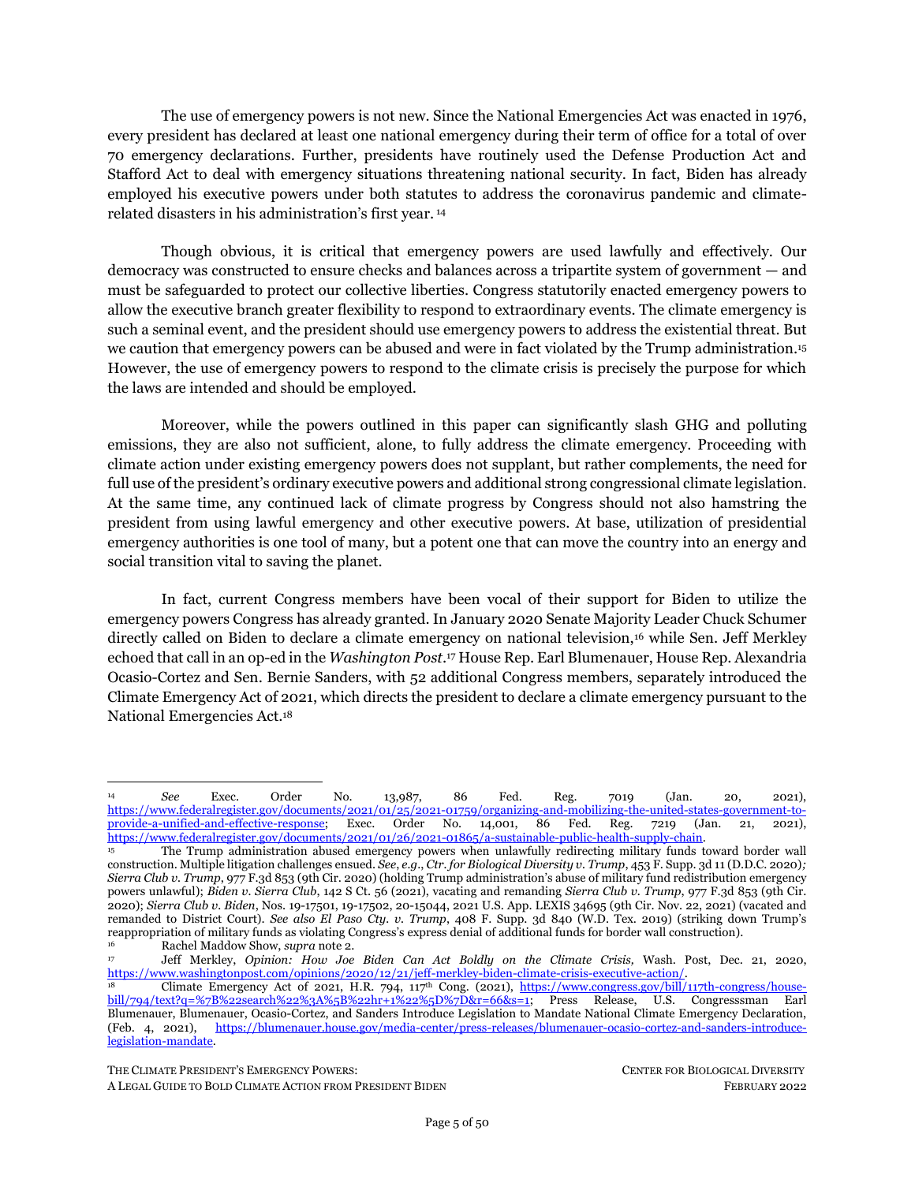The use of emergency powers is not new. Since the National Emergencies Act was enacted in 1976, every president has declared at least one national emergency during their term of office for a total of over 70 emergency declarations. Further, presidents have routinely used the Defense Production Act and Stafford Act to deal with emergency situations threatening national security. In fact, Biden has already employed his executive powers under both statutes to address the coronavirus pandemic and climate-related disasters in his administration's first year.[14]

Though obvious, it is critical that emergency powers are used lawfully and effectively. Our democracy was constructed to ensure checks and balances across a tripartite system of government — and must be safeguarded to protect our collective liberties. Congress statutorily enacted emergency powers to allow the executive branch greater flexibility to respond to extraordinary events. The climate emergency is such a seminal event, and the president should use emergency powers to address the existential threat. But we caution that emergency powers can be abused and were in fact violated by the Trump administration.[15] However, the use of emergency powers to respond to the climate crisis is precisely the purpose for which the laws are intended and should be employed.

Moreover, while the powers outlined in this paper can significantly slash GHG and polluting emissions, they are also not sufficient, alone, to fully address the climate emergency. Proceeding with climate action under existing emergency powers does not supplant, but rather complements, the need for full use of the president's ordinary executive powers and additional strong congressional climate legislation. At the same time, any continued lack of climate progress by Congress should not also hamstring the president from using lawful emergency and other executive powers. At base, utilization of presidential emergency authorities is one tool of many, but a potent one that can move the country into an energy and social transition vital to saving the planet.

In fact, current Congress members have been vocal of their support for Biden to utilize the emergency powers Congress has already granted. In January 2020 Senate Majority Leader Chuck Schumer directly called on Biden to declare a climate emergency on national television,[16] while Sen. Jeff Merkley echoed that call in an op-ed in the *Washington Post*.[17] House Rep. Earl Blumenauer, House Rep. Alexandria Ocasio-Cortez and Sen. Bernie Sanders, with 52 additional Congress members, separately introduced the Climate Emergency Act of 2021, which directs the president to declare a climate emergency pursuant to the National Emergencies Act.[18]

---

[14] *See* Exec. Order No. 13,987, 86 Fed. Reg. 7019 (Jan. 20, 2021), https://www.federalregister.gov/documents/2021/01/25/2021-01759/organizing-and-mobilizing-the-united-states-government-to-provide-a-unified-and-effective-response; Exec. Order No. 14,001, 86 Fed. Reg. 7219 (Jan. 21, 2021), https://www.federalregister.gov/documents/2021/01/26/2021-01865/a-sustainable-public-health-supply-chain.

[15] The Trump administration abused emergency powers when unlawfully redirecting military funds toward border wall construction. Multiple litigation challenges ensued. *See*, *e.g.*, *Ctr. for Biological Diversity v. Trump*, 453 F. Supp. 3d 11 (D.D.C. 2020)*; Sierra Club v. Trump*, 977 F.3d 853 (9th Cir. 2020) (holding Trump administration's abuse of military fund redistribution emergency powers unlawful); *Biden v. Sierra Club*, 142 S Ct. 56 (2021), vacating and remanding *Sierra Club v. Trump*, 977 F.3d 853 (9th Cir. 2020); *Sierra Club v. Biden*, Nos. 19-17501, 19-17502, 20-15044, 2021 U.S. App. LEXIS 34695 (9th Cir. Nov. 22, 2021) (vacated and remanded to District Court). *See also El Paso Cty. v. Trump*, 408 F. Supp. 3d 840 (W.D. Tex. 2019) (striking down Trump's reappropriation of military funds as violating Congress's express denial of additional funds for border wall construction).

[16] Rachel Maddow Show, *supra* note 2.

[17] Jeff Merkley, *Opinion: How Joe Biden Can Act Boldly on the Climate Crisis,* Wash. Post, Dec. 21, 2020, https://www.washingtonpost.com/opinions/2020/12/21/jeff-merkley-biden-climate-crisis-executive-action/.

[18] Climate Emergency Act of 2021, H.R. 794, 117th Cong. (2021), https://www.congress.gov/bill/117th-congress/house-bill/794/text?q=%7B%22search%22%3A%5B%22hr+1%22%5D%7D&r=66&s=1; Press Release, U.S. Congressman Earl Blumenauer, Blumenauer, Ocasio-Cortez, and Sanders Introduce Legislation to Mandate National Climate Emergency Declaration, (Feb. 4, 2021), https://blumenauer.house.gov/media-center/press-releases/blumenauer-ocasio-cortez-and-sanders-introduce-legislation-mandate.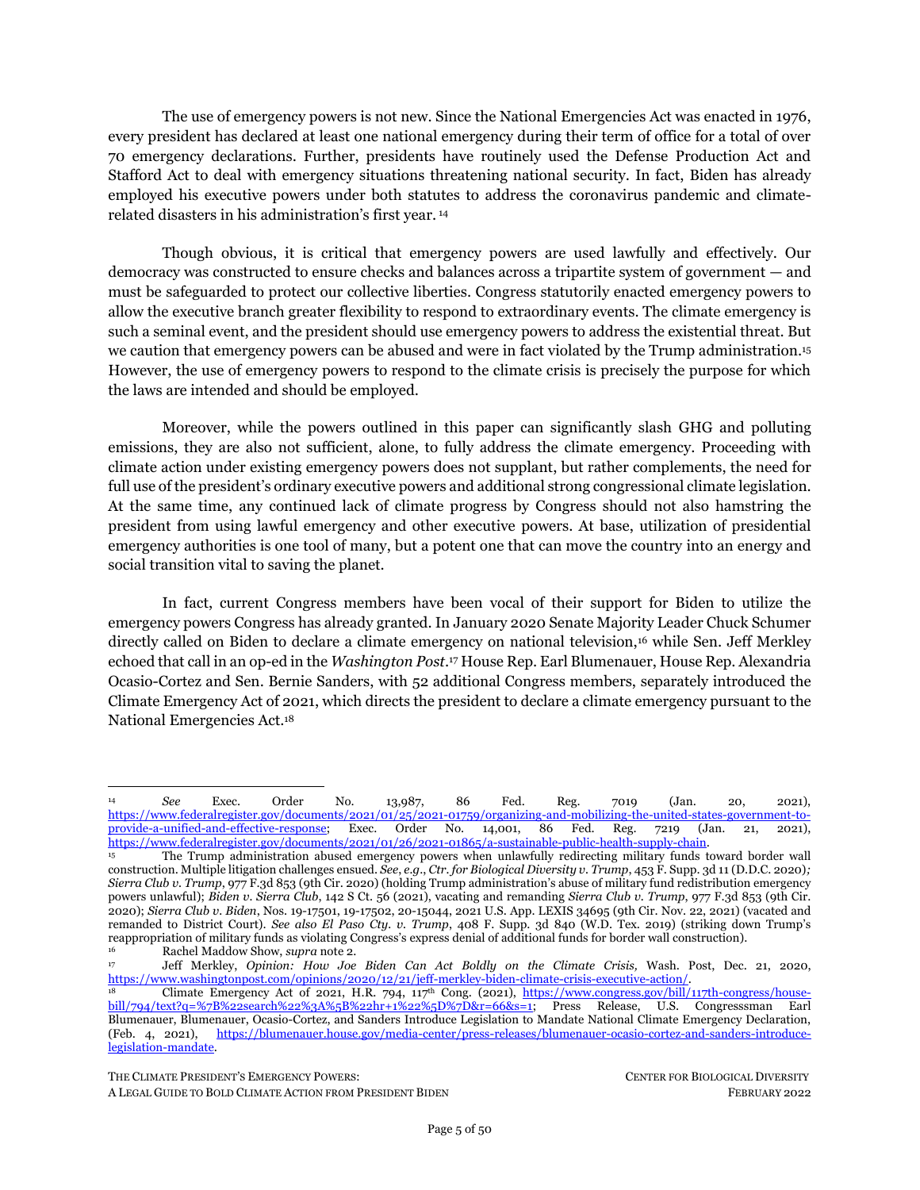The use of emergency powers is not new. Since the National Emergencies Act was enacted in 1976, every president has declared at least one national emergency during their term of office for a total of over 70 emergency declarations. Further, presidents have routinely used the Defense Production Act and Stafford Act to deal with emergency situations threatening national security. In fact, Biden has already employed his executive powers under both statutes to address the coronavirus pandemic and climate-related disasters in his administration's first year.[14]

Though obvious, it is critical that emergency powers are used lawfully and effectively. Our democracy was constructed to ensure checks and balances across a tripartite system of government — and must be safeguarded to protect our collective liberties. Congress statutorily enacted emergency powers to allow the executive branch greater flexibility to respond to extraordinary events. The climate emergency is such a seminal event, and the president should use emergency powers to address the existential threat. But we caution that emergency powers can be abused and were in fact violated by the Trump administration.[15] However, the use of emergency powers to respond to the climate crisis is precisely the purpose for which the laws are intended and should be employed.

Moreover, while the powers outlined in this paper can significantly slash GHG and polluting emissions, they are also not sufficient, alone, to fully address the climate emergency. Proceeding with climate action under existing emergency powers does not supplant, but rather complements, the need for full use of the president's ordinary executive powers and additional strong congressional climate legislation. At the same time, any continued lack of climate progress by Congress should not also hamstring the president from using lawful emergency and other executive powers. At base, utilization of presidential emergency authorities is one tool of many, but a potent one that can move the country into an energy and social transition vital to saving the planet.

In fact, current Congress members have been vocal of their support for Biden to utilize the emergency powers Congress has already granted. In January 2020 Senate Majority Leader Chuck Schumer directly called on Biden to declare a climate emergency on national television,[16] while Sen. Jeff Merkley echoed that call in an op-ed in the *Washington Post*.[17] House Rep. Earl Blumenauer, House Rep. Alexandria Ocasio-Cortez and Sen. Bernie Sanders, with 52 additional Congress members, separately introduced the Climate Emergency Act of 2021, which directs the president to declare a climate emergency pursuant to the National Emergencies Act.[18]

---

[14] *See* Exec. Order No. 13,987, 86 Fed. Reg. 7019 (Jan. 20, 2021), https://www.federalregister.gov/documents/2021/01/25/2021-01759/organizing-and-mobilizing-the-united-states-government-to-provide-a-unified-and-effective-response; Exec. Order No. 14,001, 86 Fed. Reg. 7219 (Jan. 21, 2021), https://www.federalregister.gov/documents/2021/01/26/2021-01865/a-sustainable-public-health-supply-chain.

[15] The Trump administration abused emergency powers when unlawfully redirecting military funds toward border wall construction. Multiple litigation challenges ensued. *See*, *e.g*., *Ctr. for Biological Diversity v. Trump*, 453 F. Supp. 3d 11 (D.D.C. 2020)*; Sierra Club v. Trump*, 977 F.3d 853 (9th Cir. 2020) (holding Trump administration's abuse of military fund redistribution emergency powers unlawful); *Biden v. Sierra Club*, 142 S Ct. 56 (2021), vacating and remanding *Sierra Club v. Trump*, 977 F.3d 853 (9th Cir. 2020); *Sierra Club v. Biden*, Nos. 19-17501, 19-17502, 20-15044, 2021 U.S. App. LEXIS 34695 (9th Cir. Nov. 22, 2021) (vacated and remanded to District Court). *See also El Paso Cty. v. Trump*, 408 F. Supp. 3d 840 (W.D. Tex. 2019) (striking down Trump's reappropriation of military funds as violating Congress's express denial of additional funds for border wall construction).

[16] Rachel Maddow Show, *supra* note 2.

[17] Jeff Merkley, *Opinion: How Joe Biden Can Act Boldly on the Climate Crisis,* Wash. Post, Dec. 21, 2020, https://www.washingtonpost.com/opinions/2020/12/21/jeff-merkley-biden-climate-crisis-executive-action/.

[18] Climate Emergency Act of 2021, H.R. 794, 117th Cong. (2021), https://www.congress.gov/bill/117th-congress/house-bill/794/text?q=%7B%22search%22%3A%5B%22hr+1%22%5D%7D&r=66&s=1; Press Release, U.S. Congressman Earl Blumenauer, Blumenauer, Ocasio-Cortez, and Sanders Introduce Legislation to Mandate National Climate Emergency Declaration, (Feb. 4, 2021), https://blumenauer.house.gov/media-center/press-releases/blumenauer-ocasio-cortez-and-sanders-introduce-legislation-mandate.